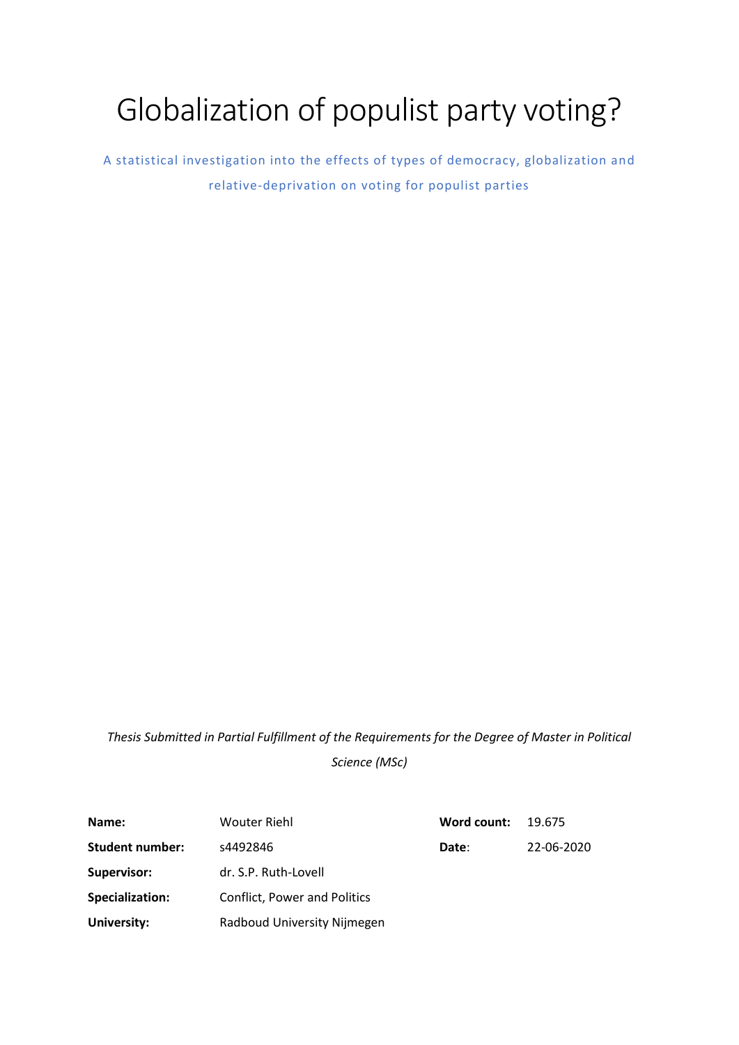# Globalization of populist party voting?

A statistical investigation into the effects of types of democracy, globalization and relative-deprivation on voting for populist parties

*Thesis Submitted in Partial Fulfillment of the Requirements for the Degree of Master in Political Science (MSc)*

| | | | |
|---|---|---|---|
| **Name:** | Wouter Riehl | **Word count:** | 19.675 |
| **Student number:** | s4492846 | **Date**: | 22-06-2020 |
| **Supervisor:** | dr. S.P. Ruth-Lovell | | |
| **Specialization:** | Conflict, Power and Politics | | |
| **University:** | Radboud University Nijmegen | | |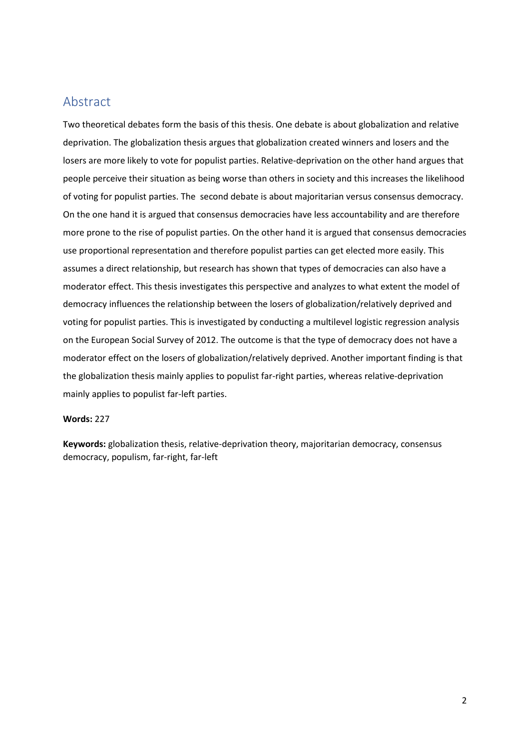## Abstract

Two theoretical debates form the basis of this thesis. One debate is about globalization and relative deprivation. The globalization thesis argues that globalization created winners and losers and the losers are more likely to vote for populist parties. Relative-deprivation on the other hand argues that people perceive their situation as being worse than others in society and this increases the likelihood of voting for populist parties. The second debate is about majoritarian versus consensus democracy. On the one hand it is argued that consensus democracies have less accountability and are therefore more prone to the rise of populist parties. On the other hand it is argued that consensus democracies use proportional representation and therefore populist parties can get elected more easily. This assumes a direct relationship, but research has shown that types of democracies can also have a moderator effect. This thesis investigates this perspective and analyzes to what extent the model of democracy influences the relationship between the losers of globalization/relatively deprived and voting for populist parties. This is investigated by conducting a multilevel logistic regression analysis on the European Social Survey of 2012. The outcome is that the type of democracy does not have a moderator effect on the losers of globalization/relatively deprived. Another important finding is that the globalization thesis mainly applies to populist far-right parties, whereas relative-deprivation mainly applies to populist far-left parties.

**Words:** 227

**Keywords:** globalization thesis, relative-deprivation theory, majoritarian democracy, consensus democracy, populism, far-right, far-left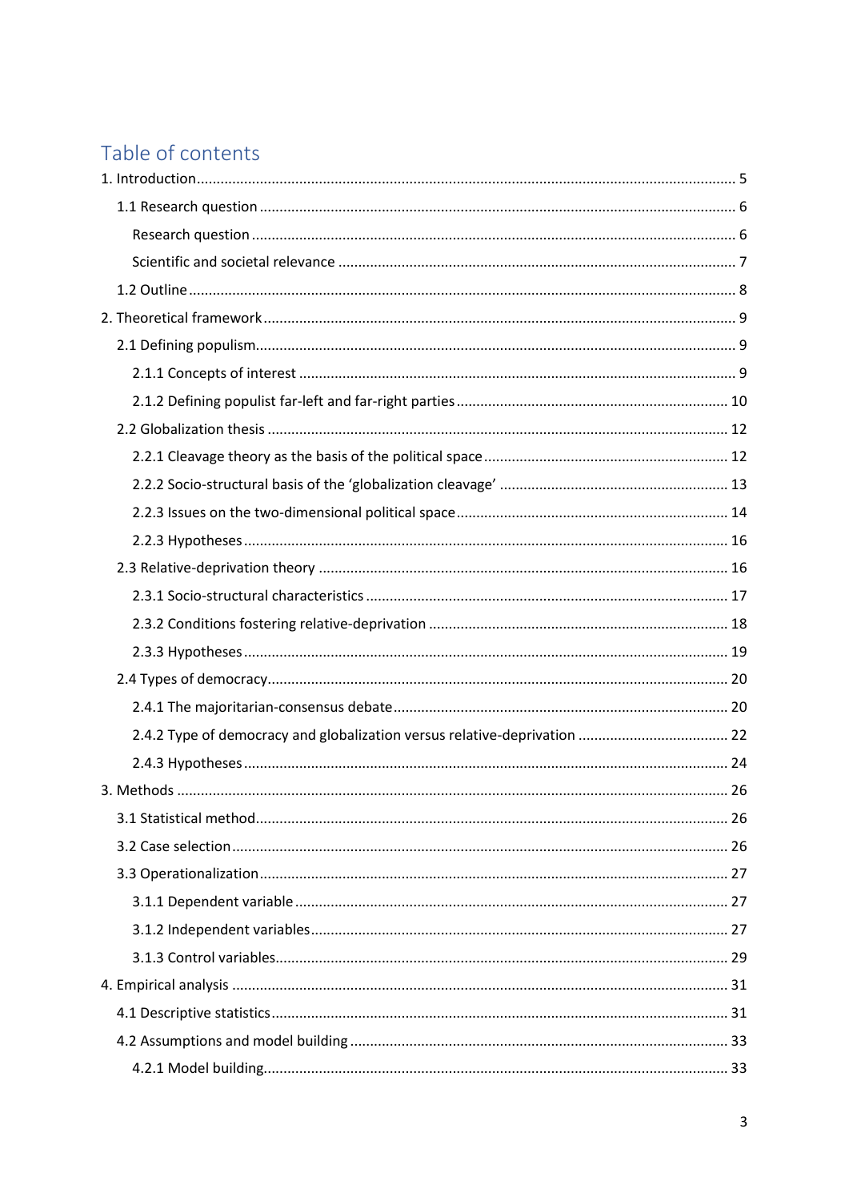# Table of contents

1. Introduction ........................................................................................................................ 5
   - 1.1 Research question ........................................................................................................ 6
     - Research question ......................................................................................................... 6
     - Scientific and societal relevance .................................................................................... 7
   - 1.2 Outline .......................................................................................................................... 8
2. Theoretical framework ....................................................................................................... 9
   - 2.1 Defining populism ......................................................................................................... 9
     - 2.1.1 Concepts of interest ............................................................................................... 9
     - 2.1.2 Defining populist far-left and far-right parties ..................................................... 10
   - 2.2 Globalization thesis ..................................................................................................... 12
     - 2.2.1 Cleavage theory as the basis of the political space .............................................. 12
     - 2.2.2 Socio-structural basis of the 'globalization cleavage' ........................................... 13
     - 2.2.3 Issues on the two-dimensional political space ...................................................... 14
     - 2.2.3 Hypotheses ........................................................................................................... 16
   - 2.3 Relative-deprivation theory ........................................................................................ 16
     - 2.3.1 Socio-structural characteristics ............................................................................ 17
     - 2.3.2 Conditions fostering relative-deprivation ............................................................ 18
     - 2.3.3 Hypotheses ........................................................................................................... 19
   - 2.4 Types of democracy ..................................................................................................... 20
     - 2.4.1 The majoritarian-consensus debate ..................................................................... 20
     - 2.4.2 Type of democracy and globalization versus relative-deprivation ....................... 22
     - 2.4.3 Hypotheses ........................................................................................................... 24
3. Methods ........................................................................................................................... 26
   - 3.1 Statistical method ....................................................................................................... 26
   - 3.2 Case selection ............................................................................................................. 26
   - 3.3 Operationalization ...................................................................................................... 27
     - 3.1.1 Dependent variable .............................................................................................. 27
     - 3.1.2 Independent variables .......................................................................................... 27
     - 3.1.3 Control variables .................................................................................................. 29
4. Empirical analysis ............................................................................................................. 31
   - 4.1 Descriptive statistics .................................................................................................... 31
   - 4.2 Assumptions and model building ............................................................................... 33
     - 4.2.1 Model building ...................................................................................................... 33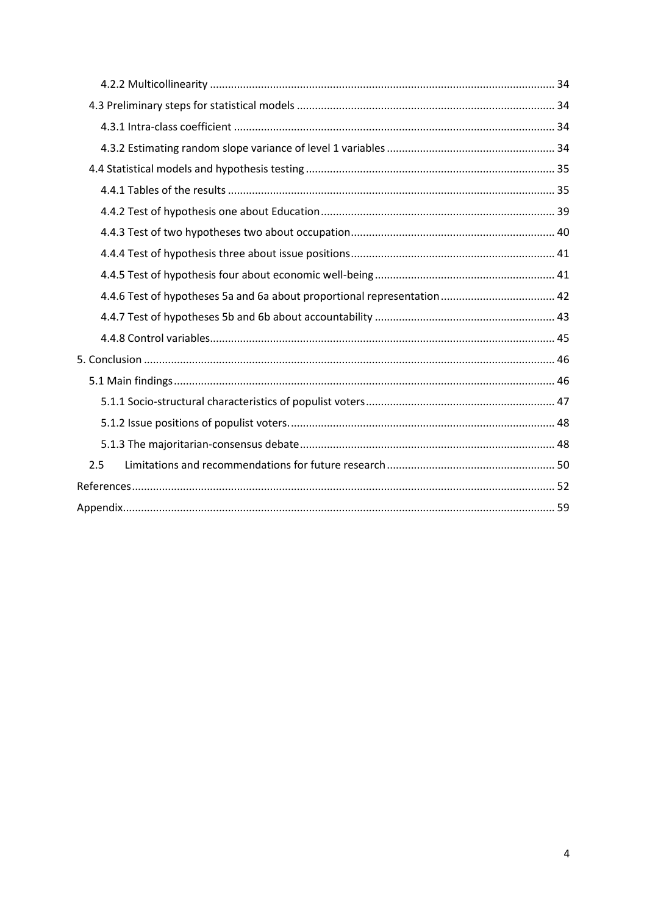4.2.2 Multicollinearity ........ 34

4.3 Preliminary steps for statistical models ........ 34

4.3.1 Intra-class coefficient ........ 34

4.3.2 Estimating random slope variance of level 1 variables ........ 34

4.4 Statistical models and hypothesis testing ........ 35

4.4.1 Tables of the results ........ 35

4.4.2 Test of hypothesis one about Education ........ 39

4.4.3 Test of two hypotheses two about occupation ........ 40

4.4.4 Test of hypothesis three about issue positions ........ 41

4.4.5 Test of hypothesis four about economic well-being ........ 41

4.4.6 Test of hypotheses 5a and 6a about proportional representation ........ 42

4.4.7 Test of hypotheses 5b and 6b about accountability ........ 43

4.4.8 Control variables ........ 45

5. Conclusion ........ 46

5.1 Main findings ........ 46

5.1.1 Socio-structural characteristics of populist voters ........ 47

5.1.2 Issue positions of populist voters. ........ 48

5.1.3 The majoritarian-consensus debate ........ 48

2.5 Limitations and recommendations for future research ........ 50

References ........ 52

Appendix ........ 59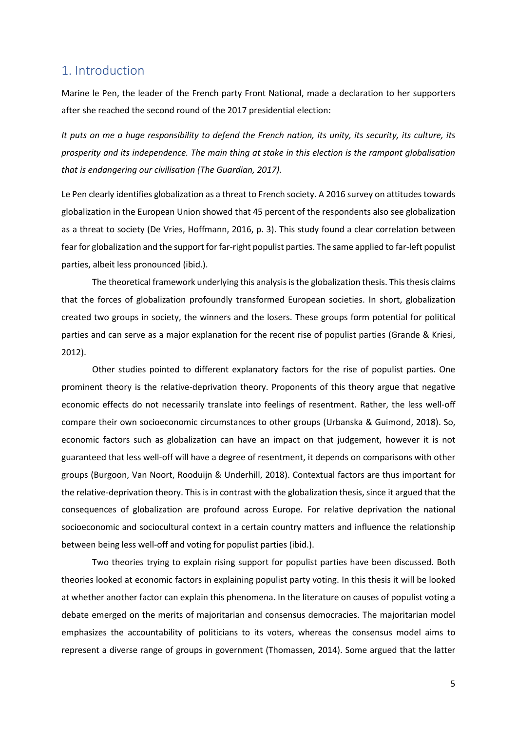## 1. Introduction

Marine le Pen, the leader of the French party Front National, made a declaration to her supporters after she reached the second round of the 2017 presidential election:

*It puts on me a huge responsibility to defend the French nation, its unity, its security, its culture, its prosperity and its independence. The main thing at stake in this election is the rampant globalisation that is endangering our civilisation (The Guardian, 2017).*

Le Pen clearly identifies globalization as a threat to French society. A 2016 survey on attitudes towards globalization in the European Union showed that 45 percent of the respondents also see globalization as a threat to society (De Vries, Hoffmann, 2016, p. 3). This study found a clear correlation between fear for globalization and the support for far-right populist parties. The same applied to far-left populist parties, albeit less pronounced (ibid.).

The theoretical framework underlying this analysis is the globalization thesis. This thesis claims that the forces of globalization profoundly transformed European societies. In short, globalization created two groups in society, the winners and the losers. These groups form potential for political parties and can serve as a major explanation for the recent rise of populist parties (Grande & Kriesi, 2012).

Other studies pointed to different explanatory factors for the rise of populist parties. One prominent theory is the relative-deprivation theory. Proponents of this theory argue that negative economic effects do not necessarily translate into feelings of resentment. Rather, the less well-off compare their own socioeconomic circumstances to other groups (Urbanska & Guimond, 2018). So, economic factors such as globalization can have an impact on that judgement, however it is not guaranteed that less well-off will have a degree of resentment, it depends on comparisons with other groups (Burgoon, Van Noort, Rooduijn & Underhill, 2018). Contextual factors are thus important for the relative-deprivation theory. This is in contrast with the globalization thesis, since it argued that the consequences of globalization are profound across Europe. For relative deprivation the national socioeconomic and sociocultural context in a certain country matters and influence the relationship between being less well-off and voting for populist parties (ibid.).

Two theories trying to explain rising support for populist parties have been discussed. Both theories looked at economic factors in explaining populist party voting. In this thesis it will be looked at whether another factor can explain this phenomena. In the literature on causes of populist voting a debate emerged on the merits of majoritarian and consensus democracies. The majoritarian model emphasizes the accountability of politicians to its voters, whereas the consensus model aims to represent a diverse range of groups in government (Thomassen, 2014). Some argued that the latter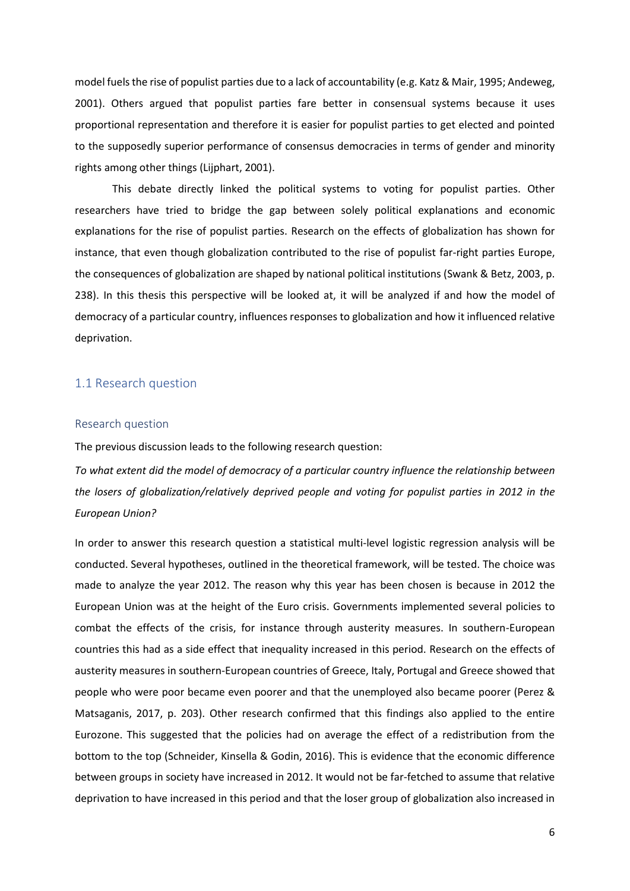model fuels the rise of populist parties due to a lack of accountability (e.g. Katz & Mair, 1995; Andeweg, 2001). Others argued that populist parties fare better in consensual systems because it uses proportional representation and therefore it is easier for populist parties to get elected and pointed to the supposedly superior performance of consensus democracies in terms of gender and minority rights among other things (Lijphart, 2001).

This debate directly linked the political systems to voting for populist parties. Other researchers have tried to bridge the gap between solely political explanations and economic explanations for the rise of populist parties. Research on the effects of globalization has shown for instance, that even though globalization contributed to the rise of populist far-right parties Europe, the consequences of globalization are shaped by national political institutions (Swank & Betz, 2003, p. 238). In this thesis this perspective will be looked at, it will be analyzed if and how the model of democracy of a particular country, influences responses to globalization and how it influenced relative deprivation.

## 1.1 Research question

### Research question

The previous discussion leads to the following research question:

*To what extent did the model of democracy of a particular country influence the relationship between the losers of globalization/relatively deprived people and voting for populist parties in 2012 in the European Union?*

In order to answer this research question a statistical multi-level logistic regression analysis will be conducted. Several hypotheses, outlined in the theoretical framework, will be tested. The choice was made to analyze the year 2012. The reason why this year has been chosen is because in 2012 the European Union was at the height of the Euro crisis. Governments implemented several policies to combat the effects of the crisis, for instance through austerity measures. In southern-European countries this had as a side effect that inequality increased in this period. Research on the effects of austerity measures in southern-European countries of Greece, Italy, Portugal and Greece showed that people who were poor became even poorer and that the unemployed also became poorer (Perez & Matsaganis, 2017, p. 203). Other research confirmed that this findings also applied to the entire Eurozone. This suggested that the policies had on average the effect of a redistribution from the bottom to the top (Schneider, Kinsella & Godin, 2016). This is evidence that the economic difference between groups in society have increased in 2012. It would not be far-fetched to assume that relative deprivation to have increased in this period and that the loser group of globalization also increased in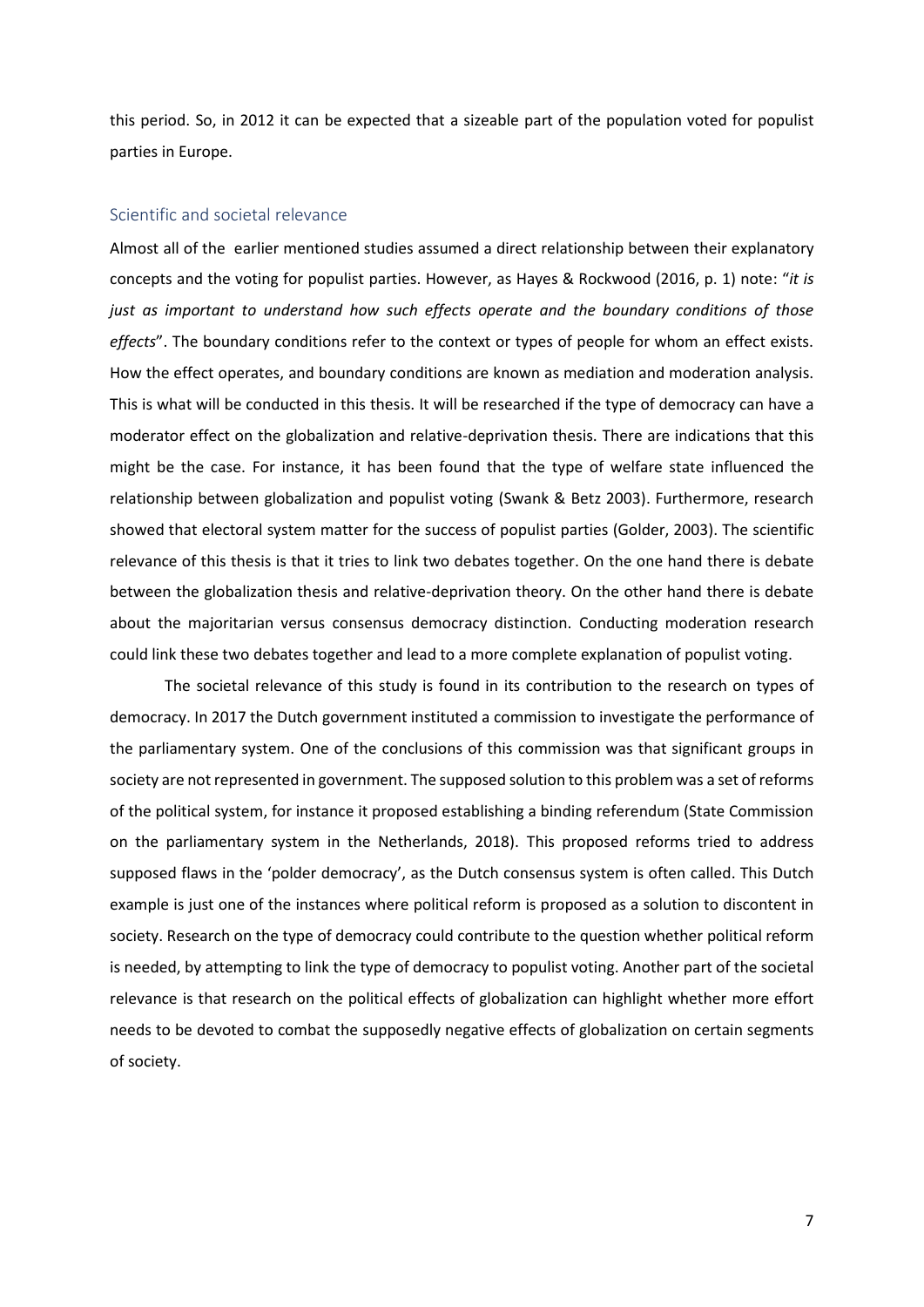this period. So, in 2012 it can be expected that a sizeable part of the population voted for populist parties in Europe.

## Scientific and societal relevance

Almost all of the earlier mentioned studies assumed a direct relationship between their explanatory concepts and the voting for populist parties. However, as Hayes & Rockwood (2016, p. 1) note: "*it is just as important to understand how such effects operate and the boundary conditions of those effects*". The boundary conditions refer to the context or types of people for whom an effect exists. How the effect operates, and boundary conditions are known as mediation and moderation analysis. This is what will be conducted in this thesis. It will be researched if the type of democracy can have a moderator effect on the globalization and relative-deprivation thesis. There are indications that this might be the case. For instance, it has been found that the type of welfare state influenced the relationship between globalization and populist voting (Swank & Betz 2003). Furthermore, research showed that electoral system matter for the success of populist parties (Golder, 2003). The scientific relevance of this thesis is that it tries to link two debates together. On the one hand there is debate between the globalization thesis and relative-deprivation theory. On the other hand there is debate about the majoritarian versus consensus democracy distinction. Conducting moderation research could link these two debates together and lead to a more complete explanation of populist voting.

The societal relevance of this study is found in its contribution to the research on types of democracy. In 2017 the Dutch government instituted a commission to investigate the performance of the parliamentary system. One of the conclusions of this commission was that significant groups in society are not represented in government. The supposed solution to this problem was a set of reforms of the political system, for instance it proposed establishing a binding referendum (State Commission on the parliamentary system in the Netherlands, 2018). This proposed reforms tried to address supposed flaws in the 'polder democracy', as the Dutch consensus system is often called. This Dutch example is just one of the instances where political reform is proposed as a solution to discontent in society. Research on the type of democracy could contribute to the question whether political reform is needed, by attempting to link the type of democracy to populist voting. Another part of the societal relevance is that research on the political effects of globalization can highlight whether more effort needs to be devoted to combat the supposedly negative effects of globalization on certain segments of society.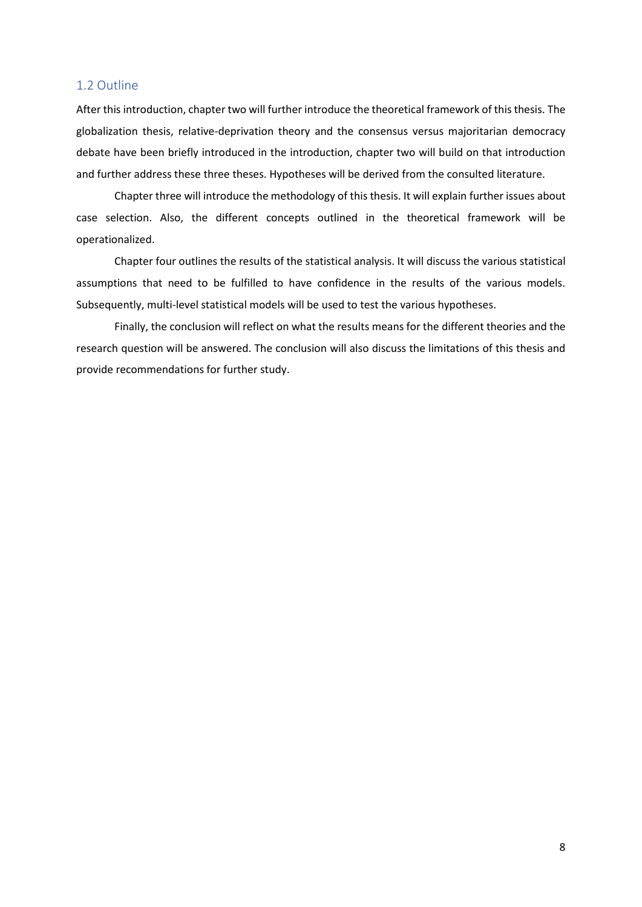## 1.2 Outline

After this introduction, chapter two will further introduce the theoretical framework of this thesis. The globalization thesis, relative-deprivation theory and the consensus versus majoritarian democracy debate have been briefly introduced in the introduction, chapter two will build on that introduction and further address these three theses. Hypotheses will be derived from the consulted literature.

Chapter three will introduce the methodology of this thesis. It will explain further issues about case selection. Also, the different concepts outlined in the theoretical framework will be operationalized.

Chapter four outlines the results of the statistical analysis. It will discuss the various statistical assumptions that need to be fulfilled to have confidence in the results of the various models. Subsequently, multi-level statistical models will be used to test the various hypotheses.

Finally, the conclusion will reflect on what the results means for the different theories and the research question will be answered. The conclusion will also discuss the limitations of this thesis and provide recommendations for further study.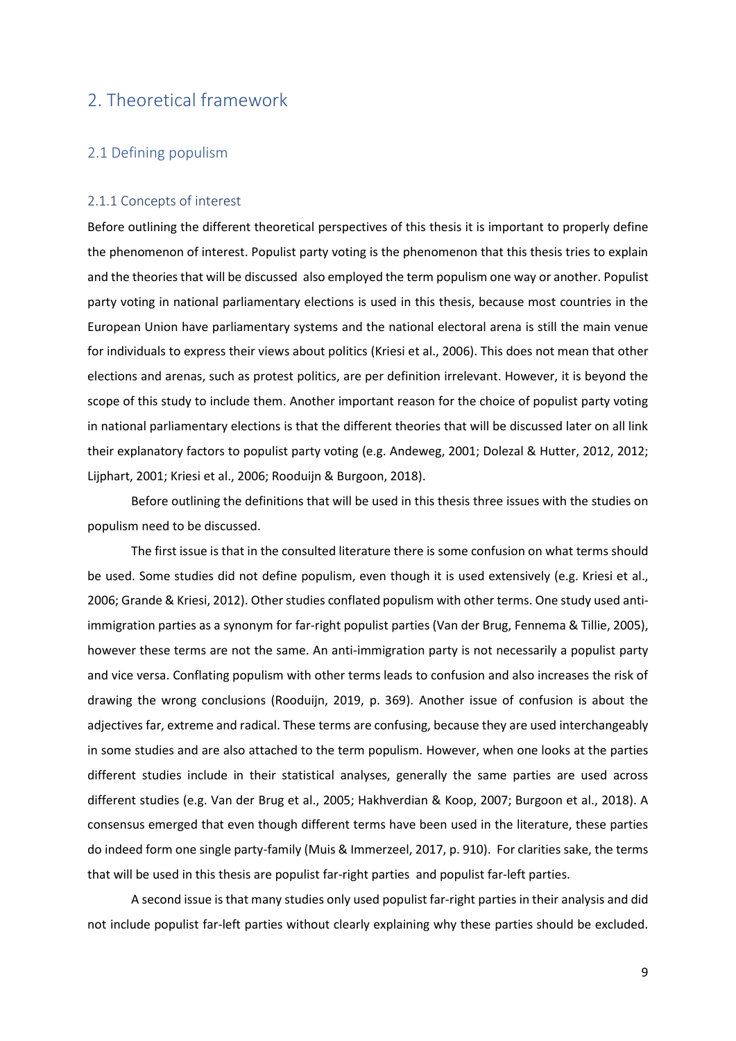# 2. Theoretical framework

## 2.1 Defining populism

### 2.1.1 Concepts of interest

Before outlining the different theoretical perspectives of this thesis it is important to properly define the phenomenon of interest. Populist party voting is the phenomenon that this thesis tries to explain and the theories that will be discussed also employed the term populism one way or another. Populist party voting in national parliamentary elections is used in this thesis, because most countries in the European Union have parliamentary systems and the national electoral arena is still the main venue for individuals to express their views about politics (Kriesi et al., 2006). This does not mean that other elections and arenas, such as protest politics, are per definition irrelevant. However, it is beyond the scope of this study to include them. Another important reason for the choice of populist party voting in national parliamentary elections is that the different theories that will be discussed later on all link their explanatory factors to populist party voting (e.g. Andeweg, 2001; Dolezal & Hutter, 2012, 2012; Lijphart, 2001; Kriesi et al., 2006; Rooduijn & Burgoon, 2018).

Before outlining the definitions that will be used in this thesis three issues with the studies on populism need to be discussed.

The first issue is that in the consulted literature there is some confusion on what terms should be used. Some studies did not define populism, even though it is used extensively (e.g. Kriesi et al., 2006; Grande & Kriesi, 2012). Other studies conflated populism with other terms. One study used anti-immigration parties as a synonym for far-right populist parties (Van der Brug, Fennema & Tillie, 2005), however these terms are not the same. An anti-immigration party is not necessarily a populist party and vice versa. Conflating populism with other terms leads to confusion and also increases the risk of drawing the wrong conclusions (Rooduijn, 2019, p. 369). Another issue of confusion is about the adjectives far, extreme and radical. These terms are confusing, because they are used interchangeably in some studies and are also attached to the term populism. However, when one looks at the parties different studies include in their statistical analyses, generally the same parties are used across different studies (e.g. Van der Brug et al., 2005; Hakhverdian & Koop, 2007; Burgoon et al., 2018). A consensus emerged that even though different terms have been used in the literature, these parties do indeed form one single party-family (Muis & Immerzeel, 2017, p. 910). For clarities sake, the terms that will be used in this thesis are populist far-right parties and populist far-left parties.

A second issue is that many studies only used populist far-right parties in their analysis and did not include populist far-left parties without clearly explaining why these parties should be excluded.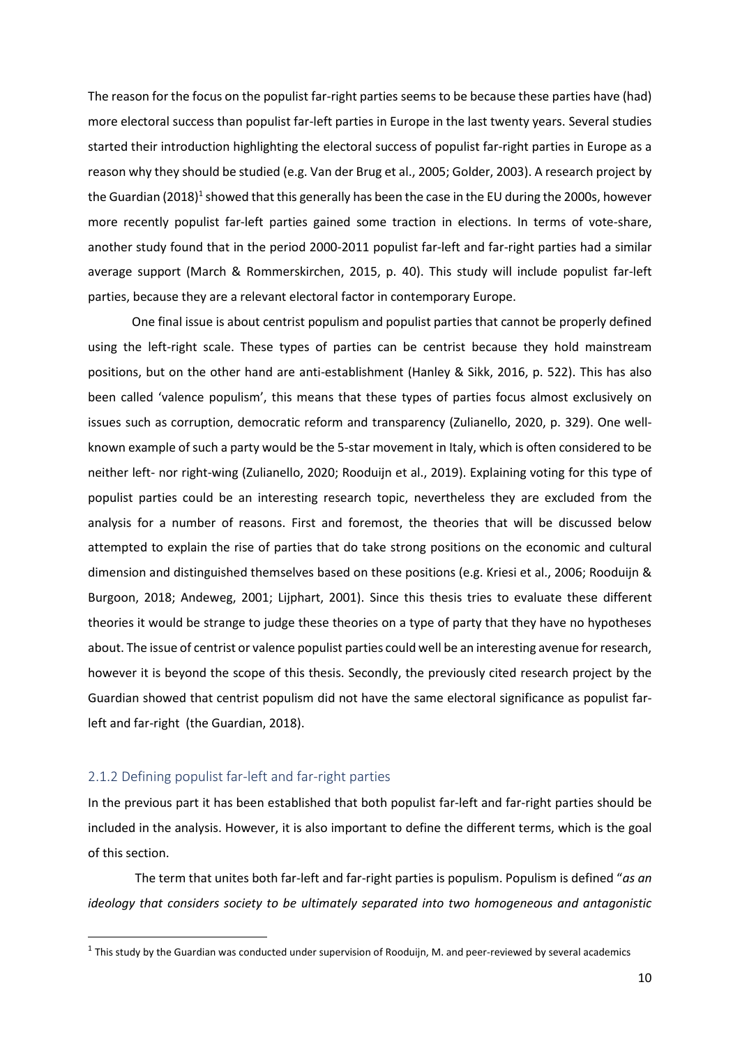The reason for the focus on the populist far-right parties seems to be because these parties have (had) more electoral success than populist far-left parties in Europe in the last twenty years. Several studies started their introduction highlighting the electoral success of populist far-right parties in Europe as a reason why they should be studied (e.g. Van der Brug et al., 2005; Golder, 2003). A research project by the Guardian (2018)[1] showed that this generally has been the case in the EU during the 2000s, however more recently populist far-left parties gained some traction in elections. In terms of vote-share, another study found that in the period 2000-2011 populist far-left and far-right parties had a similar average support (March & Rommerskirchen, 2015, p. 40). This study will include populist far-left parties, because they are a relevant electoral factor in contemporary Europe.

One final issue is about centrist populism and populist parties that cannot be properly defined using the left-right scale. These types of parties can be centrist because they hold mainstream positions, but on the other hand are anti-establishment (Hanley & Sikk, 2016, p. 522). This has also been called 'valence populism', this means that these types of parties focus almost exclusively on issues such as corruption, democratic reform and transparency (Zulianello, 2020, p. 329). One well-known example of such a party would be the 5-star movement in Italy, which is often considered to be neither left- nor right-wing (Zulianello, 2020; Rooduijn et al., 2019). Explaining voting for this type of populist parties could be an interesting research topic, nevertheless they are excluded from the analysis for a number of reasons. First and foremost, the theories that will be discussed below attempted to explain the rise of parties that do take strong positions on the economic and cultural dimension and distinguished themselves based on these positions (e.g. Kriesi et al., 2006; Rooduijn & Burgoon, 2018; Andeweg, 2001; Lijphart, 2001). Since this thesis tries to evaluate these different theories it would be strange to judge these theories on a type of party that they have no hypotheses about. The issue of centrist or valence populist parties could well be an interesting avenue for research, however it is beyond the scope of this thesis. Secondly, the previously cited research project by the Guardian showed that centrist populism did not have the same electoral significance as populist far-left and far-right (the Guardian, 2018).

### 2.1.2 Defining populist far-left and far-right parties

In the previous part it has been established that both populist far-left and far-right parties should be included in the analysis. However, it is also important to define the different terms, which is the goal of this section.

The term that unites both far-left and far-right parties is populism. Populism is defined "*as an ideology that considers society to be ultimately separated into two homogeneous and antagonistic*

[1] This study by the Guardian was conducted under supervision of Rooduijn, M. and peer-reviewed by several academics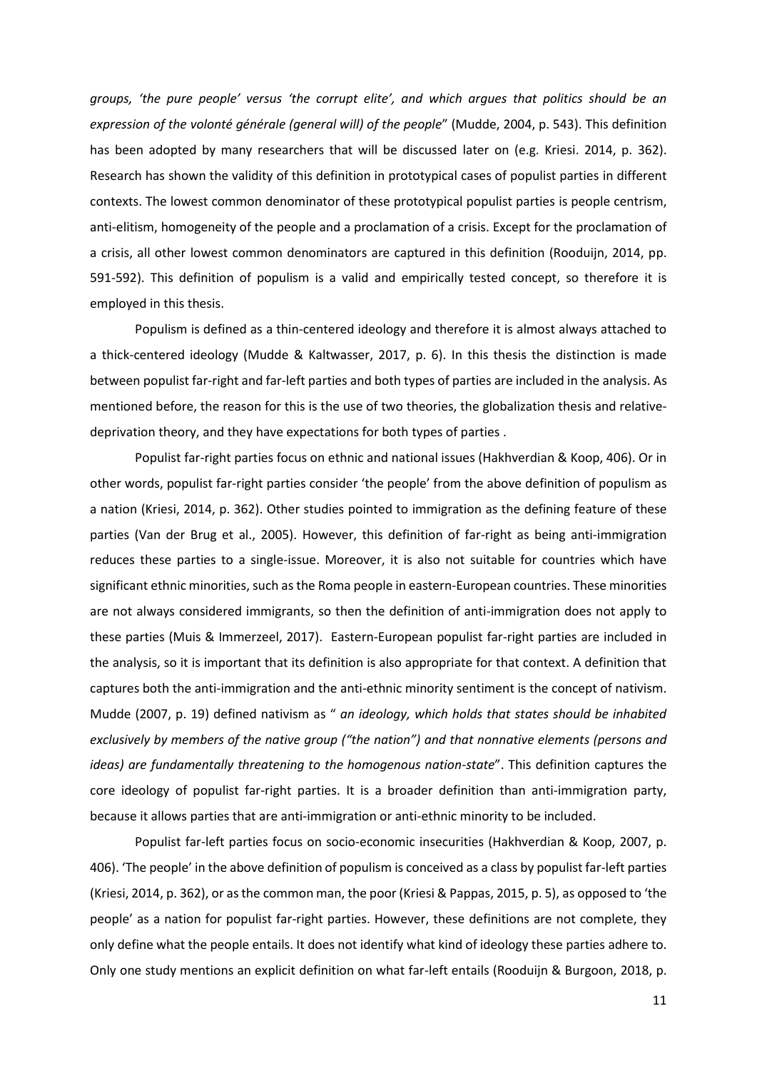*groups, 'the pure people' versus 'the corrupt elite', and which argues that politics should be an expression of the volonté générale (general will) of the people*" (Mudde, 2004, p. 543). This definition has been adopted by many researchers that will be discussed later on (e.g. Kriesi. 2014, p. 362). Research has shown the validity of this definition in prototypical cases of populist parties in different contexts. The lowest common denominator of these prototypical populist parties is people centrism, anti-elitism, homogeneity of the people and a proclamation of a crisis. Except for the proclamation of a crisis, all other lowest common denominators are captured in this definition (Rooduijn, 2014, pp. 591-592). This definition of populism is a valid and empirically tested concept, so therefore it is employed in this thesis.

Populism is defined as a thin-centered ideology and therefore it is almost always attached to a thick-centered ideology (Mudde & Kaltwasser, 2017, p. 6). In this thesis the distinction is made between populist far-right and far-left parties and both types of parties are included in the analysis. As mentioned before, the reason for this is the use of two theories, the globalization thesis and relative-deprivation theory, and they have expectations for both types of parties .

Populist far-right parties focus on ethnic and national issues (Hakhverdian & Koop, 406). Or in other words, populist far-right parties consider 'the people' from the above definition of populism as a nation (Kriesi, 2014, p. 362). Other studies pointed to immigration as the defining feature of these parties (Van der Brug et al., 2005). However, this definition of far-right as being anti-immigration reduces these parties to a single-issue. Moreover, it is also not suitable for countries which have significant ethnic minorities, such as the Roma people in eastern-European countries. These minorities are not always considered immigrants, so then the definition of anti-immigration does not apply to these parties (Muis & Immerzeel, 2017). Eastern-European populist far-right parties are included in the analysis, so it is important that its definition is also appropriate for that context. A definition that captures both the anti-immigration and the anti-ethnic minority sentiment is the concept of nativism. Mudde (2007, p. 19) defined nativism as " *an ideology, which holds that states should be inhabited exclusively by members of the native group ("the nation") and that nonnative elements (persons and ideas) are fundamentally threatening to the homogenous nation-state*". This definition captures the core ideology of populist far-right parties. It is a broader definition than anti-immigration party, because it allows parties that are anti-immigration or anti-ethnic minority to be included.

Populist far-left parties focus on socio-economic insecurities (Hakhverdian & Koop, 2007, p. 406). 'The people' in the above definition of populism is conceived as a class by populist far-left parties (Kriesi, 2014, p. 362), or as the common man, the poor (Kriesi & Pappas, 2015, p. 5), as opposed to 'the people' as a nation for populist far-right parties. However, these definitions are not complete, they only define what the people entails. It does not identify what kind of ideology these parties adhere to. Only one study mentions an explicit definition on what far-left entails (Rooduijn & Burgoon, 2018, p.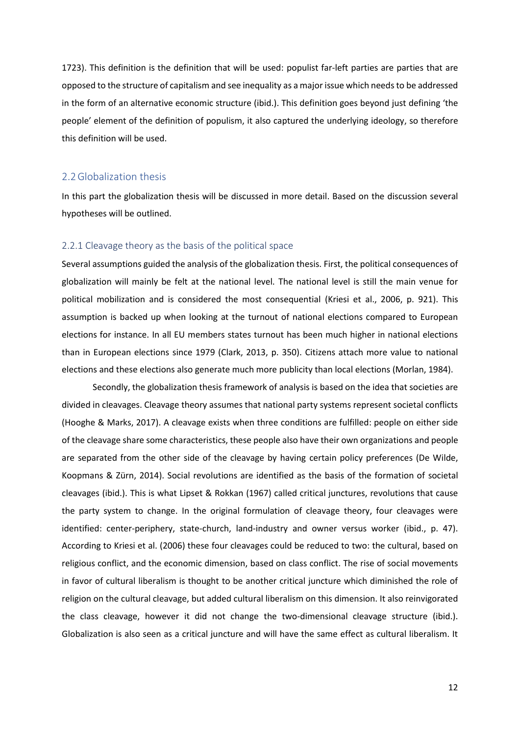1723). This definition is the definition that will be used: populist far-left parties are parties that are opposed to the structure of capitalism and see inequality as a major issue which needs to be addressed in the form of an alternative economic structure (ibid.). This definition goes beyond just defining 'the people' element of the definition of populism, it also captured the underlying ideology, so therefore this definition will be used.

## 2.2 Globalization thesis

In this part the globalization thesis will be discussed in more detail. Based on the discussion several hypotheses will be outlined.

### 2.2.1 Cleavage theory as the basis of the political space

Several assumptions guided the analysis of the globalization thesis. First, the political consequences of globalization will mainly be felt at the national level. The national level is still the main venue for political mobilization and is considered the most consequential (Kriesi et al., 2006, p. 921). This assumption is backed up when looking at the turnout of national elections compared to European elections for instance. In all EU members states turnout has been much higher in national elections than in European elections since 1979 (Clark, 2013, p. 350). Citizens attach more value to national elections and these elections also generate much more publicity than local elections (Morlan, 1984).

Secondly, the globalization thesis framework of analysis is based on the idea that societies are divided in cleavages. Cleavage theory assumes that national party systems represent societal conflicts (Hooghe & Marks, 2017). A cleavage exists when three conditions are fulfilled: people on either side of the cleavage share some characteristics, these people also have their own organizations and people are separated from the other side of the cleavage by having certain policy preferences (De Wilde, Koopmans & Zürn, 2014). Social revolutions are identified as the basis of the formation of societal cleavages (ibid.). This is what Lipset & Rokkan (1967) called critical junctures, revolutions that cause the party system to change. In the original formulation of cleavage theory, four cleavages were identified: center-periphery, state-church, land-industry and owner versus worker (ibid., p. 47). According to Kriesi et al. (2006) these four cleavages could be reduced to two: the cultural, based on religious conflict, and the economic dimension, based on class conflict. The rise of social movements in favor of cultural liberalism is thought to be another critical juncture which diminished the role of religion on the cultural cleavage, but added cultural liberalism on this dimension. It also reinvigorated the class cleavage, however it did not change the two-dimensional cleavage structure (ibid.). Globalization is also seen as a critical juncture and will have the same effect as cultural liberalism. It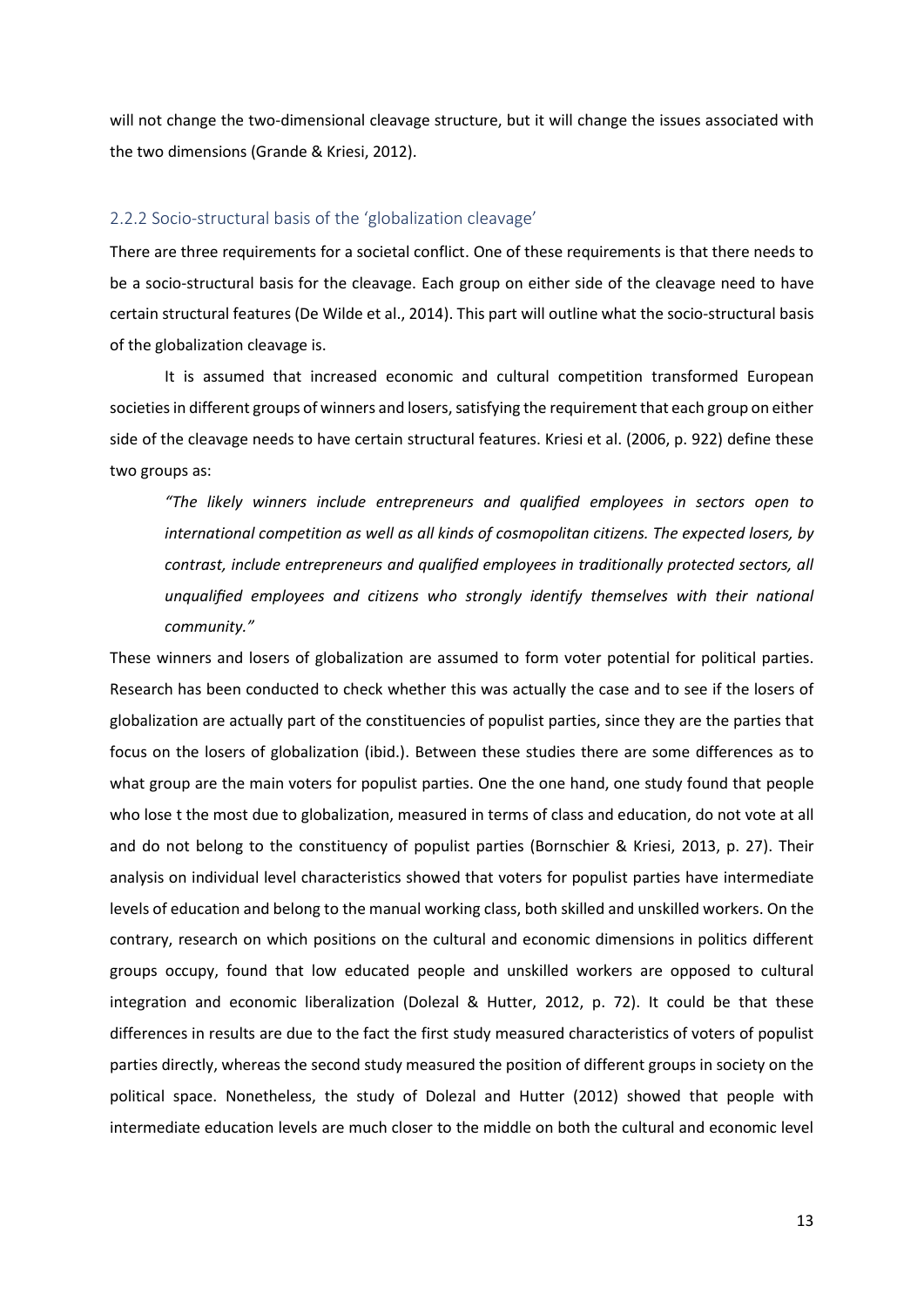will not change the two-dimensional cleavage structure, but it will change the issues associated with the two dimensions (Grande & Kriesi, 2012).

### 2.2.2 Socio-structural basis of the 'globalization cleavage'

There are three requirements for a societal conflict. One of these requirements is that there needs to be a socio-structural basis for the cleavage. Each group on either side of the cleavage need to have certain structural features (De Wilde et al., 2014). This part will outline what the socio-structural basis of the globalization cleavage is.

It is assumed that increased economic and cultural competition transformed European societies in different groups of winners and losers, satisfying the requirement that each group on either side of the cleavage needs to have certain structural features. Kriesi et al. (2006, p. 922) define these two groups as:

> *"The likely winners include entrepreneurs and qualified employees in sectors open to international competition as well as all kinds of cosmopolitan citizens. The expected losers, by contrast, include entrepreneurs and qualified employees in traditionally protected sectors, all unqualified employees and citizens who strongly identify themselves with their national community."*

These winners and losers of globalization are assumed to form voter potential for political parties. Research has been conducted to check whether this was actually the case and to see if the losers of globalization are actually part of the constituencies of populist parties, since they are the parties that focus on the losers of globalization (ibid.). Between these studies there are some differences as to what group are the main voters for populist parties. One the one hand, one study found that people who lose t the most due to globalization, measured in terms of class and education, do not vote at all and do not belong to the constituency of populist parties (Bornschier & Kriesi, 2013, p. 27). Their analysis on individual level characteristics showed that voters for populist parties have intermediate levels of education and belong to the manual working class, both skilled and unskilled workers. On the contrary, research on which positions on the cultural and economic dimensions in politics different groups occupy, found that low educated people and unskilled workers are opposed to cultural integration and economic liberalization (Dolezal & Hutter, 2012, p. 72). It could be that these differences in results are due to the fact the first study measured characteristics of voters of populist parties directly, whereas the second study measured the position of different groups in society on the political space. Nonetheless, the study of Dolezal and Hutter (2012) showed that people with intermediate education levels are much closer to the middle on both the cultural and economic level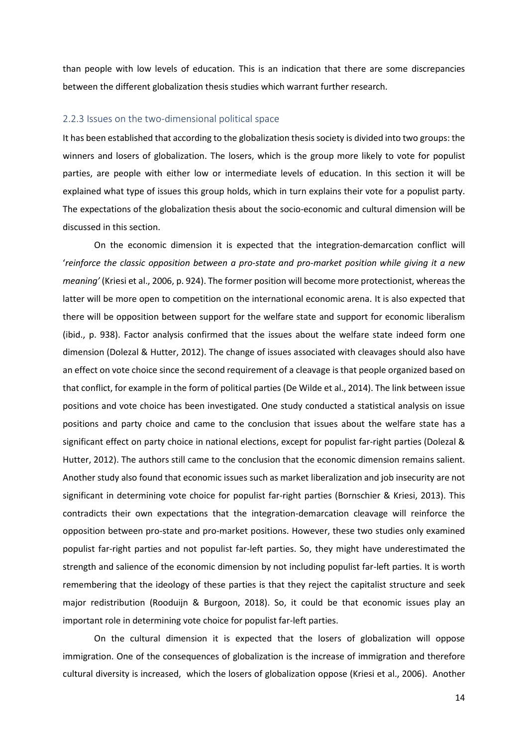than people with low levels of education. This is an indication that there are some discrepancies between the different globalization thesis studies which warrant further research.

### 2.2.3 Issues on the two-dimensional political space

It has been established that according to the globalization thesis society is divided into two groups: the winners and losers of globalization. The losers, which is the group more likely to vote for populist parties, are people with either low or intermediate levels of education. In this section it will be explained what type of issues this group holds, which in turn explains their vote for a populist party. The expectations of the globalization thesis about the socio-economic and cultural dimension will be discussed in this section.

On the economic dimension it is expected that the integration-demarcation conflict will '*reinforce the classic opposition between a pro-state and pro-market position while giving it a new meaning'* (Kriesi et al., 2006, p. 924). The former position will become more protectionist, whereas the latter will be more open to competition on the international economic arena. It is also expected that there will be opposition between support for the welfare state and support for economic liberalism (ibid., p. 938). Factor analysis confirmed that the issues about the welfare state indeed form one dimension (Dolezal & Hutter, 2012). The change of issues associated with cleavages should also have an effect on vote choice since the second requirement of a cleavage is that people organized based on that conflict, for example in the form of political parties (De Wilde et al., 2014). The link between issue positions and vote choice has been investigated. One study conducted a statistical analysis on issue positions and party choice and came to the conclusion that issues about the welfare state has a significant effect on party choice in national elections, except for populist far-right parties (Dolezal & Hutter, 2012). The authors still came to the conclusion that the economic dimension remains salient. Another study also found that economic issues such as market liberalization and job insecurity are not significant in determining vote choice for populist far-right parties (Bornschier & Kriesi, 2013). This contradicts their own expectations that the integration-demarcation cleavage will reinforce the opposition between pro-state and pro-market positions. However, these two studies only examined populist far-right parties and not populist far-left parties. So, they might have underestimated the strength and salience of the economic dimension by not including populist far-left parties. It is worth remembering that the ideology of these parties is that they reject the capitalist structure and seek major redistribution (Rooduijn & Burgoon, 2018). So, it could be that economic issues play an important role in determining vote choice for populist far-left parties.

On the cultural dimension it is expected that the losers of globalization will oppose immigration. One of the consequences of globalization is the increase of immigration and therefore cultural diversity is increased, which the losers of globalization oppose (Kriesi et al., 2006). Another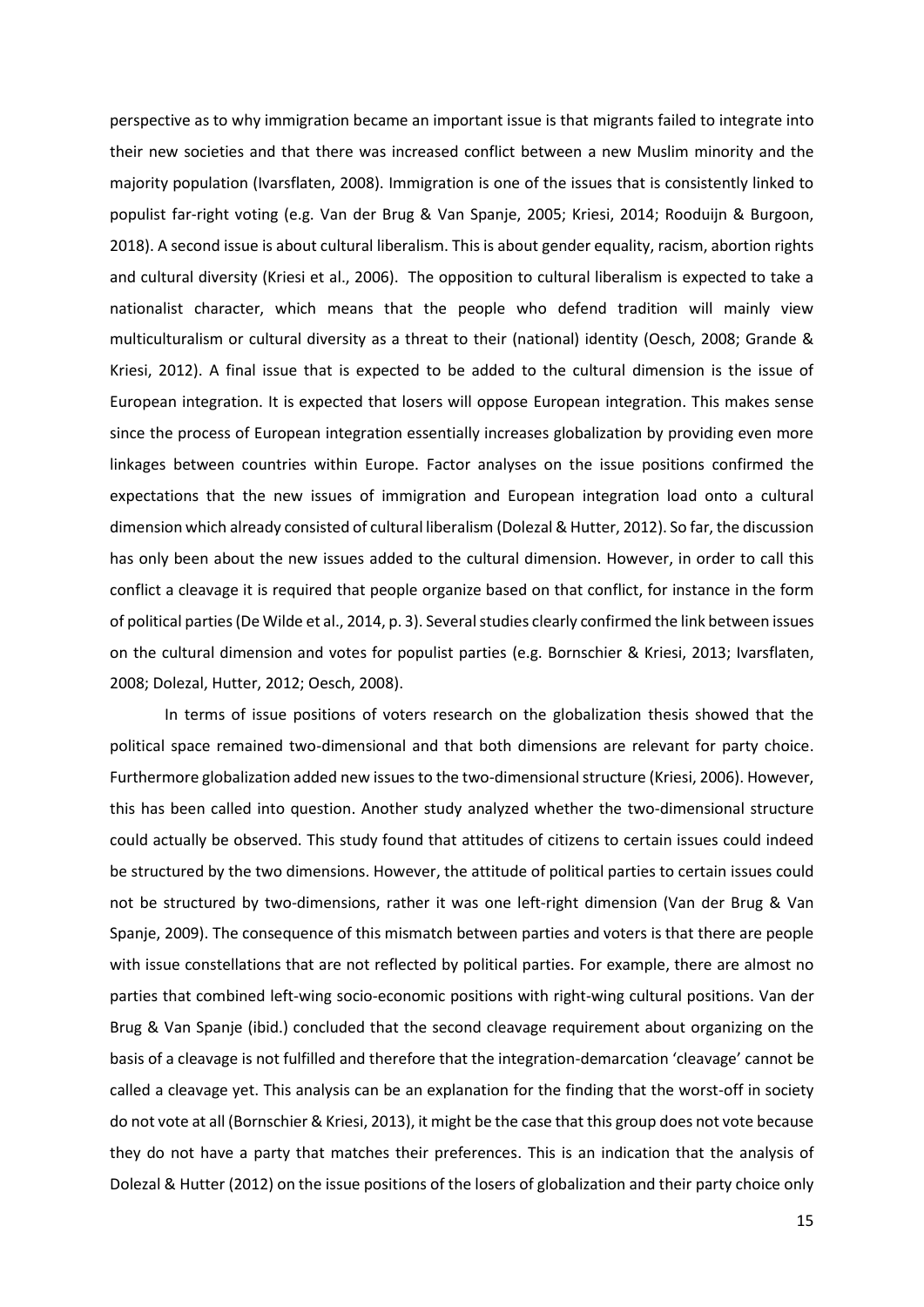perspective as to why immigration became an important issue is that migrants failed to integrate into their new societies and that there was increased conflict between a new Muslim minority and the majority population (Ivarsflaten, 2008). Immigration is one of the issues that is consistently linked to populist far-right voting (e.g. Van der Brug & Van Spanje, 2005; Kriesi, 2014; Rooduijn & Burgoon, 2018). A second issue is about cultural liberalism. This is about gender equality, racism, abortion rights and cultural diversity (Kriesi et al., 2006). The opposition to cultural liberalism is expected to take a nationalist character, which means that the people who defend tradition will mainly view multiculturalism or cultural diversity as a threat to their (national) identity (Oesch, 2008; Grande & Kriesi, 2012). A final issue that is expected to be added to the cultural dimension is the issue of European integration. It is expected that losers will oppose European integration. This makes sense since the process of European integration essentially increases globalization by providing even more linkages between countries within Europe. Factor analyses on the issue positions confirmed the expectations that the new issues of immigration and European integration load onto a cultural dimension which already consisted of cultural liberalism (Dolezal & Hutter, 2012). So far, the discussion has only been about the new issues added to the cultural dimension. However, in order to call this conflict a cleavage it is required that people organize based on that conflict, for instance in the form of political parties (De Wilde et al., 2014, p. 3). Several studies clearly confirmed the link between issues on the cultural dimension and votes for populist parties (e.g. Bornschier & Kriesi, 2013; Ivarsflaten, 2008; Dolezal, Hutter, 2012; Oesch, 2008).

In terms of issue positions of voters research on the globalization thesis showed that the political space remained two-dimensional and that both dimensions are relevant for party choice. Furthermore globalization added new issues to the two-dimensional structure (Kriesi, 2006). However, this has been called into question. Another study analyzed whether the two-dimensional structure could actually be observed. This study found that attitudes of citizens to certain issues could indeed be structured by the two dimensions. However, the attitude of political parties to certain issues could not be structured by two-dimensions, rather it was one left-right dimension (Van der Brug & Van Spanje, 2009). The consequence of this mismatch between parties and voters is that there are people with issue constellations that are not reflected by political parties. For example, there are almost no parties that combined left-wing socio-economic positions with right-wing cultural positions. Van der Brug & Van Spanje (ibid.) concluded that the second cleavage requirement about organizing on the basis of a cleavage is not fulfilled and therefore that the integration-demarcation 'cleavage' cannot be called a cleavage yet. This analysis can be an explanation for the finding that the worst-off in society do not vote at all (Bornschier & Kriesi, 2013), it might be the case that this group does not vote because they do not have a party that matches their preferences. This is an indication that the analysis of Dolezal & Hutter (2012) on the issue positions of the losers of globalization and their party choice only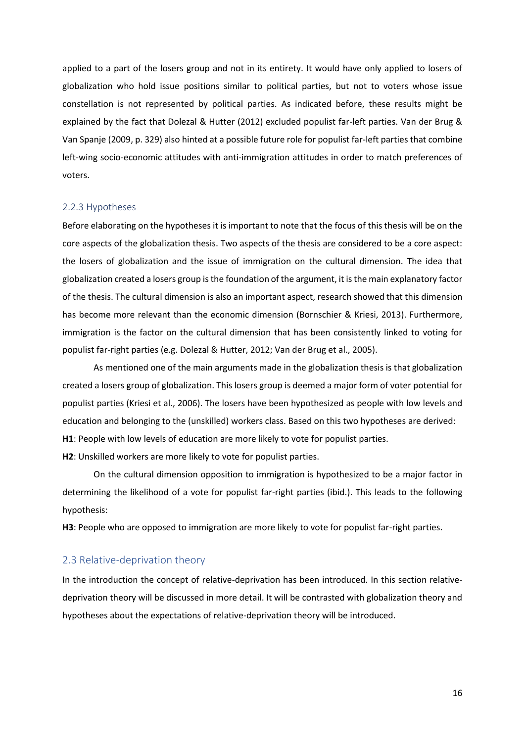applied to a part of the losers group and not in its entirety. It would have only applied to losers of globalization who hold issue positions similar to political parties, but not to voters whose issue constellation is not represented by political parties. As indicated before, these results might be explained by the fact that Dolezal & Hutter (2012) excluded populist far-left parties. Van der Brug & Van Spanje (2009, p. 329) also hinted at a possible future role for populist far-left parties that combine left-wing socio-economic attitudes with anti-immigration attitudes in order to match preferences of voters.

### 2.2.3 Hypotheses

Before elaborating on the hypotheses it is important to note that the focus of this thesis will be on the core aspects of the globalization thesis. Two aspects of the thesis are considered to be a core aspect: the losers of globalization and the issue of immigration on the cultural dimension. The idea that globalization created a losers group is the foundation of the argument, it is the main explanatory factor of the thesis. The cultural dimension is also an important aspect, research showed that this dimension has become more relevant than the economic dimension (Bornschier & Kriesi, 2013). Furthermore, immigration is the factor on the cultural dimension that has been consistently linked to voting for populist far-right parties (e.g. Dolezal & Hutter, 2012; Van der Brug et al., 2005).

As mentioned one of the main arguments made in the globalization thesis is that globalization created a losers group of globalization. This losers group is deemed a major form of voter potential for populist parties (Kriesi et al., 2006). The losers have been hypothesized as people with low levels and education and belonging to the (unskilled) workers class. Based on this two hypotheses are derived:

**H1**: People with low levels of education are more likely to vote for populist parties.

**H2**: Unskilled workers are more likely to vote for populist parties.

On the cultural dimension opposition to immigration is hypothesized to be a major factor in determining the likelihood of a vote for populist far-right parties (ibid.). This leads to the following hypothesis:

**H3**: People who are opposed to immigration are more likely to vote for populist far-right parties.

## 2.3 Relative-deprivation theory

In the introduction the concept of relative-deprivation has been introduced. In this section relative-deprivation theory will be discussed in more detail. It will be contrasted with globalization theory and hypotheses about the expectations of relative-deprivation theory will be introduced.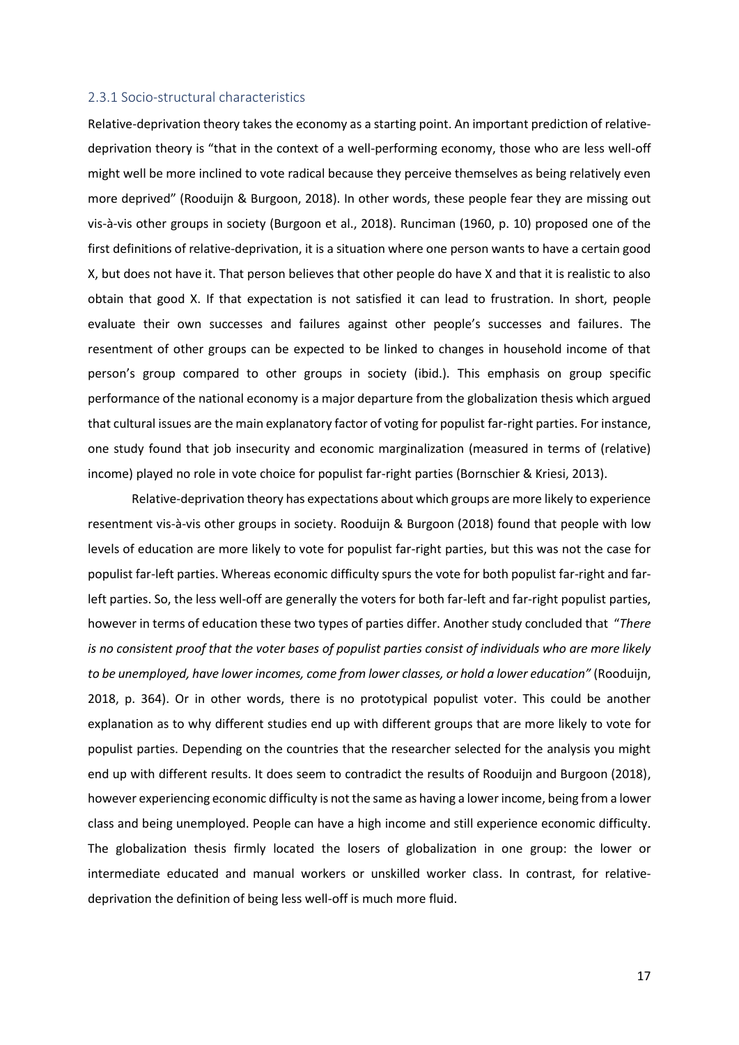### 2.3.1 Socio-structural characteristics

Relative-deprivation theory takes the economy as a starting point. An important prediction of relative-deprivation theory is "that in the context of a well-performing economy, those who are less well-off might well be more inclined to vote radical because they perceive themselves as being relatively even more deprived" (Rooduijn & Burgoon, 2018). In other words, these people fear they are missing out vis-à-vis other groups in society (Burgoon et al., 2018). Runciman (1960, p. 10) proposed one of the first definitions of relative-deprivation, it is a situation where one person wants to have a certain good X, but does not have it. That person believes that other people do have X and that it is realistic to also obtain that good X. If that expectation is not satisfied it can lead to frustration. In short, people evaluate their own successes and failures against other people's successes and failures. The resentment of other groups can be expected to be linked to changes in household income of that person's group compared to other groups in society (ibid.). This emphasis on group specific performance of the national economy is a major departure from the globalization thesis which argued that cultural issues are the main explanatory factor of voting for populist far-right parties. For instance, one study found that job insecurity and economic marginalization (measured in terms of (relative) income) played no role in vote choice for populist far-right parties (Bornschier & Kriesi, 2013).

Relative-deprivation theory has expectations about which groups are more likely to experience resentment vis-à-vis other groups in society. Rooduijn & Burgoon (2018) found that people with low levels of education are more likely to vote for populist far-right parties, but this was not the case for populist far-left parties. Whereas economic difficulty spurs the vote for both populist far-right and far-left parties. So, the less well-off are generally the voters for both far-left and far-right populist parties, however in terms of education these two types of parties differ. Another study concluded that "*There is no consistent proof that the voter bases of populist parties consist of individuals who are more likely to be unemployed, have lower incomes, come from lower classes, or hold a lower education"* (Rooduijn, 2018, p. 364). Or in other words, there is no prototypical populist voter. This could be another explanation as to why different studies end up with different groups that are more likely to vote for populist parties. Depending on the countries that the researcher selected for the analysis you might end up with different results. It does seem to contradict the results of Rooduijn and Burgoon (2018), however experiencing economic difficulty is not the same as having a lower income, being from a lower class and being unemployed. People can have a high income and still experience economic difficulty. The globalization thesis firmly located the losers of globalization in one group: the lower or intermediate educated and manual workers or unskilled worker class. In contrast, for relative-deprivation the definition of being less well-off is much more fluid.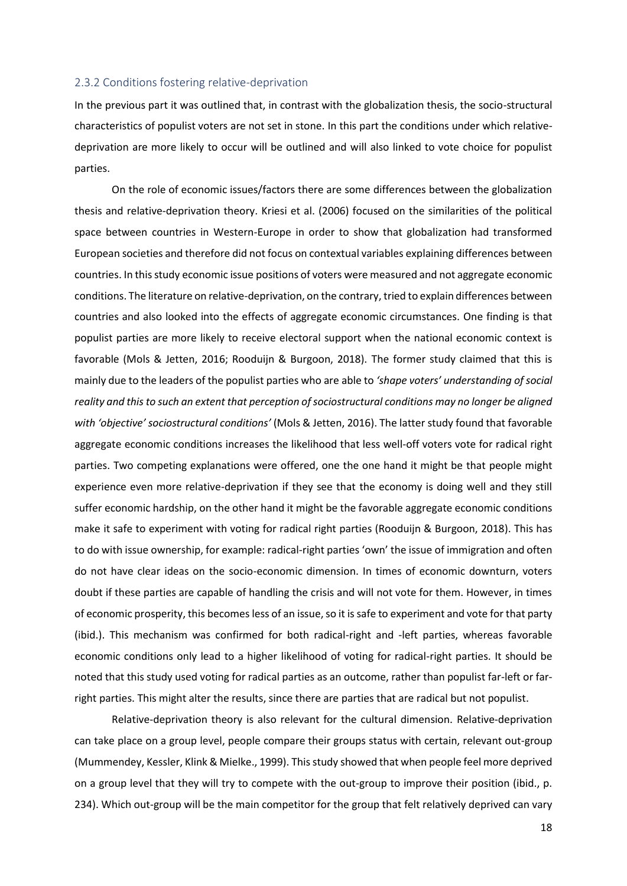### 2.3.2 Conditions fostering relative-deprivation

In the previous part it was outlined that, in contrast with the globalization thesis, the socio-structural characteristics of populist voters are not set in stone. In this part the conditions under which relative-deprivation are more likely to occur will be outlined and will also linked to vote choice for populist parties.

On the role of economic issues/factors there are some differences between the globalization thesis and relative-deprivation theory. Kriesi et al. (2006) focused on the similarities of the political space between countries in Western-Europe in order to show that globalization had transformed European societies and therefore did not focus on contextual variables explaining differences between countries. In this study economic issue positions of voters were measured and not aggregate economic conditions. The literature on relative-deprivation, on the contrary, tried to explain differences between countries and also looked into the effects of aggregate economic circumstances. One finding is that populist parties are more likely to receive electoral support when the national economic context is favorable (Mols & Jetten, 2016; Rooduijn & Burgoon, 2018). The former study claimed that this is mainly due to the leaders of the populist parties who are able to *'shape voters' understanding of social reality and this to such an extent that perception of sociostructural conditions may no longer be aligned with 'objective' sociostructural conditions'* (Mols & Jetten, 2016). The latter study found that favorable aggregate economic conditions increases the likelihood that less well-off voters vote for radical right parties. Two competing explanations were offered, one the one hand it might be that people might experience even more relative-deprivation if they see that the economy is doing well and they still suffer economic hardship, on the other hand it might be the favorable aggregate economic conditions make it safe to experiment with voting for radical right parties (Rooduijn & Burgoon, 2018). This has to do with issue ownership, for example: radical-right parties 'own' the issue of immigration and often do not have clear ideas on the socio-economic dimension. In times of economic downturn, voters doubt if these parties are capable of handling the crisis and will not vote for them. However, in times of economic prosperity, this becomes less of an issue, so it is safe to experiment and vote for that party (ibid.). This mechanism was confirmed for both radical-right and -left parties, whereas favorable economic conditions only lead to a higher likelihood of voting for radical-right parties. It should be noted that this study used voting for radical parties as an outcome, rather than populist far-left or far-right parties. This might alter the results, since there are parties that are radical but not populist.

Relative-deprivation theory is also relevant for the cultural dimension. Relative-deprivation can take place on a group level, people compare their groups status with certain, relevant out-group (Mummendey, Kessler, Klink & Mielke., 1999). This study showed that when people feel more deprived on a group level that they will try to compete with the out-group to improve their position (ibid., p. 234). Which out-group will be the main competitor for the group that felt relatively deprived can vary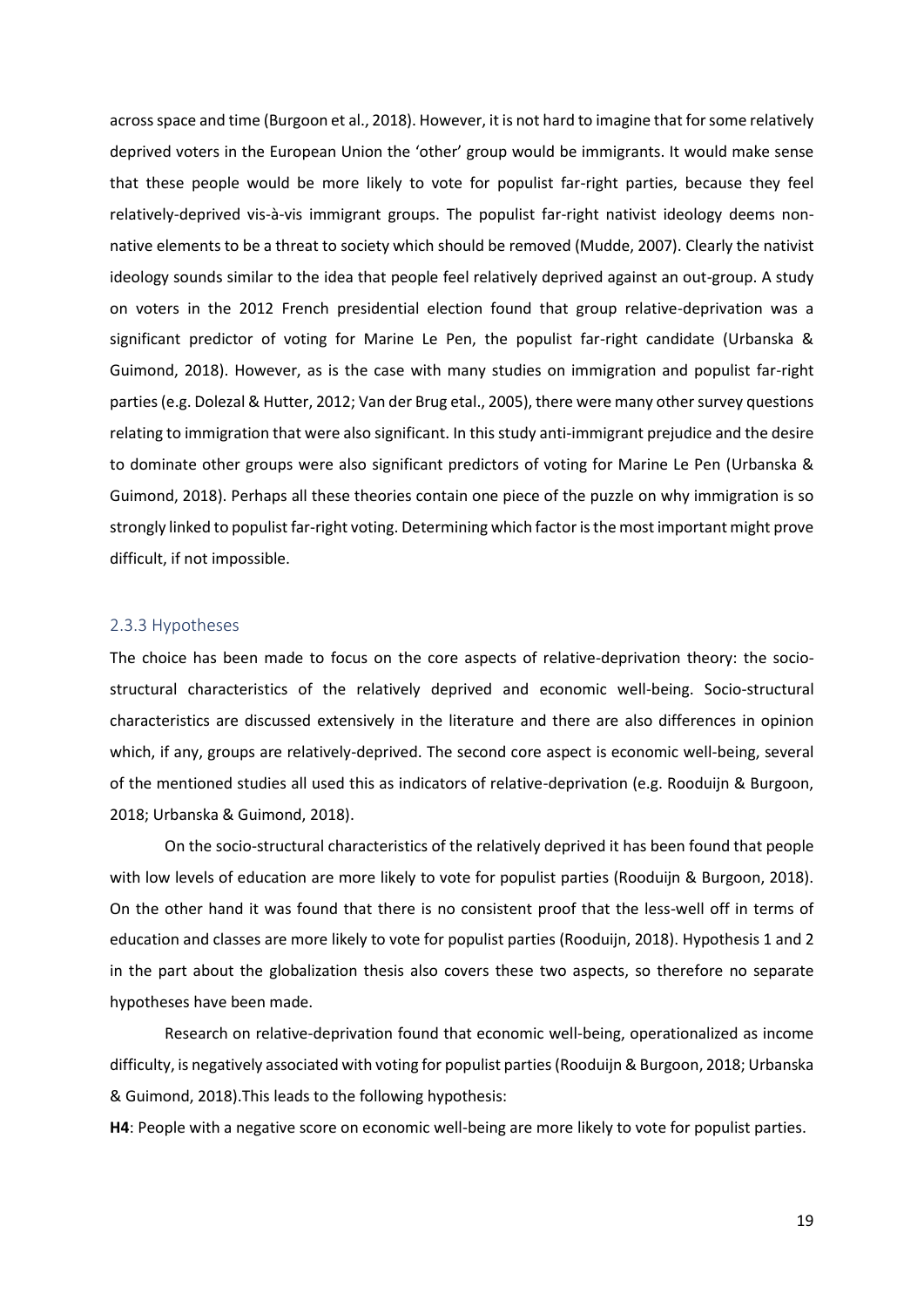across space and time (Burgoon et al., 2018). However, it is not hard to imagine that for some relatively deprived voters in the European Union the 'other' group would be immigrants. It would make sense that these people would be more likely to vote for populist far-right parties, because they feel relatively-deprived vis-à-vis immigrant groups. The populist far-right nativist ideology deems non-native elements to be a threat to society which should be removed (Mudde, 2007). Clearly the nativist ideology sounds similar to the idea that people feel relatively deprived against an out-group. A study on voters in the 2012 French presidential election found that group relative-deprivation was a significant predictor of voting for Marine Le Pen, the populist far-right candidate (Urbanska & Guimond, 2018). However, as is the case with many studies on immigration and populist far-right parties (e.g. Dolezal & Hutter, 2012; Van der Brug etal., 2005), there were many other survey questions relating to immigration that were also significant. In this study anti-immigrant prejudice and the desire to dominate other groups were also significant predictors of voting for Marine Le Pen (Urbanska & Guimond, 2018). Perhaps all these theories contain one piece of the puzzle on why immigration is so strongly linked to populist far-right voting. Determining which factor is the most important might prove difficult, if not impossible.

### 2.3.3 Hypotheses

The choice has been made to focus on the core aspects of relative-deprivation theory: the socio-structural characteristics of the relatively deprived and economic well-being. Socio-structural characteristics are discussed extensively in the literature and there are also differences in opinion which, if any, groups are relatively-deprived. The second core aspect is economic well-being, several of the mentioned studies all used this as indicators of relative-deprivation (e.g. Rooduijn & Burgoon, 2018; Urbanska & Guimond, 2018).

On the socio-structural characteristics of the relatively deprived it has been found that people with low levels of education are more likely to vote for populist parties (Rooduijn & Burgoon, 2018). On the other hand it was found that there is no consistent proof that the less-well off in terms of education and classes are more likely to vote for populist parties (Rooduijn, 2018). Hypothesis 1 and 2 in the part about the globalization thesis also covers these two aspects, so therefore no separate hypotheses have been made.

Research on relative-deprivation found that economic well-being, operationalized as income difficulty, is negatively associated with voting for populist parties (Rooduijn & Burgoon, 2018; Urbanska & Guimond, 2018).This leads to the following hypothesis:

**H4**: People with a negative score on economic well-being are more likely to vote for populist parties.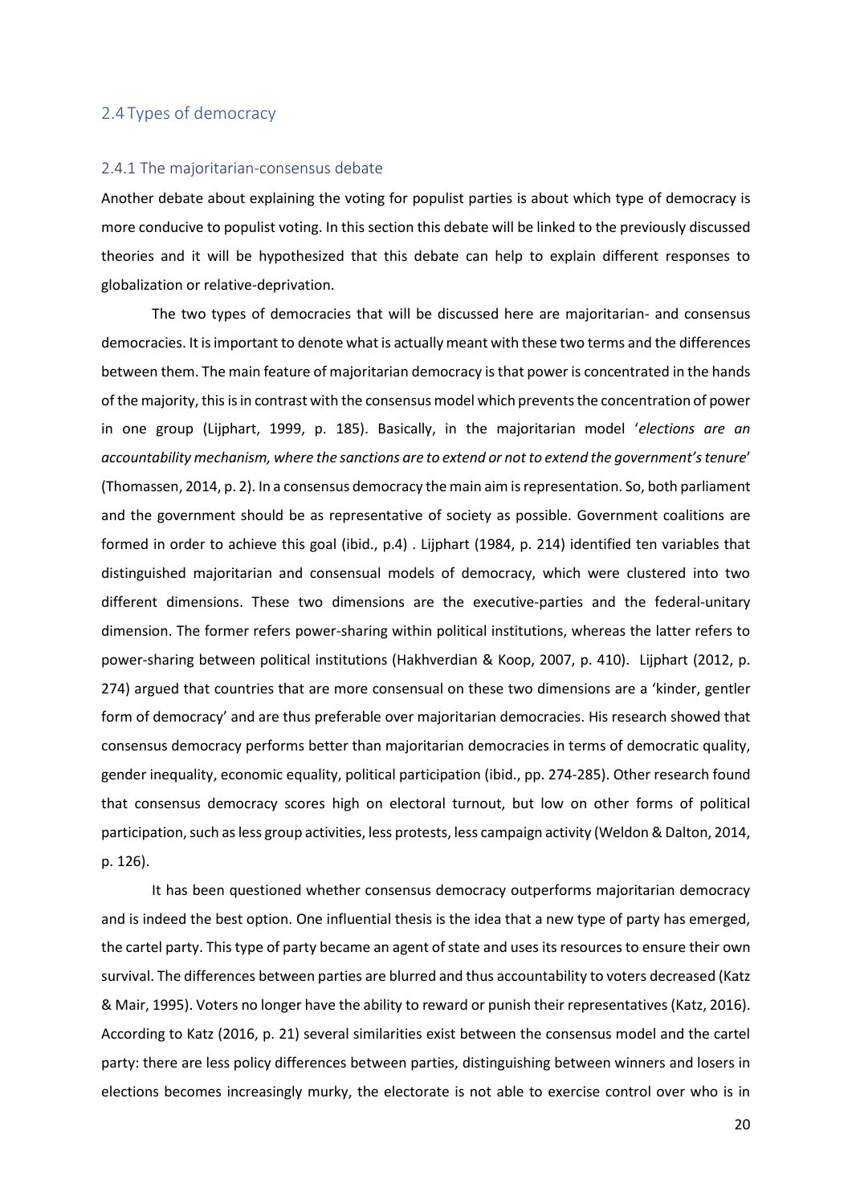## 2.4 Types of democracy

### 2.4.1 The majoritarian-consensus debate

Another debate about explaining the voting for populist parties is about which type of democracy is more conducive to populist voting. In this section this debate will be linked to the previously discussed theories and it will be hypothesized that this debate can help to explain different responses to globalization or relative-deprivation.

The two types of democracies that will be discussed here are majoritarian- and consensus democracies. It is important to denote what is actually meant with these two terms and the differences between them. The main feature of majoritarian democracy is that power is concentrated in the hands of the majority, this is in contrast with the consensus model which prevents the concentration of power in one group (Lijphart, 1999, p. 185). Basically, in the majoritarian model '*elections are an accountability mechanism, where the sanctions are to extend or not to extend the government's tenure*' (Thomassen, 2014, p. 2). In a consensus democracy the main aim is representation. So, both parliament and the government should be as representative of society as possible. Government coalitions are formed in order to achieve this goal (ibid., p.4) . Lijphart (1984, p. 214) identified ten variables that distinguished majoritarian and consensual models of democracy, which were clustered into two different dimensions. These two dimensions are the executive-parties and the federal-unitary dimension. The former refers power-sharing within political institutions, whereas the latter refers to power-sharing between political institutions (Hakhverdian & Koop, 2007, p. 410). Lijphart (2012, p. 274) argued that countries that are more consensual on these two dimensions are a 'kinder, gentler form of democracy' and are thus preferable over majoritarian democracies. His research showed that consensus democracy performs better than majoritarian democracies in terms of democratic quality, gender inequality, economic equality, political participation (ibid., pp. 274-285). Other research found that consensus democracy scores high on electoral turnout, but low on other forms of political participation, such as less group activities, less protests, less campaign activity (Weldon & Dalton, 2014, p. 126).

It has been questioned whether consensus democracy outperforms majoritarian democracy and is indeed the best option. One influential thesis is the idea that a new type of party has emerged, the cartel party. This type of party became an agent of state and uses its resources to ensure their own survival. The differences between parties are blurred and thus accountability to voters decreased (Katz & Mair, 1995). Voters no longer have the ability to reward or punish their representatives (Katz, 2016). According to Katz (2016, p. 21) several similarities exist between the consensus model and the cartel party: there are less policy differences between parties, distinguishing between winners and losers in elections becomes increasingly murky, the electorate is not able to exercise control over who is in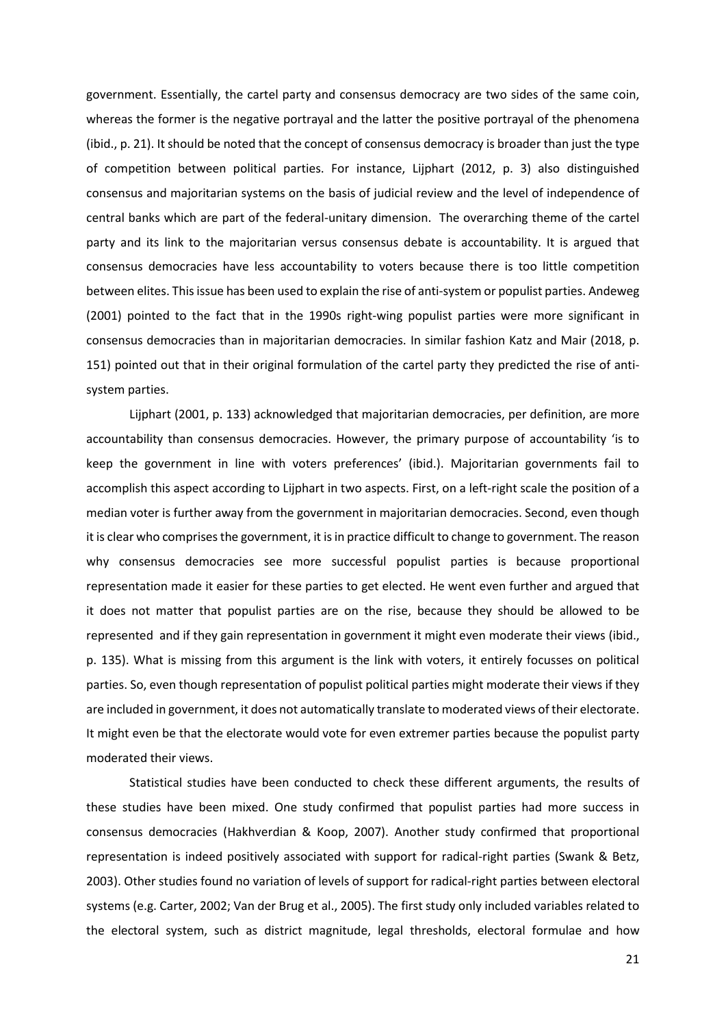government. Essentially, the cartel party and consensus democracy are two sides of the same coin, whereas the former is the negative portrayal and the latter the positive portrayal of the phenomena (ibid., p. 21). It should be noted that the concept of consensus democracy is broader than just the type of competition between political parties. For instance, Lijphart (2012, p. 3) also distinguished consensus and majoritarian systems on the basis of judicial review and the level of independence of central banks which are part of the federal-unitary dimension. The overarching theme of the cartel party and its link to the majoritarian versus consensus debate is accountability. It is argued that consensus democracies have less accountability to voters because there is too little competition between elites. This issue has been used to explain the rise of anti-system or populist parties. Andeweg (2001) pointed to the fact that in the 1990s right-wing populist parties were more significant in consensus democracies than in majoritarian democracies. In similar fashion Katz and Mair (2018, p. 151) pointed out that in their original formulation of the cartel party they predicted the rise of anti-system parties.

Lijphart (2001, p. 133) acknowledged that majoritarian democracies, per definition, are more accountability than consensus democracies. However, the primary purpose of accountability 'is to keep the government in line with voters preferences' (ibid.). Majoritarian governments fail to accomplish this aspect according to Lijphart in two aspects. First, on a left-right scale the position of a median voter is further away from the government in majoritarian democracies. Second, even though it is clear who comprises the government, it is in practice difficult to change to government. The reason why consensus democracies see more successful populist parties is because proportional representation made it easier for these parties to get elected. He went even further and argued that it does not matter that populist parties are on the rise, because they should be allowed to be represented and if they gain representation in government it might even moderate their views (ibid., p. 135). What is missing from this argument is the link with voters, it entirely focusses on political parties. So, even though representation of populist political parties might moderate their views if they are included in government, it does not automatically translate to moderated views of their electorate. It might even be that the electorate would vote for even extremer parties because the populist party moderated their views.

Statistical studies have been conducted to check these different arguments, the results of these studies have been mixed. One study confirmed that populist parties had more success in consensus democracies (Hakhverdian & Koop, 2007). Another study confirmed that proportional representation is indeed positively associated with support for radical-right parties (Swank & Betz, 2003). Other studies found no variation of levels of support for radical-right parties between electoral systems (e.g. Carter, 2002; Van der Brug et al., 2005). The first study only included variables related to the electoral system, such as district magnitude, legal thresholds, electoral formulae and how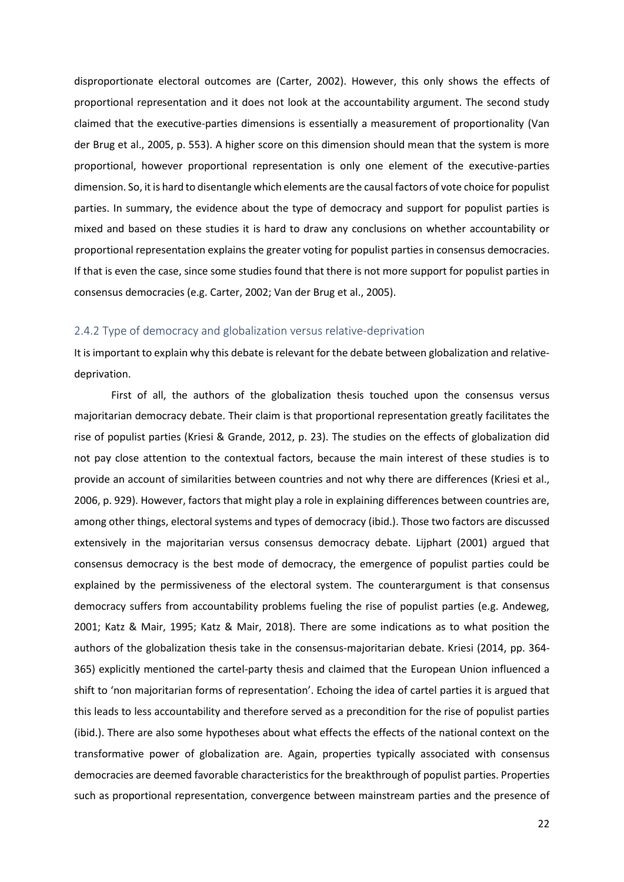disproportionate electoral outcomes are (Carter, 2002). However, this only shows the effects of proportional representation and it does not look at the accountability argument. The second study claimed that the executive-parties dimensions is essentially a measurement of proportionality (Van der Brug et al., 2005, p. 553). A higher score on this dimension should mean that the system is more proportional, however proportional representation is only one element of the executive-parties dimension. So, it is hard to disentangle which elements are the causal factors of vote choice for populist parties. In summary, the evidence about the type of democracy and support for populist parties is mixed and based on these studies it is hard to draw any conclusions on whether accountability or proportional representation explains the greater voting for populist parties in consensus democracies. If that is even the case, since some studies found that there is not more support for populist parties in consensus democracies (e.g. Carter, 2002; Van der Brug et al., 2005).

### 2.4.2 Type of democracy and globalization versus relative-deprivation

It is important to explain why this debate is relevant for the debate between globalization and relative-deprivation.

First of all, the authors of the globalization thesis touched upon the consensus versus majoritarian democracy debate. Their claim is that proportional representation greatly facilitates the rise of populist parties (Kriesi & Grande, 2012, p. 23). The studies on the effects of globalization did not pay close attention to the contextual factors, because the main interest of these studies is to provide an account of similarities between countries and not why there are differences (Kriesi et al., 2006, p. 929). However, factors that might play a role in explaining differences between countries are, among other things, electoral systems and types of democracy (ibid.). Those two factors are discussed extensively in the majoritarian versus consensus democracy debate. Lijphart (2001) argued that consensus democracy is the best mode of democracy, the emergence of populist parties could be explained by the permissiveness of the electoral system. The counterargument is that consensus democracy suffers from accountability problems fueling the rise of populist parties (e.g. Andeweg, 2001; Katz & Mair, 1995; Katz & Mair, 2018). There are some indications as to what position the authors of the globalization thesis take in the consensus-majoritarian debate. Kriesi (2014, pp. 364-365) explicitly mentioned the cartel-party thesis and claimed that the European Union influenced a shift to 'non majoritarian forms of representation'. Echoing the idea of cartel parties it is argued that this leads to less accountability and therefore served as a precondition for the rise of populist parties (ibid.). There are also some hypotheses about what effects the effects of the national context on the transformative power of globalization are. Again, properties typically associated with consensus democracies are deemed favorable characteristics for the breakthrough of populist parties. Properties such as proportional representation, convergence between mainstream parties and the presence of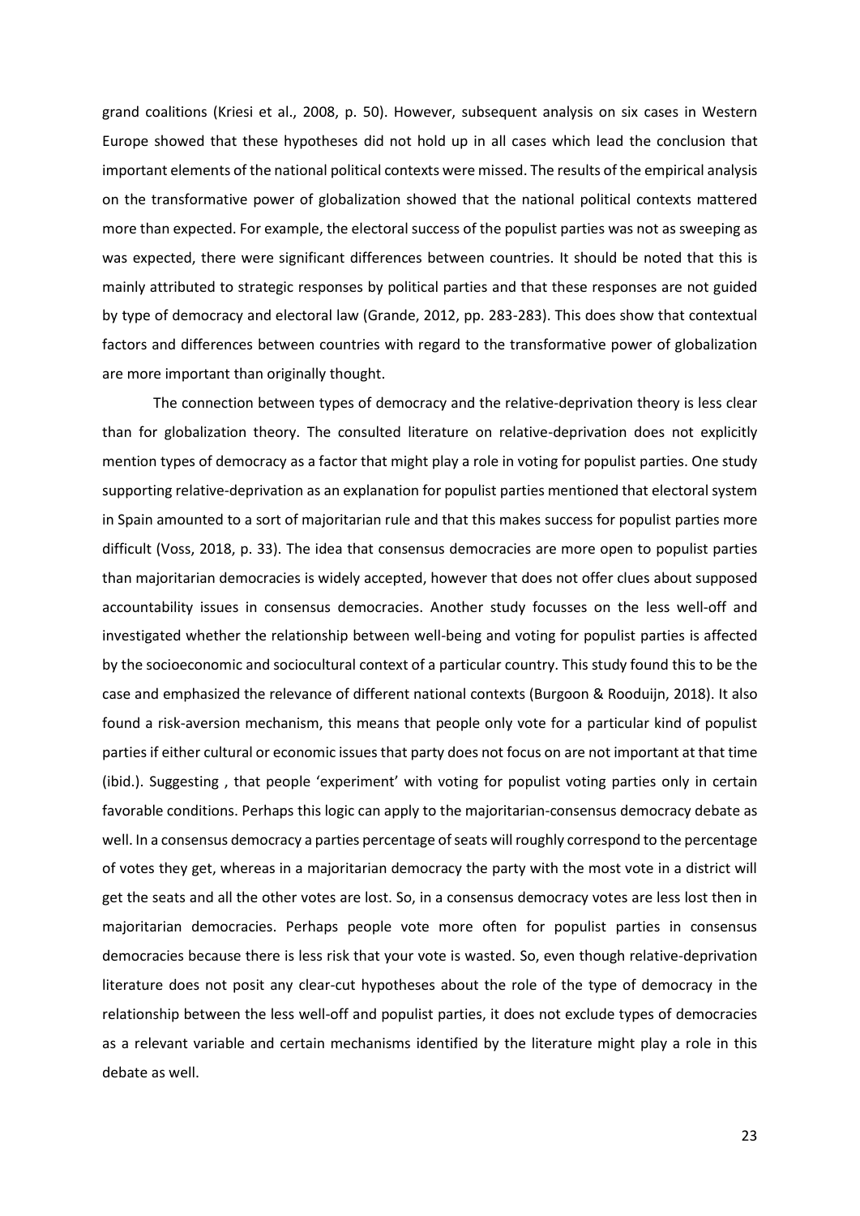grand coalitions (Kriesi et al., 2008, p. 50). However, subsequent analysis on six cases in Western Europe showed that these hypotheses did not hold up in all cases which lead the conclusion that important elements of the national political contexts were missed. The results of the empirical analysis on the transformative power of globalization showed that the national political contexts mattered more than expected. For example, the electoral success of the populist parties was not as sweeping as was expected, there were significant differences between countries. It should be noted that this is mainly attributed to strategic responses by political parties and that these responses are not guided by type of democracy and electoral law (Grande, 2012, pp. 283-283). This does show that contextual factors and differences between countries with regard to the transformative power of globalization are more important than originally thought.

The connection between types of democracy and the relative-deprivation theory is less clear than for globalization theory. The consulted literature on relative-deprivation does not explicitly mention types of democracy as a factor that might play a role in voting for populist parties. One study supporting relative-deprivation as an explanation for populist parties mentioned that electoral system in Spain amounted to a sort of majoritarian rule and that this makes success for populist parties more difficult (Voss, 2018, p. 33). The idea that consensus democracies are more open to populist parties than majoritarian democracies is widely accepted, however that does not offer clues about supposed accountability issues in consensus democracies. Another study focusses on the less well-off and investigated whether the relationship between well-being and voting for populist parties is affected by the socioeconomic and sociocultural context of a particular country. This study found this to be the case and emphasized the relevance of different national contexts (Burgoon & Rooduijn, 2018). It also found a risk-aversion mechanism, this means that people only vote for a particular kind of populist parties if either cultural or economic issues that party does not focus on are not important at that time (ibid.). Suggesting , that people 'experiment' with voting for populist voting parties only in certain favorable conditions. Perhaps this logic can apply to the majoritarian-consensus democracy debate as well. In a consensus democracy a parties percentage of seats will roughly correspond to the percentage of votes they get, whereas in a majoritarian democracy the party with the most vote in a district will get the seats and all the other votes are lost. So, in a consensus democracy votes are less lost then in majoritarian democracies. Perhaps people vote more often for populist parties in consensus democracies because there is less risk that your vote is wasted. So, even though relative-deprivation literature does not posit any clear-cut hypotheses about the role of the type of democracy in the relationship between the less well-off and populist parties, it does not exclude types of democracies as a relevant variable and certain mechanisms identified by the literature might play a role in this debate as well.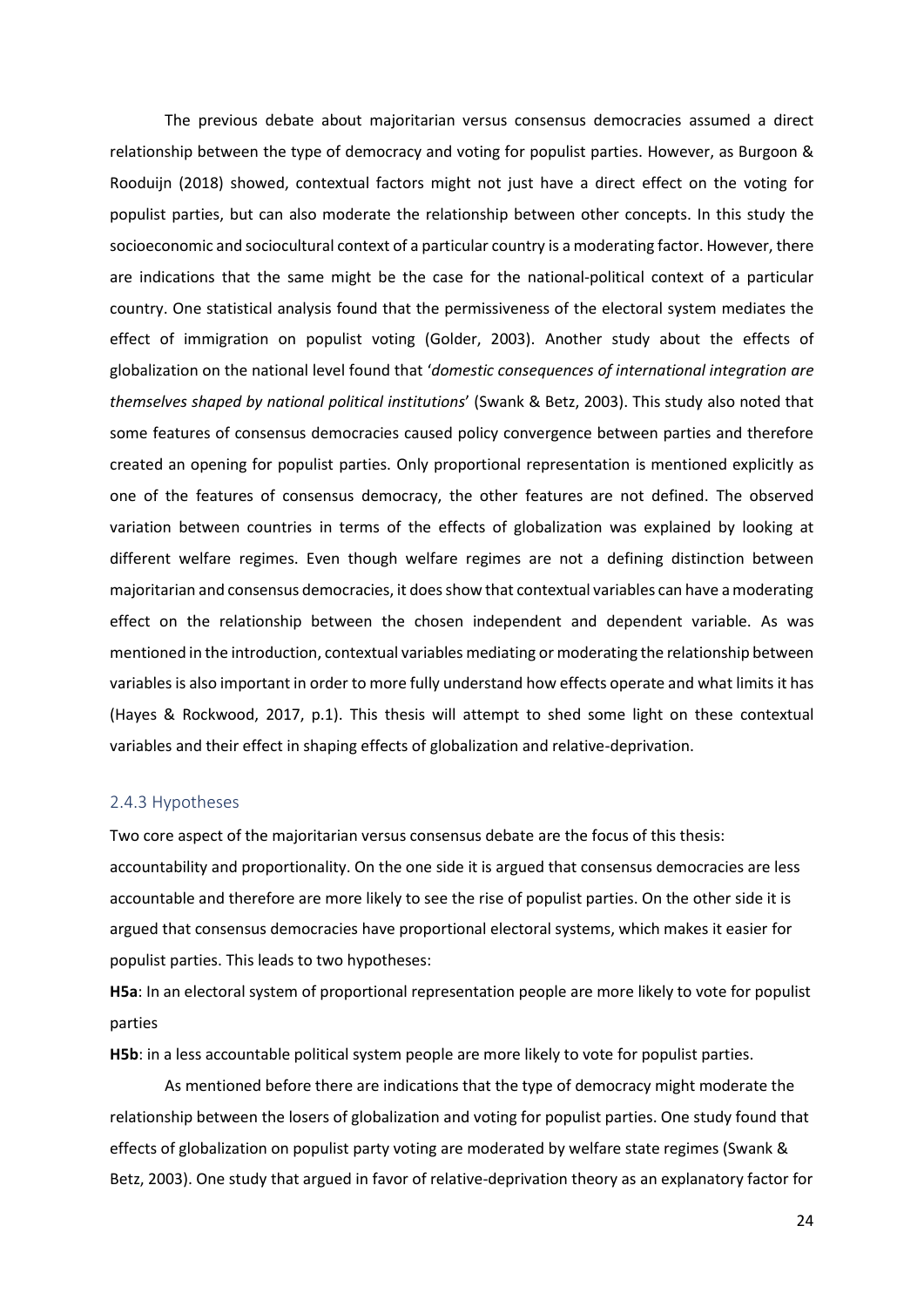The previous debate about majoritarian versus consensus democracies assumed a direct relationship between the type of democracy and voting for populist parties. However, as Burgoon & Rooduijn (2018) showed, contextual factors might not just have a direct effect on the voting for populist parties, but can also moderate the relationship between other concepts. In this study the socioeconomic and sociocultural context of a particular country is a moderating factor. However, there are indications that the same might be the case for the national-political context of a particular country. One statistical analysis found that the permissiveness of the electoral system mediates the effect of immigration on populist voting (Golder, 2003). Another study about the effects of globalization on the national level found that '*domestic consequences of international integration are themselves shaped by national political institutions*' (Swank & Betz, 2003). This study also noted that some features of consensus democracies caused policy convergence between parties and therefore created an opening for populist parties. Only proportional representation is mentioned explicitly as one of the features of consensus democracy, the other features are not defined. The observed variation between countries in terms of the effects of globalization was explained by looking at different welfare regimes. Even though welfare regimes are not a defining distinction between majoritarian and consensus democracies, it does show that contextual variables can have a moderating effect on the relationship between the chosen independent and dependent variable. As was mentioned in the introduction, contextual variables mediating or moderating the relationship between variables is also important in order to more fully understand how effects operate and what limits it has (Hayes & Rockwood, 2017, p.1). This thesis will attempt to shed some light on these contextual variables and their effect in shaping effects of globalization and relative-deprivation.

### 2.4.3 Hypotheses

Two core aspect of the majoritarian versus consensus debate are the focus of this thesis: accountability and proportionality. On the one side it is argued that consensus democracies are less accountable and therefore are more likely to see the rise of populist parties. On the other side it is argued that consensus democracies have proportional electoral systems, which makes it easier for populist parties. This leads to two hypotheses:

**H5a**: In an electoral system of proportional representation people are more likely to vote for populist parties

**H5b**: in a less accountable political system people are more likely to vote for populist parties.

As mentioned before there are indications that the type of democracy might moderate the relationship between the losers of globalization and voting for populist parties. One study found that effects of globalization on populist party voting are moderated by welfare state regimes (Swank & Betz, 2003). One study that argued in favor of relative-deprivation theory as an explanatory factor for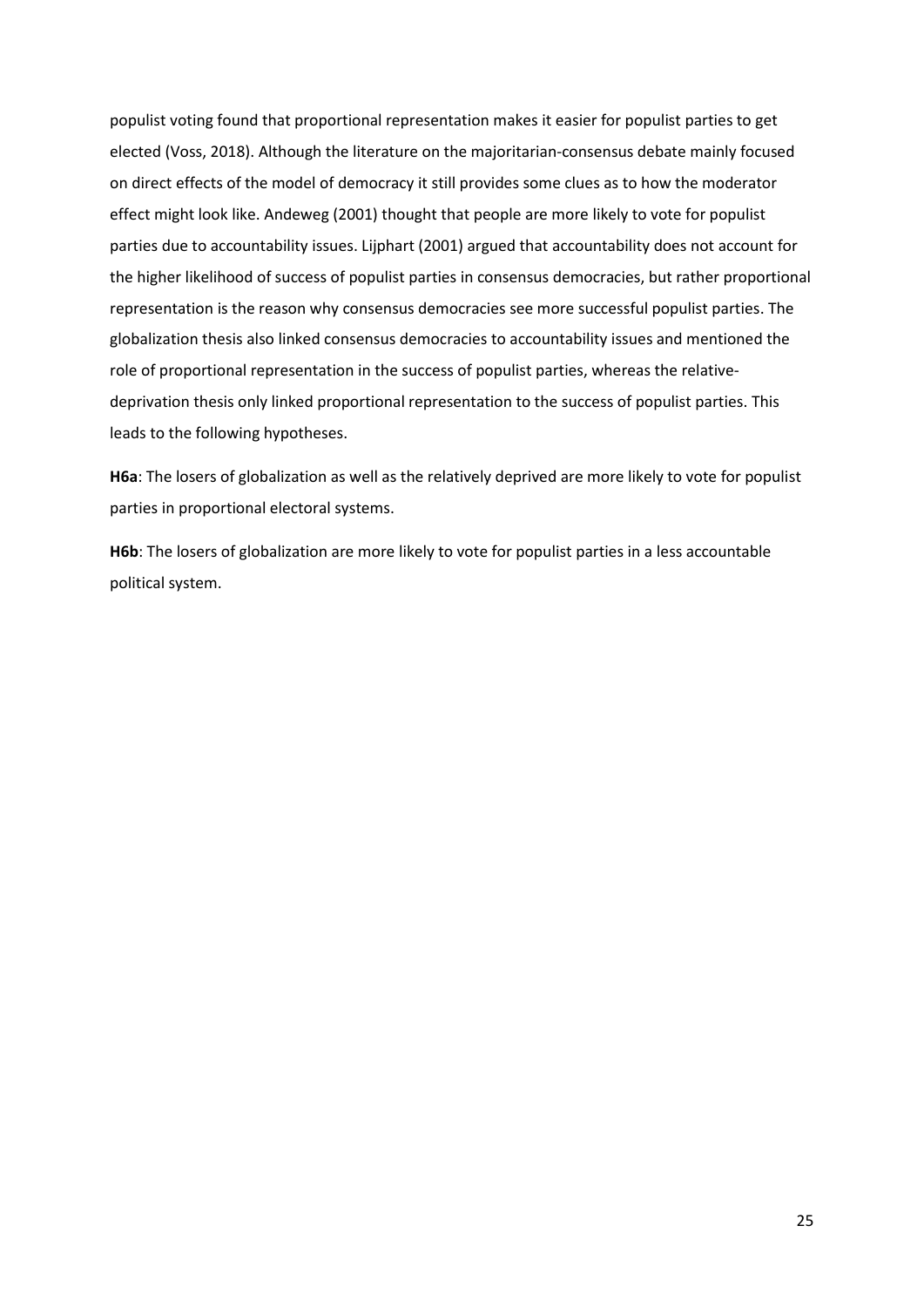populist voting found that proportional representation makes it easier for populist parties to get elected (Voss, 2018). Although the literature on the majoritarian-consensus debate mainly focused on direct effects of the model of democracy it still provides some clues as to how the moderator effect might look like. Andeweg (2001) thought that people are more likely to vote for populist parties due to accountability issues. Lijphart (2001) argued that accountability does not account for the higher likelihood of success of populist parties in consensus democracies, but rather proportional representation is the reason why consensus democracies see more successful populist parties. The globalization thesis also linked consensus democracies to accountability issues and mentioned the role of proportional representation in the success of populist parties, whereas the relative-deprivation thesis only linked proportional representation to the success of populist parties. This leads to the following hypotheses.

**H6a**: The losers of globalization as well as the relatively deprived are more likely to vote for populist parties in proportional electoral systems.

**H6b**: The losers of globalization are more likely to vote for populist parties in a less accountable political system.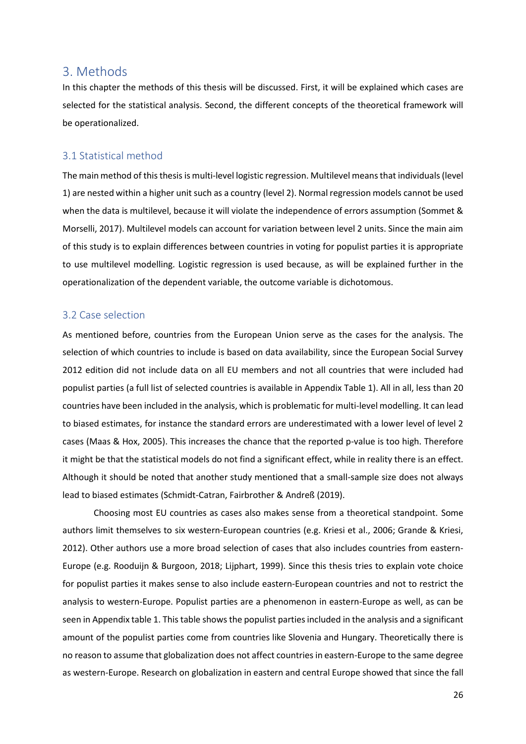## 3. Methods

In this chapter the methods of this thesis will be discussed. First, it will be explained which cases are selected for the statistical analysis. Second, the different concepts of the theoretical framework will be operationalized.

### 3.1 Statistical method

The main method of this thesis is multi-level logistic regression. Multilevel means that individuals (level 1) are nested within a higher unit such as a country (level 2). Normal regression models cannot be used when the data is multilevel, because it will violate the independence of errors assumption (Sommet & Morselli, 2017). Multilevel models can account for variation between level 2 units. Since the main aim of this study is to explain differences between countries in voting for populist parties it is appropriate to use multilevel modelling. Logistic regression is used because, as will be explained further in the operationalization of the dependent variable, the outcome variable is dichotomous.

### 3.2 Case selection

As mentioned before, countries from the European Union serve as the cases for the analysis. The selection of which countries to include is based on data availability, since the European Social Survey 2012 edition did not include data on all EU members and not all countries that were included had populist parties (a full list of selected countries is available in Appendix Table 1). All in all, less than 20 countries have been included in the analysis, which is problematic for multi-level modelling. It can lead to biased estimates, for instance the standard errors are underestimated with a lower level of level 2 cases (Maas & Hox, 2005). This increases the chance that the reported p-value is too high. Therefore it might be that the statistical models do not find a significant effect, while in reality there is an effect. Although it should be noted that another study mentioned that a small-sample size does not always lead to biased estimates (Schmidt-Catran, Fairbrother & Andreß (2019).

Choosing most EU countries as cases also makes sense from a theoretical standpoint. Some authors limit themselves to six western-European countries (e.g. Kriesi et al., 2006; Grande & Kriesi, 2012). Other authors use a more broad selection of cases that also includes countries from eastern-Europe (e.g. Rooduijn & Burgoon, 2018; Lijphart, 1999). Since this thesis tries to explain vote choice for populist parties it makes sense to also include eastern-European countries and not to restrict the analysis to western-Europe. Populist parties are a phenomenon in eastern-Europe as well, as can be seen in Appendix table 1. This table shows the populist parties included in the analysis and a significant amount of the populist parties come from countries like Slovenia and Hungary. Theoretically there is no reason to assume that globalization does not affect countries in eastern-Europe to the same degree as western-Europe. Research on globalization in eastern and central Europe showed that since the fall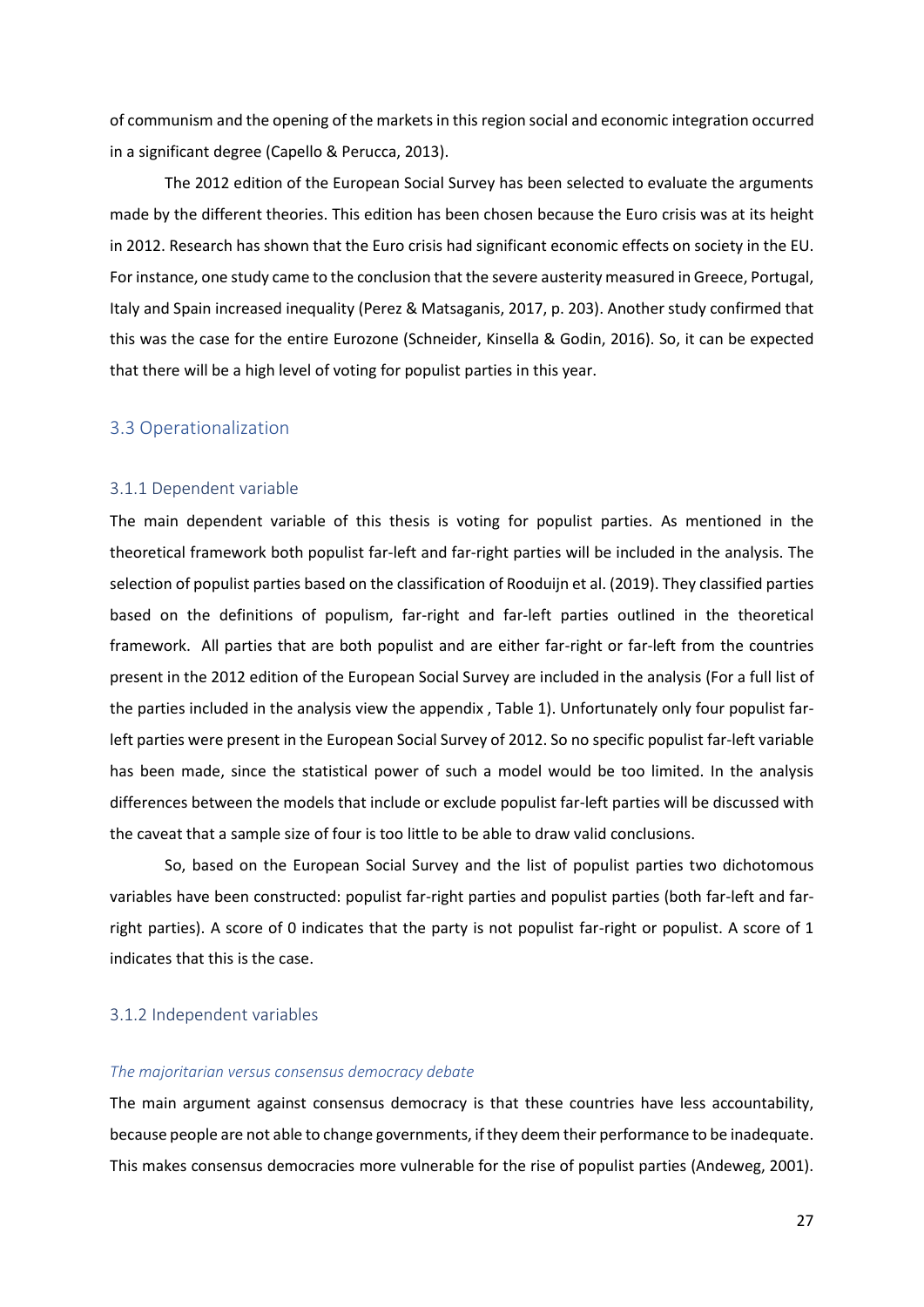of communism and the opening of the markets in this region social and economic integration occurred in a significant degree (Capello & Perucca, 2013).

The 2012 edition of the European Social Survey has been selected to evaluate the arguments made by the different theories. This edition has been chosen because the Euro crisis was at its height in 2012. Research has shown that the Euro crisis had significant economic effects on society in the EU. For instance, one study came to the conclusion that the severe austerity measured in Greece, Portugal, Italy and Spain increased inequality (Perez & Matsaganis, 2017, p. 203). Another study confirmed that this was the case for the entire Eurozone (Schneider, Kinsella & Godin, 2016). So, it can be expected that there will be a high level of voting for populist parties in this year.

## 3.3 Operationalization

### 3.1.1 Dependent variable

The main dependent variable of this thesis is voting for populist parties. As mentioned in the theoretical framework both populist far-left and far-right parties will be included in the analysis. The selection of populist parties based on the classification of Rooduijn et al. (2019). They classified parties based on the definitions of populism, far-right and far-left parties outlined in the theoretical framework. All parties that are both populist and are either far-right or far-left from the countries present in the 2012 edition of the European Social Survey are included in the analysis (For a full list of the parties included in the analysis view the appendix , Table 1). Unfortunately only four populist far-left parties were present in the European Social Survey of 2012. So no specific populist far-left variable has been made, since the statistical power of such a model would be too limited. In the analysis differences between the models that include or exclude populist far-left parties will be discussed with the caveat that a sample size of four is too little to be able to draw valid conclusions.

So, based on the European Social Survey and the list of populist parties two dichotomous variables have been constructed: populist far-right parties and populist parties (both far-left and far-right parties). A score of 0 indicates that the party is not populist far-right or populist. A score of 1 indicates that this is the case.

### 3.1.2 Independent variables

*The majoritarian versus consensus democracy debate*

The main argument against consensus democracy is that these countries have less accountability, because people are not able to change governments, if they deem their performance to be inadequate. This makes consensus democracies more vulnerable for the rise of populist parties (Andeweg, 2001).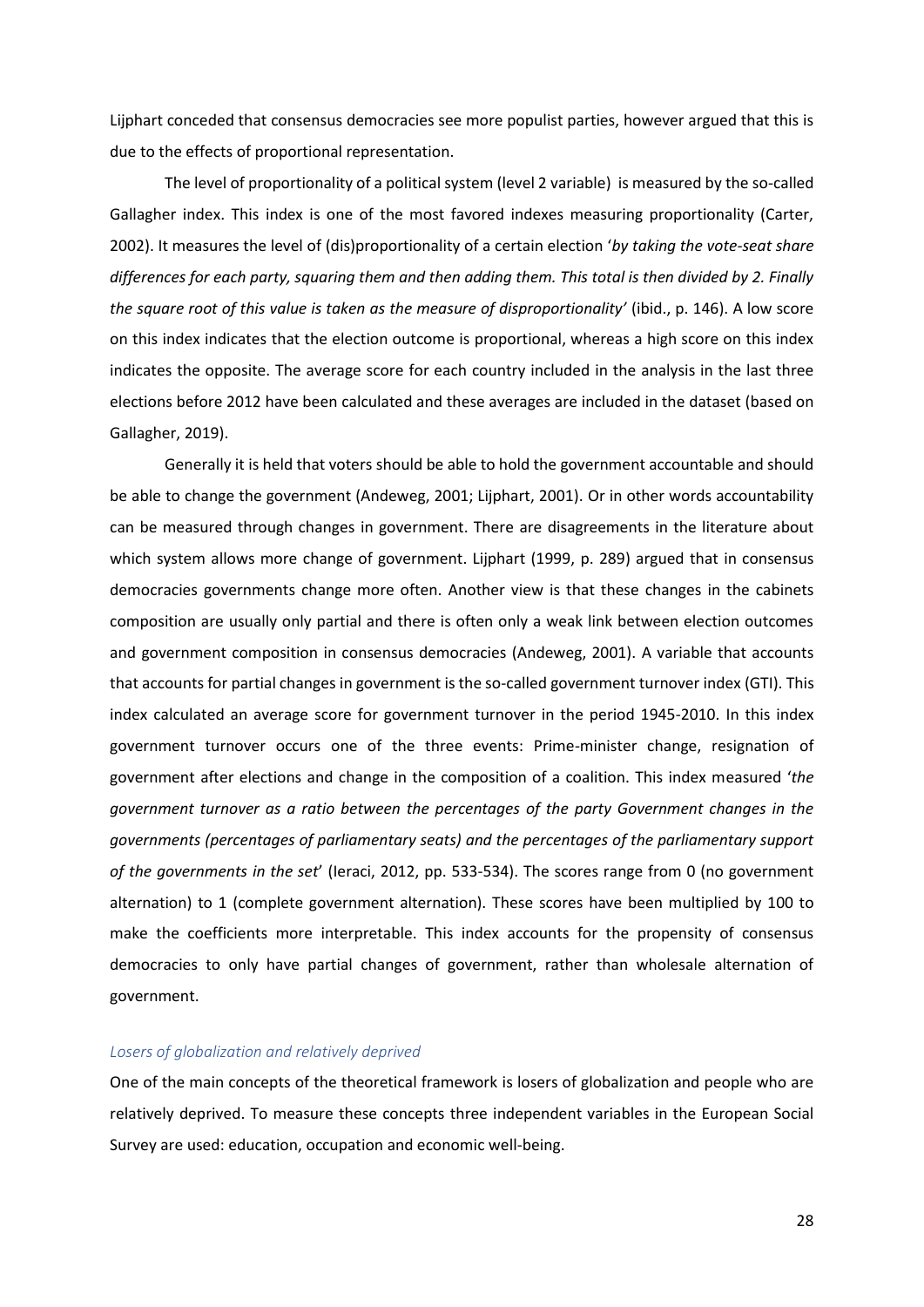Lijphart conceded that consensus democracies see more populist parties, however argued that this is due to the effects of proportional representation.

The level of proportionality of a political system (level 2 variable) is measured by the so-called Gallagher index. This index is one of the most favored indexes measuring proportionality (Carter, 2002). It measures the level of (dis)proportionality of a certain election '*by taking the vote-seat share differences for each party, squaring them and then adding them. This total is then divided by 2. Finally the square root of this value is taken as the measure of disproportionality'* (ibid., p. 146). A low score on this index indicates that the election outcome is proportional, whereas a high score on this index indicates the opposite. The average score for each country included in the analysis in the last three elections before 2012 have been calculated and these averages are included in the dataset (based on Gallagher, 2019).

Generally it is held that voters should be able to hold the government accountable and should be able to change the government (Andeweg, 2001; Lijphart, 2001). Or in other words accountability can be measured through changes in government. There are disagreements in the literature about which system allows more change of government. Lijphart (1999, p. 289) argued that in consensus democracies governments change more often. Another view is that these changes in the cabinets composition are usually only partial and there is often only a weak link between election outcomes and government composition in consensus democracies (Andeweg, 2001). A variable that accounts that accounts for partial changes in government is the so-called government turnover index (GTI). This index calculated an average score for government turnover in the period 1945-2010. In this index government turnover occurs one of the three events: Prime-minister change, resignation of government after elections and change in the composition of a coalition. This index measured '*the government turnover as a ratio between the percentages of the party Government changes in the governments (percentages of parliamentary seats) and the percentages of the parliamentary support of the governments in the set*' (Ieraci, 2012, pp. 533-534). The scores range from 0 (no government alternation) to 1 (complete government alternation). These scores have been multiplied by 100 to make the coefficients more interpretable. This index accounts for the propensity of consensus democracies to only have partial changes of government, rather than wholesale alternation of government.

### *Losers of globalization and relatively deprived*

One of the main concepts of the theoretical framework is losers of globalization and people who are relatively deprived. To measure these concepts three independent variables in the European Social Survey are used: education, occupation and economic well-being.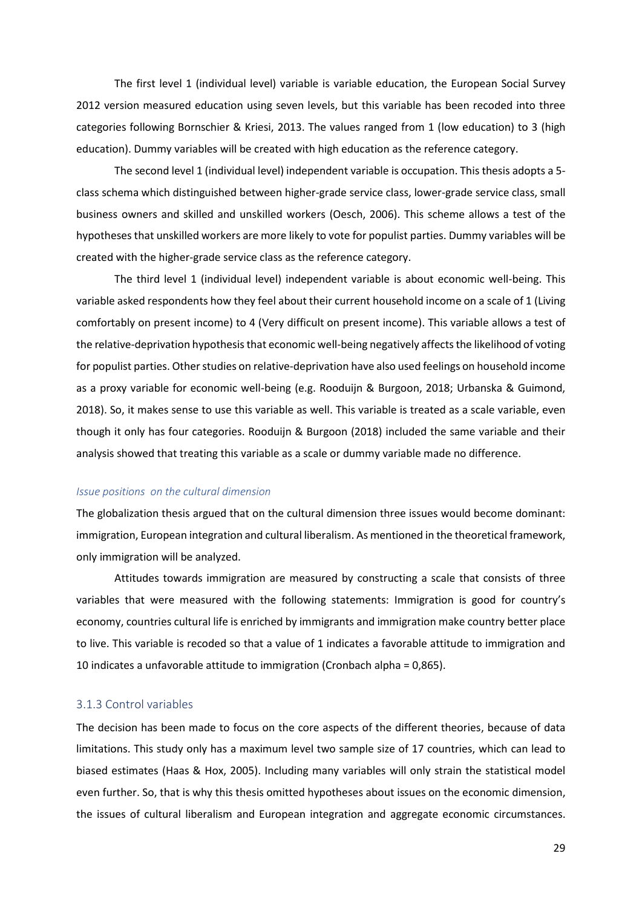The first level 1 (individual level) variable is variable education, the European Social Survey 2012 version measured education using seven levels, but this variable has been recoded into three categories following Bornschier & Kriesi, 2013. The values ranged from 1 (low education) to 3 (high education). Dummy variables will be created with high education as the reference category.

The second level 1 (individual level) independent variable is occupation. This thesis adopts a 5-class schema which distinguished between higher-grade service class, lower-grade service class, small business owners and skilled and unskilled workers (Oesch, 2006). This scheme allows a test of the hypotheses that unskilled workers are more likely to vote for populist parties. Dummy variables will be created with the higher-grade service class as the reference category.

The third level 1 (individual level) independent variable is about economic well-being. This variable asked respondents how they feel about their current household income on a scale of 1 (Living comfortably on present income) to 4 (Very difficult on present income). This variable allows a test of the relative-deprivation hypothesis that economic well-being negatively affects the likelihood of voting for populist parties. Other studies on relative-deprivation have also used feelings on household income as a proxy variable for economic well-being (e.g. Rooduijn & Burgoon, 2018; Urbanska & Guimond, 2018). So, it makes sense to use this variable as well. This variable is treated as a scale variable, even though it only has four categories. Rooduijn & Burgoon (2018) included the same variable and their analysis showed that treating this variable as a scale or dummy variable made no difference.

#### *Issue positions on the cultural dimension*

The globalization thesis argued that on the cultural dimension three issues would become dominant: immigration, European integration and cultural liberalism. As mentioned in the theoretical framework, only immigration will be analyzed.

Attitudes towards immigration are measured by constructing a scale that consists of three variables that were measured with the following statements: Immigration is good for country's economy, countries cultural life is enriched by immigrants and immigration make country better place to live. This variable is recoded so that a value of 1 indicates a favorable attitude to immigration and 10 indicates a unfavorable attitude to immigration (Cronbach alpha = 0,865).

### 3.1.3 Control variables

The decision has been made to focus on the core aspects of the different theories, because of data limitations. This study only has a maximum level two sample size of 17 countries, which can lead to biased estimates (Haas & Hox, 2005). Including many variables will only strain the statistical model even further. So, that is why this thesis omitted hypotheses about issues on the economic dimension, the issues of cultural liberalism and European integration and aggregate economic circumstances.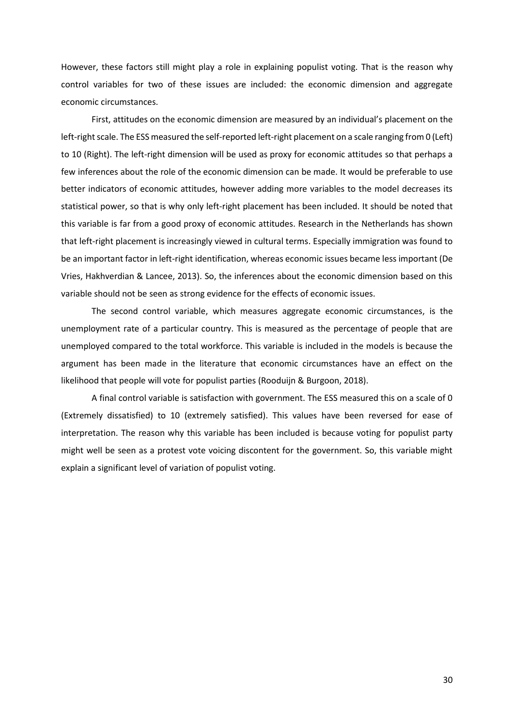However, these factors still might play a role in explaining populist voting. That is the reason why control variables for two of these issues are included: the economic dimension and aggregate economic circumstances.

First, attitudes on the economic dimension are measured by an individual's placement on the left-right scale. The ESS measured the self-reported left-right placement on a scale ranging from 0 (Left) to 10 (Right). The left-right dimension will be used as proxy for economic attitudes so that perhaps a few inferences about the role of the economic dimension can be made. It would be preferable to use better indicators of economic attitudes, however adding more variables to the model decreases its statistical power, so that is why only left-right placement has been included. It should be noted that this variable is far from a good proxy of economic attitudes. Research in the Netherlands has shown that left-right placement is increasingly viewed in cultural terms. Especially immigration was found to be an important factor in left-right identification, whereas economic issues became less important (De Vries, Hakhverdian & Lancee, 2013). So, the inferences about the economic dimension based on this variable should not be seen as strong evidence for the effects of economic issues.

The second control variable, which measures aggregate economic circumstances, is the unemployment rate of a particular country. This is measured as the percentage of people that are unemployed compared to the total workforce. This variable is included in the models is because the argument has been made in the literature that economic circumstances have an effect on the likelihood that people will vote for populist parties (Rooduijn & Burgoon, 2018).

A final control variable is satisfaction with government. The ESS measured this on a scale of 0 (Extremely dissatisfied) to 10 (extremely satisfied). This values have been reversed for ease of interpretation. The reason why this variable has been included is because voting for populist party might well be seen as a protest vote voicing discontent for the government. So, this variable might explain a significant level of variation of populist voting.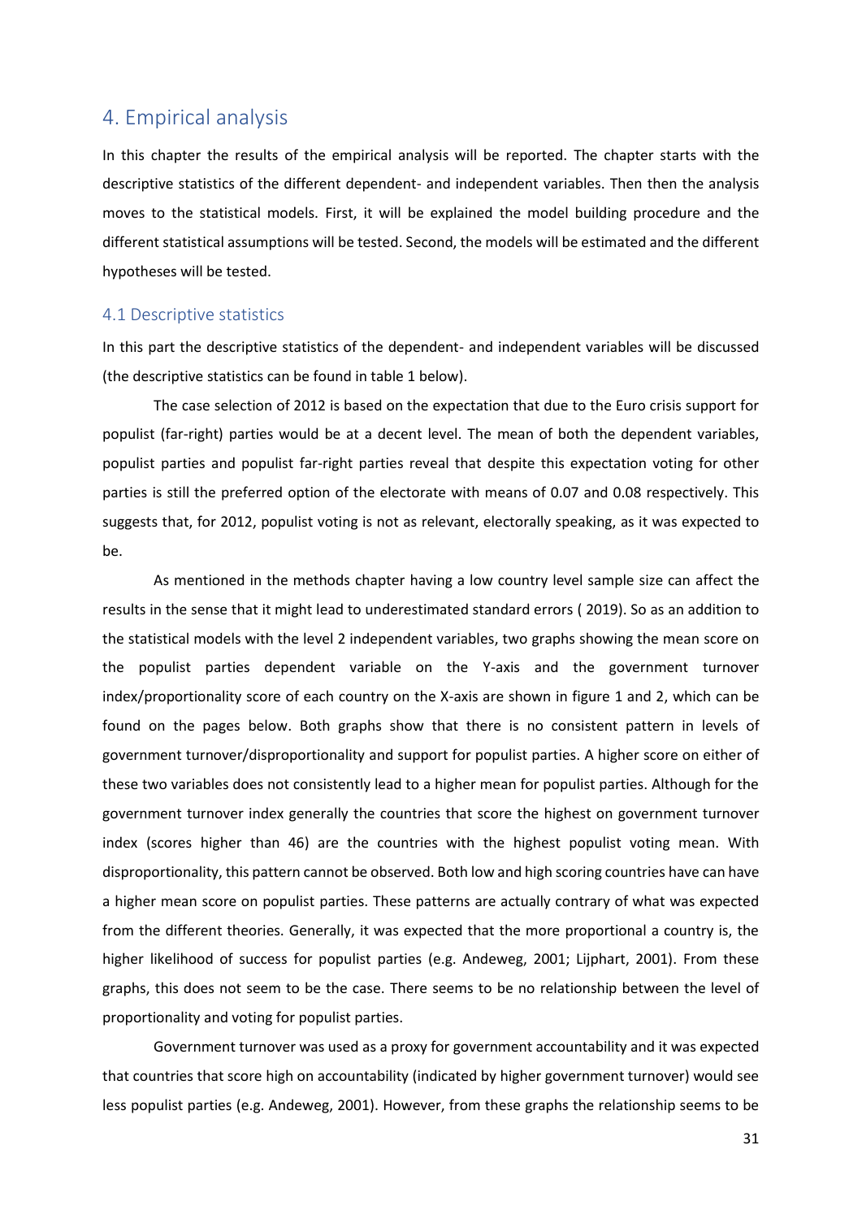## 4. Empirical analysis

In this chapter the results of the empirical analysis will be reported. The chapter starts with the descriptive statistics of the different dependent- and independent variables. Then then the analysis moves to the statistical models. First, it will be explained the model building procedure and the different statistical assumptions will be tested. Second, the models will be estimated and the different hypotheses will be tested.

### 4.1 Descriptive statistics

In this part the descriptive statistics of the dependent- and independent variables will be discussed (the descriptive statistics can be found in table 1 below).

The case selection of 2012 is based on the expectation that due to the Euro crisis support for populist (far-right) parties would be at a decent level. The mean of both the dependent variables, populist parties and populist far-right parties reveal that despite this expectation voting for other parties is still the preferred option of the electorate with means of 0.07 and 0.08 respectively. This suggests that, for 2012, populist voting is not as relevant, electorally speaking, as it was expected to be.

As mentioned in the methods chapter having a low country level sample size can affect the results in the sense that it might lead to underestimated standard errors ( 2019). So as an addition to the statistical models with the level 2 independent variables, two graphs showing the mean score on the populist parties dependent variable on the Y-axis and the government turnover index/proportionality score of each country on the X-axis are shown in figure 1 and 2, which can be found on the pages below. Both graphs show that there is no consistent pattern in levels of government turnover/disproportionality and support for populist parties. A higher score on either of these two variables does not consistently lead to a higher mean for populist parties. Although for the government turnover index generally the countries that score the highest on government turnover index (scores higher than 46) are the countries with the highest populist voting mean. With disproportionality, this pattern cannot be observed. Both low and high scoring countries have can have a higher mean score on populist parties. These patterns are actually contrary of what was expected from the different theories. Generally, it was expected that the more proportional a country is, the higher likelihood of success for populist parties (e.g. Andeweg, 2001; Lijphart, 2001). From these graphs, this does not seem to be the case. There seems to be no relationship between the level of proportionality and voting for populist parties.

Government turnover was used as a proxy for government accountability and it was expected that countries that score high on accountability (indicated by higher government turnover) would see less populist parties (e.g. Andeweg, 2001). However, from these graphs the relationship seems to be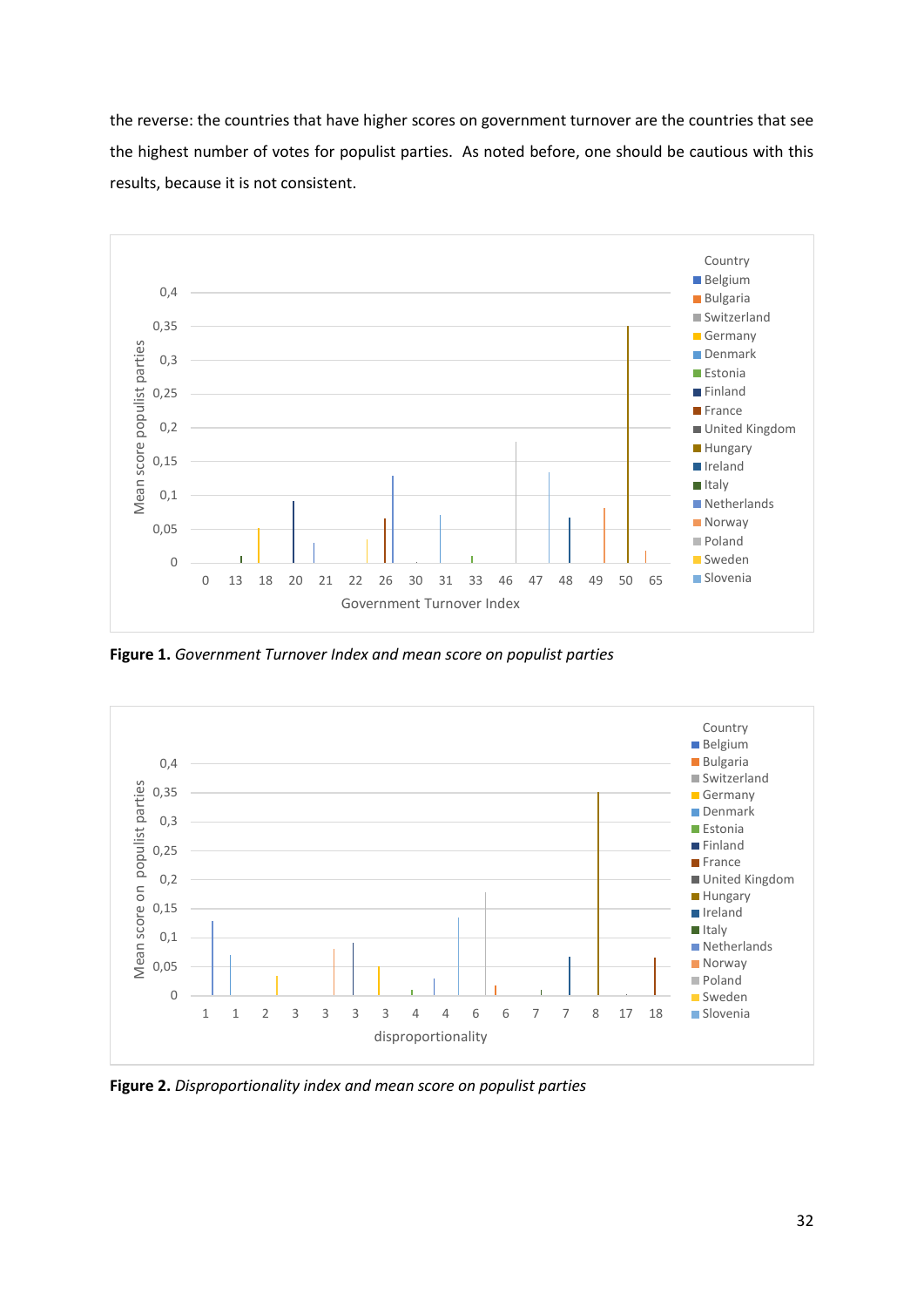the reverse: the countries that have higher scores on government turnover are the countries that see the highest number of votes for populist parties. As noted before, one should be cautious with this results, because it is not consistent.

**Figure 1.** *Government Turnover Index and mean score on populist parties*

**Figure 2.** *Disproportionality index and mean score on populist parties*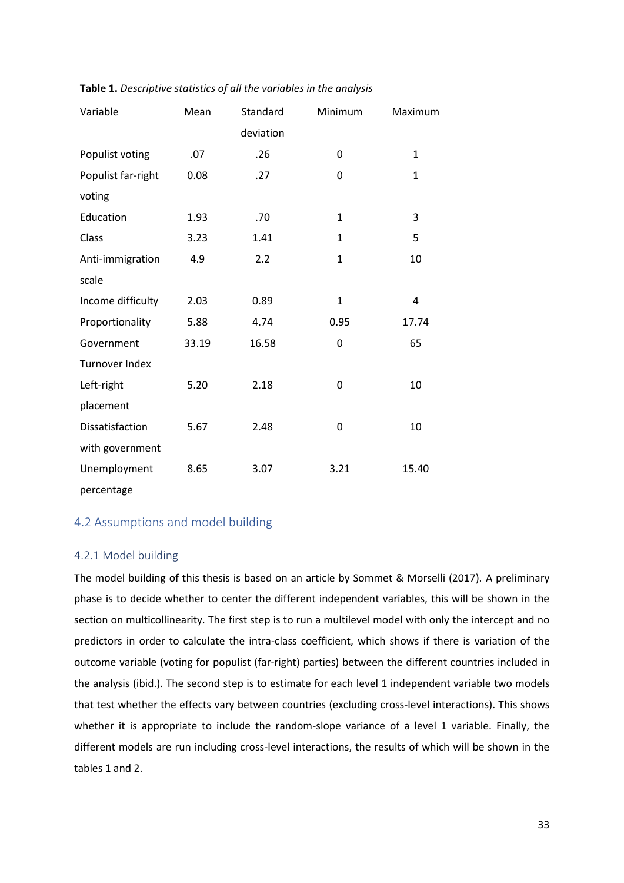**Table 1.** *Descriptive statistics of all the variables in the analysis*

| Variable | Mean | Standard deviation | Minimum | Maximum |
|---|---|---|---|---|
| Populist voting | .07 | .26 | 0 | 1 |
| Populist far-right voting | 0.08 | .27 | 0 | 1 |
| Education | 1.93 | .70 | 1 | 3 |
| Class | 3.23 | 1.41 | 1 | 5 |
| Anti-immigration scale | 4.9 | 2.2 | 1 | 10 |
| Income difficulty | 2.03 | 0.89 | 1 | 4 |
| Proportionality | 5.88 | 4.74 | 0.95 | 17.74 |
| Government Turnover Index | 33.19 | 16.58 | 0 | 65 |
| Left-right placement | 5.20 | 2.18 | 0 | 10 |
| Dissatisfaction with government | 5.67 | 2.48 | 0 | 10 |
| Unemployment percentage | 8.65 | 3.07 | 3.21 | 15.40 |

## 4.2 Assumptions and model building

### 4.2.1 Model building

The model building of this thesis is based on an article by Sommet & Morselli (2017). A preliminary phase is to decide whether to center the different independent variables, this will be shown in the section on multicollinearity. The first step is to run a multilevel model with only the intercept and no predictors in order to calculate the intra-class coefficient, which shows if there is variation of the outcome variable (voting for populist (far-right) parties) between the different countries included in the analysis (ibid.). The second step is to estimate for each level 1 independent variable two models that test whether the effects vary between countries (excluding cross-level interactions). This shows whether it is appropriate to include the random-slope variance of a level 1 variable. Finally, the different models are run including cross-level interactions, the results of which will be shown in the tables 1 and 2.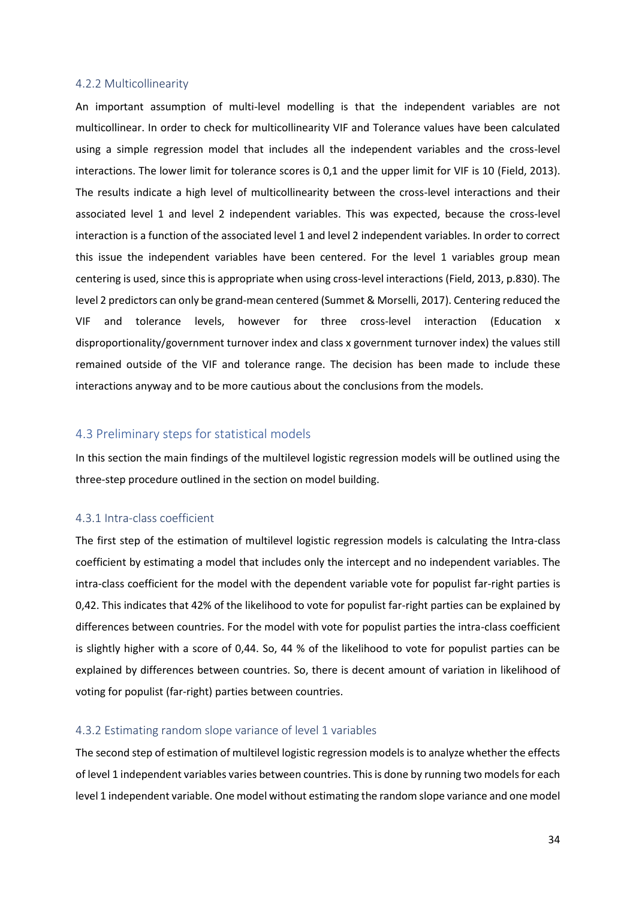### 4.2.2 Multicollinearity

An important assumption of multi-level modelling is that the independent variables are not multicollinear. In order to check for multicollinearity VIF and Tolerance values have been calculated using a simple regression model that includes all the independent variables and the cross-level interactions. The lower limit for tolerance scores is 0,1 and the upper limit for VIF is 10 (Field, 2013). The results indicate a high level of multicollinearity between the cross-level interactions and their associated level 1 and level 2 independent variables. This was expected, because the cross-level interaction is a function of the associated level 1 and level 2 independent variables. In order to correct this issue the independent variables have been centered. For the level 1 variables group mean centering is used, since this is appropriate when using cross-level interactions (Field, 2013, p.830). The level 2 predictors can only be grand-mean centered (Summet & Morselli, 2017). Centering reduced the VIF and tolerance levels, however for three cross-level interaction (Education x disproportionality/government turnover index and class x government turnover index) the values still remained outside of the VIF and tolerance range. The decision has been made to include these interactions anyway and to be more cautious about the conclusions from the models.

## 4.3 Preliminary steps for statistical models

In this section the main findings of the multilevel logistic regression models will be outlined using the three-step procedure outlined in the section on model building.

### 4.3.1 Intra-class coefficient

The first step of the estimation of multilevel logistic regression models is calculating the Intra-class coefficient by estimating a model that includes only the intercept and no independent variables. The intra-class coefficient for the model with the dependent variable vote for populist far-right parties is 0,42. This indicates that 42% of the likelihood to vote for populist far-right parties can be explained by differences between countries. For the model with vote for populist parties the intra-class coefficient is slightly higher with a score of 0,44. So, 44 % of the likelihood to vote for populist parties can be explained by differences between countries. So, there is decent amount of variation in likelihood of voting for populist (far-right) parties between countries.

### 4.3.2 Estimating random slope variance of level 1 variables

The second step of estimation of multilevel logistic regression models is to analyze whether the effects of level 1 independent variables varies between countries. This is done by running two models for each level 1 independent variable. One model without estimating the random slope variance and one model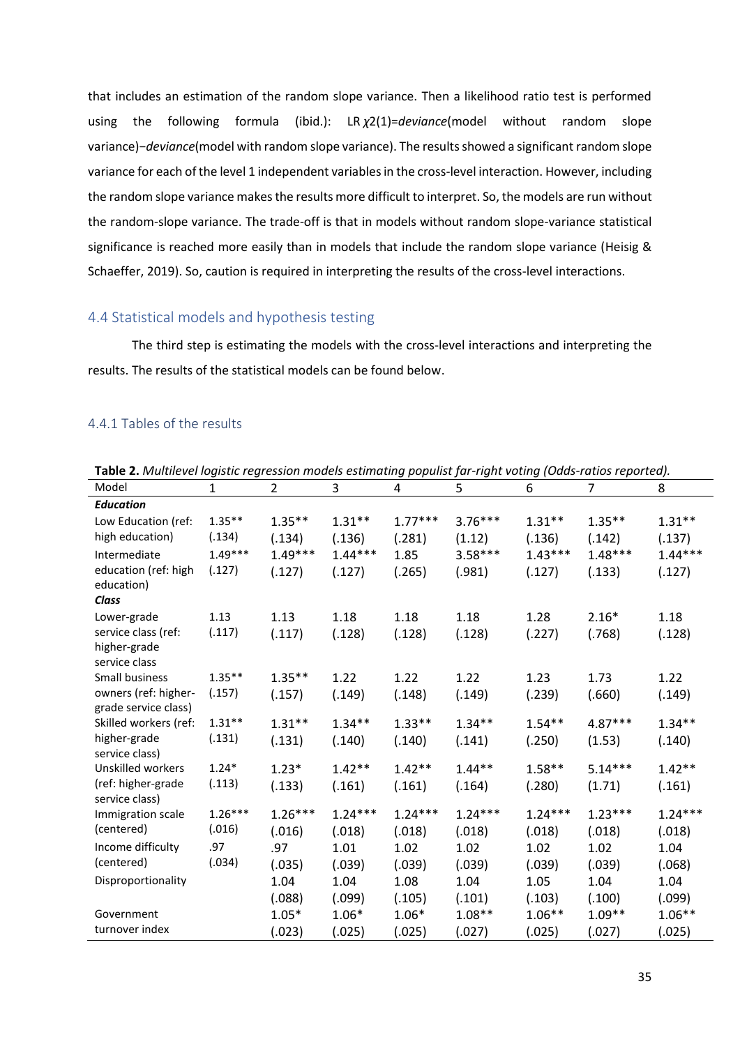that includes an estimation of the random slope variance. Then a likelihood ratio test is performed using the following formula (ibid.): LR $\chi2(1)$=*deviance*(model without random slope variance)−*deviance*(model with random slope variance). The results showed a significant random slope variance for each of the level 1 independent variables in the cross-level interaction. However, including the random slope variance makes the results more difficult to interpret. So, the models are run without the random-slope variance. The trade-off is that in models without random slope-variance statistical significance is reached more easily than in models that include the random slope variance (Heisig & Schaeffer, 2019). So, caution is required in interpreting the results of the cross-level interactions.

## 4.4 Statistical models and hypothesis testing

The third step is estimating the models with the cross-level interactions and interpreting the results. The results of the statistical models can be found below.

### 4.4.1 Tables of the results

**Table 2.** *Multilevel logistic regression models estimating populist far-right voting (Odds-ratios reported).*

| Model | 1 | 2 | 3 | 4 | 5 | 6 | 7 | 8 |
|---|---|---|---|---|---|---|---|---|
| ***Education*** | | | | | | | | |
| Low Education (ref: high education) | 1.35** (.134) | 1.35** (.134) | 1.31** (.136) | 1.77*** (.281) | 3.76*** (1.12) | 1.31** (.136) | 1.35** (.142) | 1.31** (.137) |
| Intermediate education (ref: high education) | 1.49*** (.127) | 1.49*** (.127) | 1.44*** (.127) | 1.85 (.265) | 3.58*** (.981) | 1.43*** (.127) | 1.48*** (.133) | 1.44*** (.127) |
| ***Class*** | | | | | | | | |
| Lower-grade service class (ref: higher-grade service class | 1.13 (.117) | 1.13 (.117) | 1.18 (.128) | 1.18 (.128) | 1.18 (.128) | 1.28 (.227) | 2.16* (.768) | 1.18 (.128) |
| Small business owners (ref: higher-grade service class) | 1.35** (.157) | 1.35** (.157) | 1.22 (.149) | 1.22 (.148) | 1.22 (.149) | 1.23 (.239) | 1.73 (.660) | 1.22 (.149) |
| Skilled workers (ref: higher-grade service class) | 1.31** (.131) | 1.31** (.131) | 1.34** (.140) | 1.33** (.140) | 1.34** (.141) | 1.54** (.250) | 4.87*** (1.53) | 1.34** (.140) |
| Unskilled workers (ref: higher-grade service class) | 1.24* (.113) | 1.23* (.133) | 1.42** (.161) | 1.42** (.161) | 1.44** (.164) | 1.58** (.280) | 5.14*** (1.71) | 1.42** (.161) |
| Immigration scale (centered) | 1.26*** (.016) | 1.26*** (.016) | 1.24*** (.018) | 1.24*** (.018) | 1.24*** (.018) | 1.24*** (.018) | 1.23*** (.018) | 1.24*** (.018) |
| Income difficulty (centered) | .97 (.034) | .97 (.035) | 1.01 (.039) | 1.02 (.039) | 1.02 (.039) | 1.02 (.039) | 1.02 (.039) | 1.04 (.068) |
| Disproportionality | | 1.04 (.088) | 1.04 (.099) | 1.08 (.105) | 1.04 (.101) | 1.05 (.103) | 1.04 (.100) | 1.04 (.099) |
| Government turnover index | | 1.05* (.023) | 1.06* (.025) | 1.06* (.025) | 1.08** (.027) | 1.06** (.025) | 1.09** (.027) | 1.06** (.025) |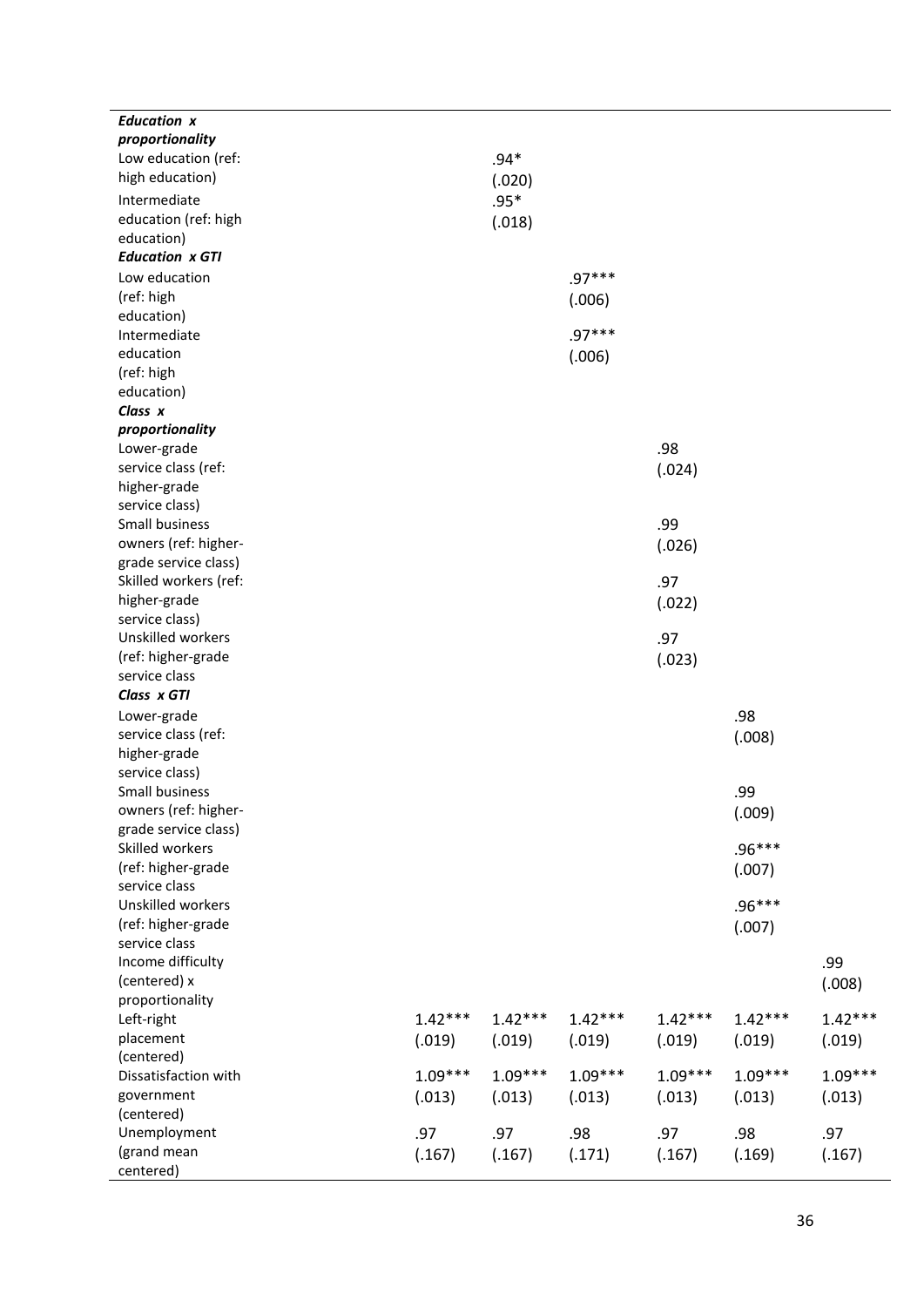| | | | | | | |
|---|---|---|---|---|---|---|
| ***Education x proportionality*** | | | | | | |
| Low education (ref: high education) | | .94* (.020) | | | | |
| Intermediate education (ref: high education) | | .95* (.018) | | | | |
| ***Education x GTI*** | | | | | | |
| Low education (ref: high education) | | | .97*** (.006) | | | |
| Intermediate education (ref: high education) | | | .97*** (.006) | | | |
| ***Class x proportionality*** | | | | | | |
| Lower-grade service class (ref: higher-grade service class) | | | | .98 (.024) | | |
| Small business owners (ref: higher-grade service class) | | | | .99 (.026) | | |
| Skilled workers (ref: higher-grade service class) | | | | .97 (.022) | | |
| Unskilled workers (ref: higher-grade service class | | | | .97 (.023) | | |
| ***Class x GTI*** | | | | | | |
| Lower-grade service class (ref: higher-grade service class) | | | | | .98 (.008) | |
| Small business owners (ref: higher-grade service class) | | | | | .99 (.009) | |
| Skilled workers (ref: higher-grade service class | | | | | .96*** (.007) | |
| Unskilled workers (ref: higher-grade service class | | | | | .96*** (.007) | |
| Income difficulty (centered) x proportionality | | | | | | .99 (.008) |
| Left-right placement (centered) | 1.42*** (.019) | 1.42*** (.019) | 1.42*** (.019) | 1.42*** (.019) | 1.42*** (.019) | 1.42*** (.019) |
| Dissatisfaction with government (centered) | 1.09*** (.013) | 1.09*** (.013) | 1.09*** (.013) | 1.09*** (.013) | 1.09*** (.013) | 1.09*** (.013) |
| Unemployment (grand mean centered) | .97 (.167) | .97 (.167) | .98 (.171) | .97 (.167) | .98 (.169) | .97 (.167) |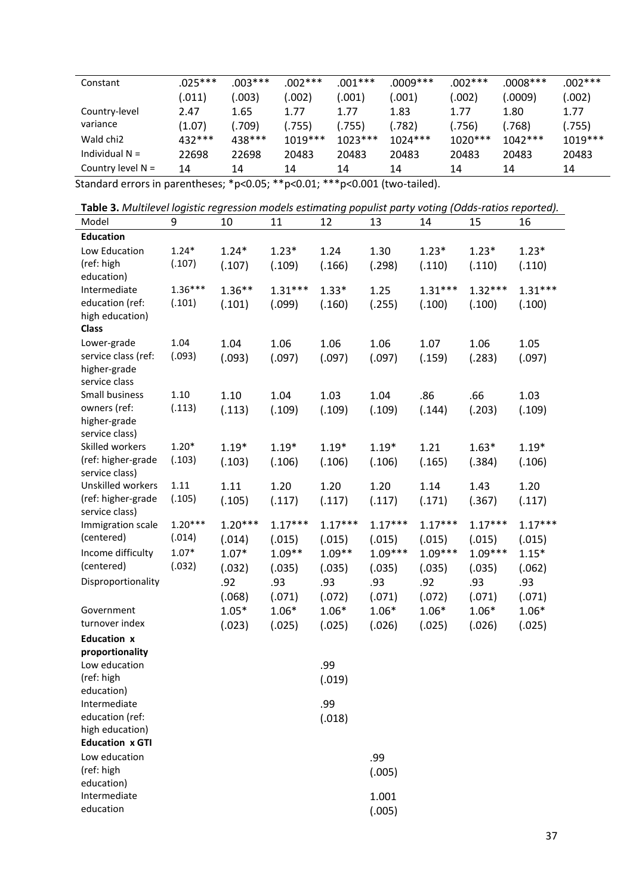| Constant | .025*** | .003*** | .002*** | .001*** | .0009*** | .002*** | .0008*** | .002*** |
|---|---|---|---|---|---|---|---|---|
| | (.011) | (.003) | (.002) | (.001) | (.001) | (.002) | (.0009) | (.002) |
| Country-level variance | 2.47 | 1.65 | 1.77 | 1.77 | 1.83 | 1.77 | 1.80 | 1.77 |
| | (1.07) | (.709) | (.755) | (.755) | (.782) | (.756) | (.768) | (.755) |
| Wald chi2 | 432*** | 438*** | 1019*** | 1023*** | 1024*** | 1020*** | 1042*** | 1019*** |
| Individual N = | 22698 | 22698 | 20483 | 20483 | 20483 | 20483 | 20483 | 20483 |
| Country level N = | 14 | 14 | 14 | 14 | 14 | 14 | 14 | 14 |

Standard errors in parentheses; *p<0.05; **p<0.01; ***p<0.001 (two-tailed).

**Table 3.** *Multilevel logistic regression models estimating populist party voting (Odds-ratios reported).*

| Model | 9 | 10 | 11 | 12 | 13 | 14 | 15 | 16 |
|---|---|---|---|---|---|---|---|---|
| **Education** | | | | | | | | |
| Low Education (ref: high education) | 1.24* | 1.24* | 1.23* | 1.24 | 1.30 | 1.23* | 1.23* | 1.23* |
| | (.107) | (.107) | (.109) | (.166) | (.298) | (.110) | (.110) | (.110) |
| Intermediate education (ref: high education) | 1.36*** | 1.36** | 1.31*** | 1.33* | 1.25 | 1.31*** | 1.32*** | 1.31*** |
| | (.101) | (.101) | (.099) | (.160) | (.255) | (.100) | (.100) | (.100) |
| **Class** | | | | | | | | |
| Lower-grade service class (ref: higher-grade service class | 1.04 | 1.04 | 1.06 | 1.06 | 1.06 | 1.07 | 1.06 | 1.05 |
| | (.093) | (.093) | (.097) | (.097) | (.097) | (.159) | (.283) | (.097) |
| Small business owners (ref: higher-grade service class) | 1.10 | 1.10 | 1.04 | 1.03 | 1.04 | .86 | .66 | 1.03 |
| | (.113) | (.113) | (.109) | (.109) | (.109) | (.144) | (.203) | (.109) |
| Skilled workers (ref: higher-grade service class) | 1.20* | 1.19* | 1.19* | 1.19* | 1.19* | 1.21 | 1.63* | 1.19* |
| | (.103) | (.103) | (.106) | (.106) | (.106) | (.165) | (.384) | (.106) |
| Unskilled workers (ref: higher-grade service class) | 1.11 | 1.11 | 1.20 | 1.20 | 1.20 | 1.14 | 1.43 | 1.20 |
| | (.105) | (.105) | (.117) | (.117) | (.117) | (.171) | (.367) | (.117) |
| Immigration scale (centered) | 1.20*** | 1.20*** | 1.17*** | 1.17*** | 1.17*** | 1.17*** | 1.17*** | 1.17*** |
| | (.014) | (.014) | (.015) | (.015) | (.015) | (.015) | (.015) | (.015) |
| Income difficulty (centered) | 1.07* | 1.07* | 1.09** | 1.09** | 1.09*** | 1.09*** | 1.09*** | 1.15* |
| | (.032) | (.032) | (.035) | (.035) | (.035) | (.035) | (.035) | (.062) |
| Disproportionality | | .92 | .93 | .93 | .93 | .92 | .93 | .93 |
| | | (.068) | (.071) | (.072) | (.071) | (.072) | (.071) | (.071) |
| Government turnover index | | 1.05* | 1.06* | 1.06* | 1.06* | 1.06* | 1.06* | 1.06* |
| | | (.023) | (.025) | (.025) | (.026) | (.025) | (.026) | (.025) |
| **Education x proportionality** | | | | | | | | |
| Low education (ref: high education) | | | | .99 | | | | |
| | | | | (.019) | | | | |
| Intermediate education (ref: high education) | | | | .99 | | | | |
| | | | | (.018) | | | | |
| **Education x GTI** | | | | | | | | |
| Low education (ref: high education) | | | | | .99 | | | |
| | | | | | (.005) | | | |
| Intermediate education | | | | | 1.001 | | | |
| | | | | | (.005) | | | |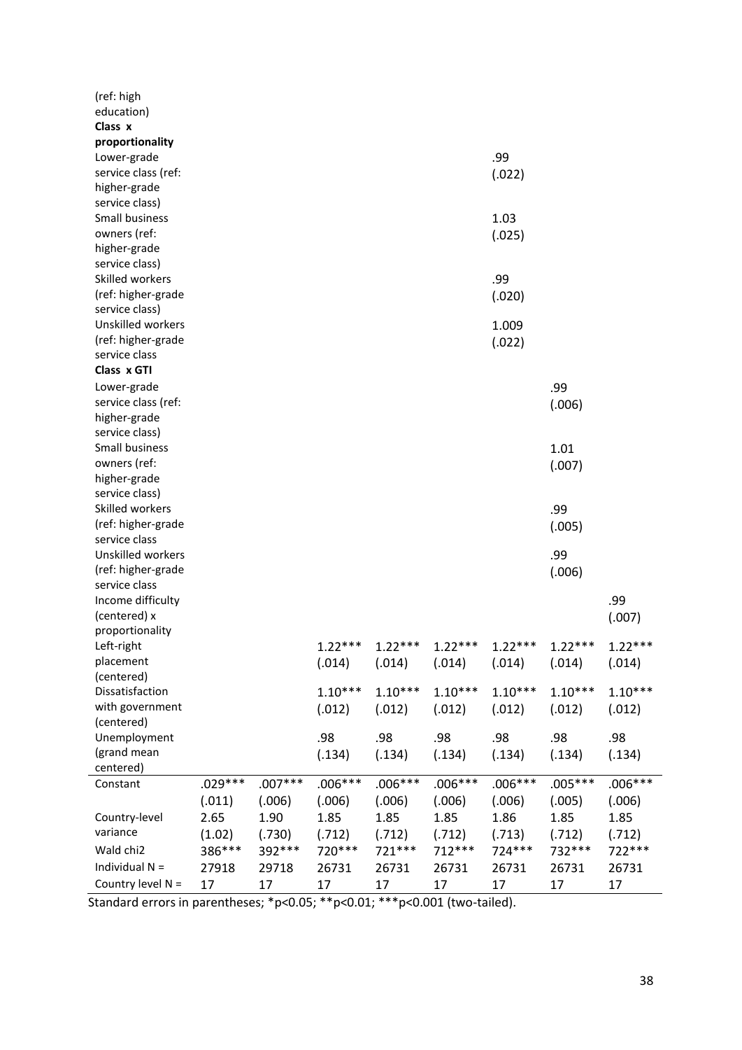| | | | | | | | | |
|---|---|---|---|---|---|---|---|---|
| (ref: high education) | | | | | | | | |
| **Class x proportionality** | | | | | | | | |
| Lower-grade service class (ref: higher-grade service class) | | | | | | .99 (.022) | | |
| Small business owners (ref: higher-grade service class) | | | | | | 1.03 (.025) | | |
| Skilled workers (ref: higher-grade service class) | | | | | | .99 (.020) | | |
| Unskilled workers (ref: higher-grade service class | | | | | | 1.009 (.022) | | |
| **Class x GTI** | | | | | | | | |
| Lower-grade service class (ref: higher-grade service class) | | | | | | | .99 (.006) | |
| Small business owners (ref: higher-grade service class) | | | | | | | 1.01 (.007) | |
| Skilled workers (ref: higher-grade service class | | | | | | | .99 (.005) | |
| Unskilled workers (ref: higher-grade service class | | | | | | | .99 (.006) | |
| Income difficulty (centered) x proportionality | | | | | | | | .99 (.007) |
| Left-right placement (centered) | | | 1.22*** (.014) | 1.22*** (.014) | 1.22*** (.014) | 1.22*** (.014) | 1.22*** (.014) | 1.22*** (.014) |
| Dissatisfaction with government (centered) | | | 1.10*** (.012) | 1.10*** (.012) | 1.10*** (.012) | 1.10*** (.012) | 1.10*** (.012) | 1.10*** (.012) |
| Unemployment (grand mean centered) | | | .98 (.134) | .98 (.134) | .98 (.134) | .98 (.134) | .98 (.134) | .98 (.134) |
| Constant | .029*** (.011) | .007*** (.006) | .006*** (.006) | .006*** (.006) | .006*** (.006) | .006*** (.006) | .005*** (.005) | .006*** (.006) |
| Country-level variance | 2.65 (1.02) | 1.90 (.730) | 1.85 (.712) | 1.85 (.712) | 1.85 (.712) | 1.86 (.713) | 1.85 (.712) | 1.85 (.712) |
| Wald chi2 | 386*** | 392*** | 720*** | 721*** | 712*** | 724*** | 732*** | 722*** |
| Individual N = | 27918 | 29718 | 26731 | 26731 | 26731 | 26731 | 26731 | 26731 |
| Country level N = | 17 | 17 | 17 | 17 | 17 | 17 | 17 | 17 |

Standard errors in parentheses; *p<0.05; **p<0.01; ***p<0.001 (two-tailed).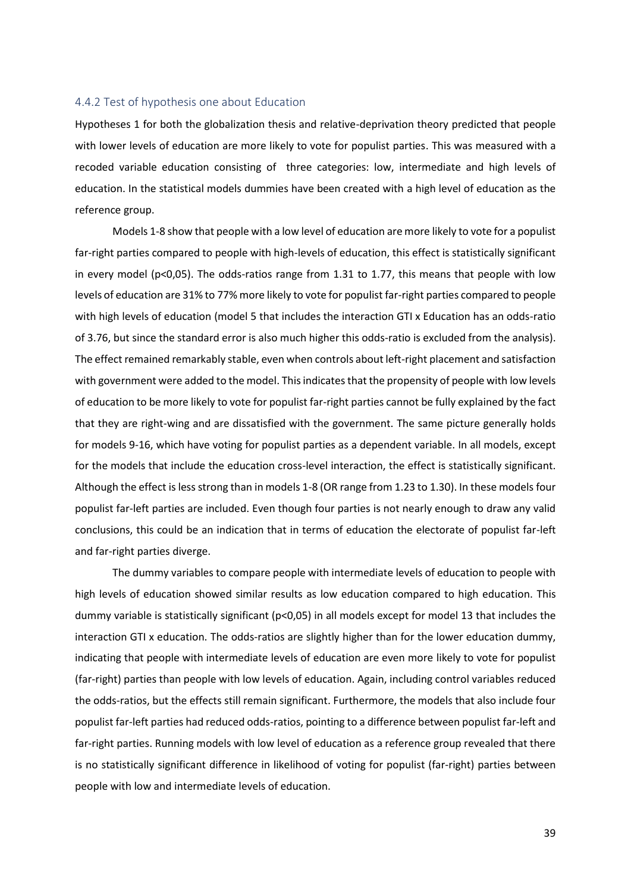### 4.4.2 Test of hypothesis one about Education

Hypotheses 1 for both the globalization thesis and relative-deprivation theory predicted that people with lower levels of education are more likely to vote for populist parties. This was measured with a recoded variable education consisting of three categories: low, intermediate and high levels of education. In the statistical models dummies have been created with a high level of education as the reference group.

Models 1-8 show that people with a low level of education are more likely to vote for a populist far-right parties compared to people with high-levels of education, this effect is statistically significant in every model ($p<0,05$). The odds-ratios range from 1.31 to 1.77, this means that people with low levels of education are 31% to 77% more likely to vote for populist far-right parties compared to people with high levels of education (model 5 that includes the interaction GTI x Education has an odds-ratio of 3.76, but since the standard error is also much higher this odds-ratio is excluded from the analysis). The effect remained remarkably stable, even when controls about left-right placement and satisfaction with government were added to the model. This indicates that the propensity of people with low levels of education to be more likely to vote for populist far-right parties cannot be fully explained by the fact that they are right-wing and are dissatisfied with the government. The same picture generally holds for models 9-16, which have voting for populist parties as a dependent variable. In all models, except for the models that include the education cross-level interaction, the effect is statistically significant. Although the effect is less strong than in models 1-8 (OR range from 1.23 to 1.30). In these models four populist far-left parties are included. Even though four parties is not nearly enough to draw any valid conclusions, this could be an indication that in terms of education the electorate of populist far-left and far-right parties diverge.

The dummy variables to compare people with intermediate levels of education to people with high levels of education showed similar results as low education compared to high education. This dummy variable is statistically significant ($p<0,05$) in all models except for model 13 that includes the interaction GTI x education. The odds-ratios are slightly higher than for the lower education dummy, indicating that people with intermediate levels of education are even more likely to vote for populist (far-right) parties than people with low levels of education. Again, including control variables reduced the odds-ratios, but the effects still remain significant. Furthermore, the models that also include four populist far-left parties had reduced odds-ratios, pointing to a difference between populist far-left and far-right parties. Running models with low level of education as a reference group revealed that there is no statistically significant difference in likelihood of voting for populist (far-right) parties between people with low and intermediate levels of education.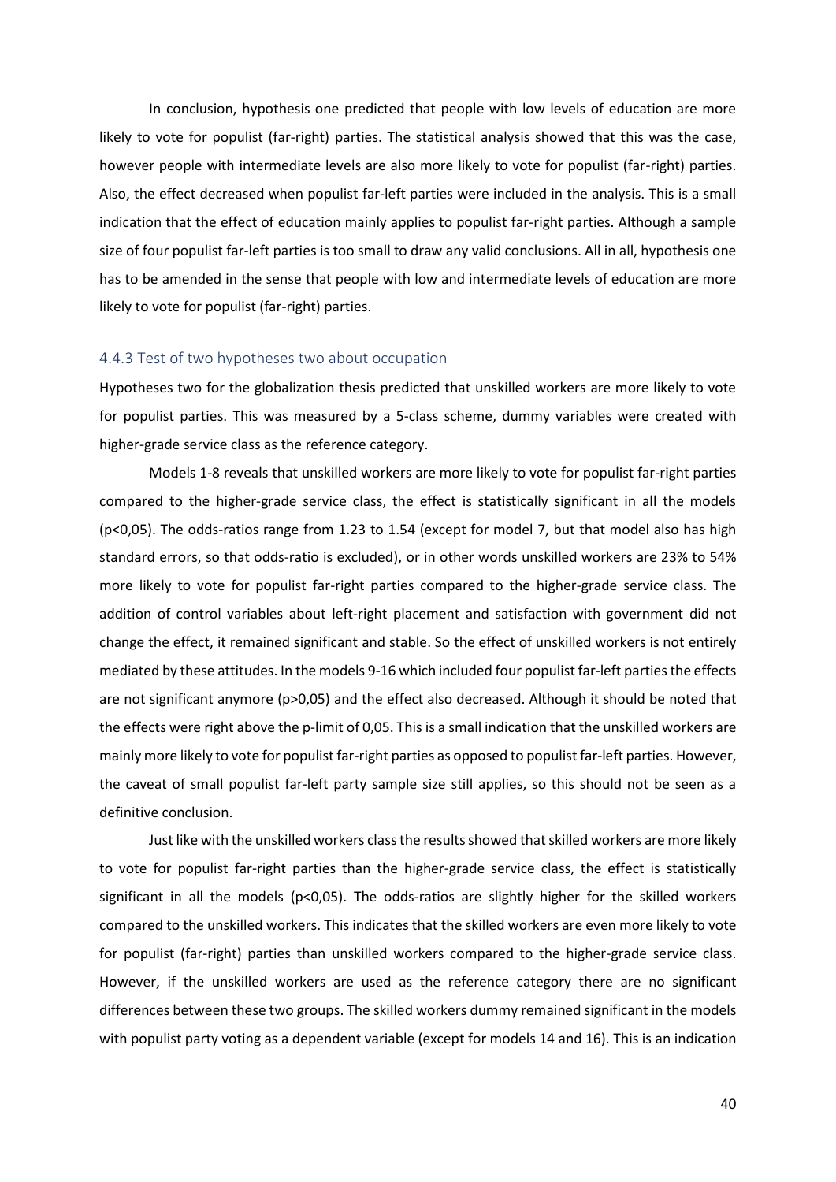In conclusion, hypothesis one predicted that people with low levels of education are more likely to vote for populist (far-right) parties. The statistical analysis showed that this was the case, however people with intermediate levels are also more likely to vote for populist (far-right) parties. Also, the effect decreased when populist far-left parties were included in the analysis. This is a small indication that the effect of education mainly applies to populist far-right parties. Although a sample size of four populist far-left parties is too small to draw any valid conclusions. All in all, hypothesis one has to be amended in the sense that people with low and intermediate levels of education are more likely to vote for populist (far-right) parties.

### 4.4.3 Test of two hypotheses two about occupation

Hypotheses two for the globalization thesis predicted that unskilled workers are more likely to vote for populist parties. This was measured by a 5-class scheme, dummy variables were created with higher-grade service class as the reference category.

Models 1-8 reveals that unskilled workers are more likely to vote for populist far-right parties compared to the higher-grade service class, the effect is statistically significant in all the models ($p<0,05$). The odds-ratios range from 1.23 to 1.54 (except for model 7, but that model also has high standard errors, so that odds-ratio is excluded), or in other words unskilled workers are 23% to 54% more likely to vote for populist far-right parties compared to the higher-grade service class. The addition of control variables about left-right placement and satisfaction with government did not change the effect, it remained significant and stable. So the effect of unskilled workers is not entirely mediated by these attitudes. In the models 9-16 which included four populist far-left parties the effects are not significant anymore ($p>0,05$) and the effect also decreased. Although it should be noted that the effects were right above the p-limit of 0,05. This is a small indication that the unskilled workers are mainly more likely to vote for populist far-right parties as opposed to populist far-left parties. However, the caveat of small populist far-left party sample size still applies, so this should not be seen as a definitive conclusion.

Just like with the unskilled workers class the results showed that skilled workers are more likely to vote for populist far-right parties than the higher-grade service class, the effect is statistically significant in all the models ($p<0,05$). The odds-ratios are slightly higher for the skilled workers compared to the unskilled workers. This indicates that the skilled workers are even more likely to vote for populist (far-right) parties than unskilled workers compared to the higher-grade service class. However, if the unskilled workers are used as the reference category there are no significant differences between these two groups. The skilled workers dummy remained significant in the models with populist party voting as a dependent variable (except for models 14 and 16). This is an indication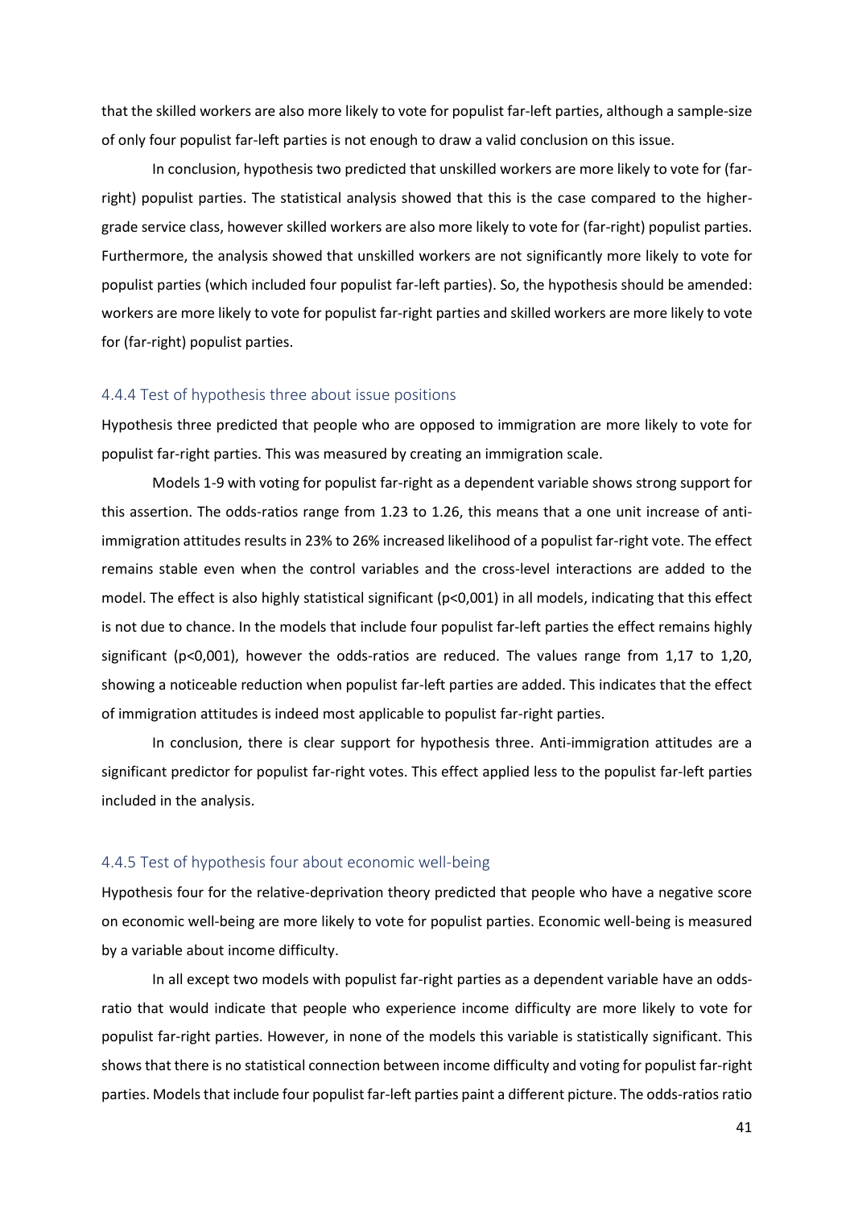that the skilled workers are also more likely to vote for populist far-left parties, although a sample-size of only four populist far-left parties is not enough to draw a valid conclusion on this issue.

In conclusion, hypothesis two predicted that unskilled workers are more likely to vote for (far-right) populist parties. The statistical analysis showed that this is the case compared to the higher-grade service class, however skilled workers are also more likely to vote for (far-right) populist parties. Furthermore, the analysis showed that unskilled workers are not significantly more likely to vote for populist parties (which included four populist far-left parties). So, the hypothesis should be amended: workers are more likely to vote for populist far-right parties and skilled workers are more likely to vote for (far-right) populist parties.

### 4.4.4 Test of hypothesis three about issue positions

Hypothesis three predicted that people who are opposed to immigration are more likely to vote for populist far-right parties. This was measured by creating an immigration scale.

Models 1-9 with voting for populist far-right as a dependent variable shows strong support for this assertion. The odds-ratios range from 1.23 to 1.26, this means that a one unit increase of anti-immigration attitudes results in 23% to 26% increased likelihood of a populist far-right vote. The effect remains stable even when the control variables and the cross-level interactions are added to the model. The effect is also highly statistical significant ($p<0{,}001$) in all models, indicating that this effect is not due to chance. In the models that include four populist far-left parties the effect remains highly significant ($p<0{,}001$), however the odds-ratios are reduced. The values range from 1,17 to 1,20, showing a noticeable reduction when populist far-left parties are added. This indicates that the effect of immigration attitudes is indeed most applicable to populist far-right parties.

In conclusion, there is clear support for hypothesis three. Anti-immigration attitudes are a significant predictor for populist far-right votes. This effect applied less to the populist far-left parties included in the analysis.

### 4.4.5 Test of hypothesis four about economic well-being

Hypothesis four for the relative-deprivation theory predicted that people who have a negative score on economic well-being are more likely to vote for populist parties. Economic well-being is measured by a variable about income difficulty.

In all except two models with populist far-right parties as a dependent variable have an odds-ratio that would indicate that people who experience income difficulty are more likely to vote for populist far-right parties. However, in none of the models this variable is statistically significant. This shows that there is no statistical connection between income difficulty and voting for populist far-right parties. Models that include four populist far-left parties paint a different picture. The odds-ratios ratio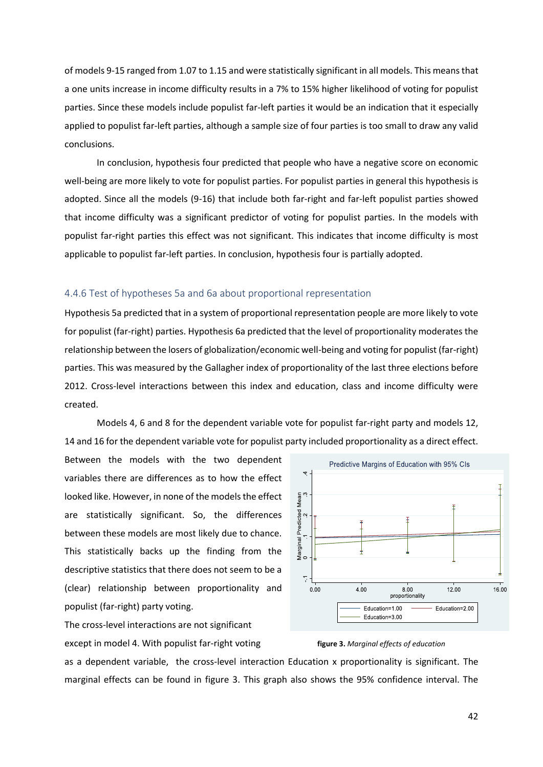of models 9-15 ranged from 1.07 to 1.15 and were statistically significant in all models. This means that a one units increase in income difficulty results in a 7% to 15% higher likelihood of voting for populist parties. Since these models include populist far-left parties it would be an indication that it especially applied to populist far-left parties, although a sample size of four parties is too small to draw any valid conclusions.

In conclusion, hypothesis four predicted that people who have a negative score on economic well-being are more likely to vote for populist parties. For populist parties in general this hypothesis is adopted. Since all the models (9-16) that include both far-right and far-left populist parties showed that income difficulty was a significant predictor of voting for populist parties. In the models with populist far-right parties this effect was not significant. This indicates that income difficulty is most applicable to populist far-left parties. In conclusion, hypothesis four is partially adopted.

### 4.4.6 Test of hypotheses 5a and 6a about proportional representation

Hypothesis 5a predicted that in a system of proportional representation people are more likely to vote for populist (far-right) parties. Hypothesis 6a predicted that the level of proportionality moderates the relationship between the losers of globalization/economic well-being and voting for populist (far-right) parties. This was measured by the Gallagher index of proportionality of the last three elections before 2012. Cross-level interactions between this index and education, class and income difficulty were created.

Models 4, 6 and 8 for the dependent variable vote for populist far-right party and models 12, 14 and 16 for the dependent variable vote for populist party included proportionality as a direct effect. Between the models with the two dependent variables there are differences as to how the effect looked like. However, in none of the models the effect are statistically significant. So, the differences between these models are most likely due to chance. This statistically backs up the finding from the descriptive statistics that there does not seem to be a (clear) relationship between proportionality and populist (far-right) party voting.

The cross-level interactions are not significant except in model 4. With populist far-right voting as a dependent variable, the cross-level interaction Education x proportionality is significant. The marginal effects can be found in figure 3. This graph also shows the 95% confidence interval. The

**figure 3.** *Marginal effects of education*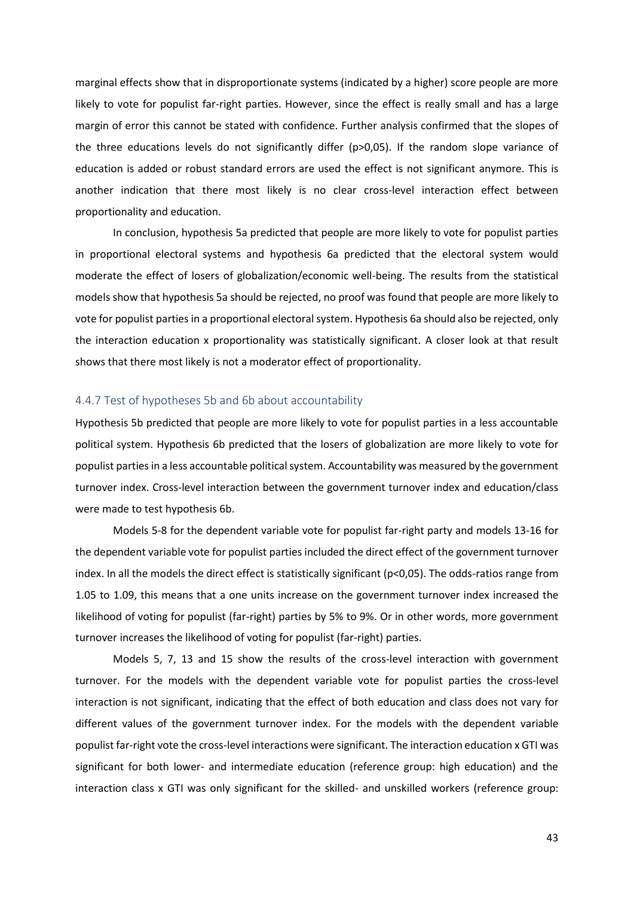marginal effects show that in disproportionate systems (indicated by a higher) score people are more likely to vote for populist far-right parties. However, since the effect is really small and has a large margin of error this cannot be stated with confidence. Further analysis confirmed that the slopes of the three educations levels do not significantly differ ($p>0{,}05$). If the random slope variance of education is added or robust standard errors are used the effect is not significant anymore. This is another indication that there most likely is no clear cross-level interaction effect between proportionality and education.

In conclusion, hypothesis 5a predicted that people are more likely to vote for populist parties in proportional electoral systems and hypothesis 6a predicted that the electoral system would moderate the effect of losers of globalization/economic well-being. The results from the statistical models show that hypothesis 5a should be rejected, no proof was found that people are more likely to vote for populist parties in a proportional electoral system. Hypothesis 6a should also be rejected, only the interaction education x proportionality was statistically significant. A closer look at that result shows that there most likely is not a moderator effect of proportionality.

### 4.4.7 Test of hypotheses 5b and 6b about accountability

Hypothesis 5b predicted that people are more likely to vote for populist parties in a less accountable political system. Hypothesis 6b predicted that the losers of globalization are more likely to vote for populist parties in a less accountable political system. Accountability was measured by the government turnover index. Cross-level interaction between the government turnover index and education/class were made to test hypothesis 6b.

Models 5-8 for the dependent variable vote for populist far-right party and models 13-16 for the dependent variable vote for populist parties included the direct effect of the government turnover index. In all the models the direct effect is statistically significant ($p<0{,}05$). The odds-ratios range from 1.05 to 1.09, this means that a one units increase on the government turnover index increased the likelihood of voting for populist (far-right) parties by 5% to 9%. Or in other words, more government turnover increases the likelihood of voting for populist (far-right) parties.

Models 5, 7, 13 and 15 show the results of the cross-level interaction with government turnover. For the models with the dependent variable vote for populist parties the cross-level interaction is not significant, indicating that the effect of both education and class does not vary for different values of the government turnover index. For the models with the dependent variable populist far-right vote the cross-level interactions were significant. The interaction education x GTI was significant for both lower- and intermediate education (reference group: high education) and the interaction class x GTI was only significant for the skilled- and unskilled workers (reference group: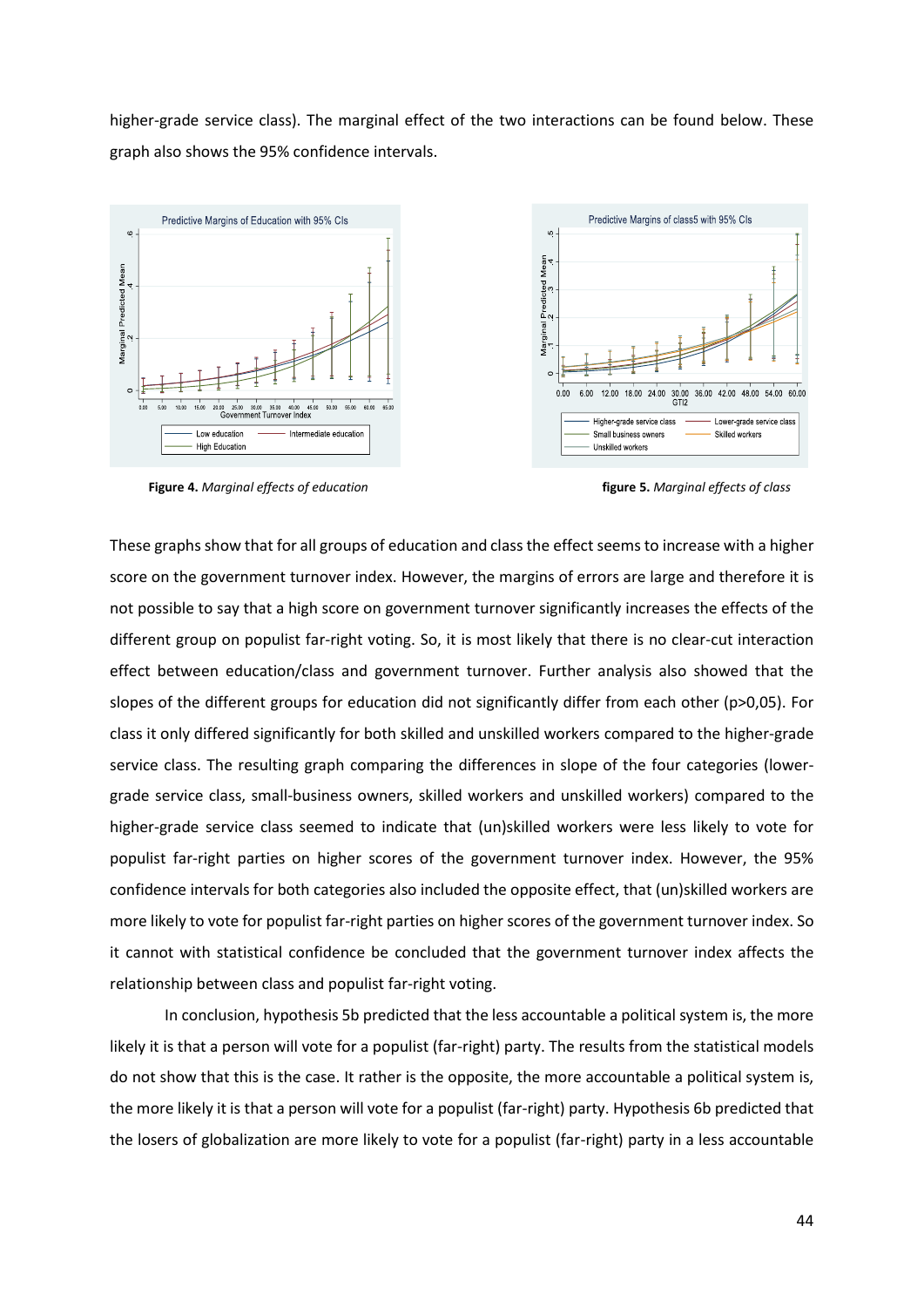higher-grade service class). The marginal effect of the two interactions can be found below. These graph also shows the 95% confidence intervals.

**Figure 4.** *Marginal effects of education*

**figure 5.** *Marginal effects of class*

These graphs show that for all groups of education and class the effect seems to increase with a higher score on the government turnover index. However, the margins of errors are large and therefore it is not possible to say that a high score on government turnover significantly increases the effects of the different group on populist far-right voting. So, it is most likely that there is no clear-cut interaction effect between education/class and government turnover. Further analysis also showed that the slopes of the different groups for education did not significantly differ from each other (p>0,05). For class it only differed significantly for both skilled and unskilled workers compared to the higher-grade service class. The resulting graph comparing the differences in slope of the four categories (lower-grade service class, small-business owners, skilled workers and unskilled workers) compared to the higher-grade service class seemed to indicate that (un)skilled workers were less likely to vote for populist far-right parties on higher scores of the government turnover index. However, the 95% confidence intervals for both categories also included the opposite effect, that (un)skilled workers are more likely to vote for populist far-right parties on higher scores of the government turnover index. So it cannot with statistical confidence be concluded that the government turnover index affects the relationship between class and populist far-right voting.

In conclusion, hypothesis 5b predicted that the less accountable a political system is, the more likely it is that a person will vote for a populist (far-right) party. The results from the statistical models do not show that this is the case. It rather is the opposite, the more accountable a political system is, the more likely it is that a person will vote for a populist (far-right) party. Hypothesis 6b predicted that the losers of globalization are more likely to vote for a populist (far-right) party in a less accountable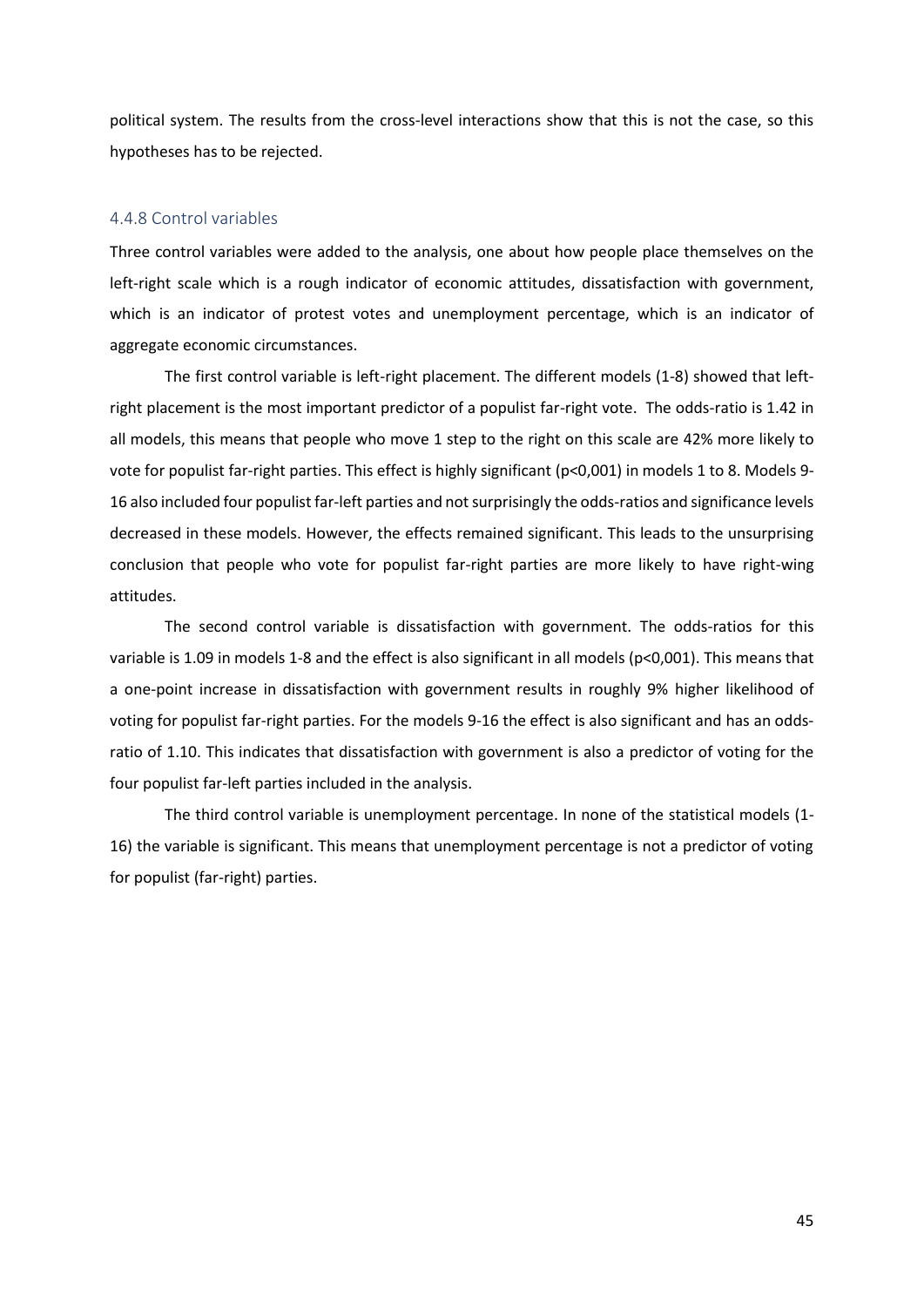political system. The results from the cross-level interactions show that this is not the case, so this hypotheses has to be rejected.

### 4.4.8 Control variables

Three control variables were added to the analysis, one about how people place themselves on the left-right scale which is a rough indicator of economic attitudes, dissatisfaction with government, which is an indicator of protest votes and unemployment percentage, which is an indicator of aggregate economic circumstances.

The first control variable is left-right placement. The different models (1-8) showed that left-right placement is the most important predictor of a populist far-right vote. The odds-ratio is 1.42 in all models, this means that people who move 1 step to the right on this scale are 42% more likely to vote for populist far-right parties. This effect is highly significant (p<0,001) in models 1 to 8. Models 9-16 also included four populist far-left parties and not surprisingly the odds-ratios and significance levels decreased in these models. However, the effects remained significant. This leads to the unsurprising conclusion that people who vote for populist far-right parties are more likely to have right-wing attitudes.

The second control variable is dissatisfaction with government. The odds-ratios for this variable is 1.09 in models 1-8 and the effect is also significant in all models (p<0,001). This means that a one-point increase in dissatisfaction with government results in roughly 9% higher likelihood of voting for populist far-right parties. For the models 9-16 the effect is also significant and has an odds-ratio of 1.10. This indicates that dissatisfaction with government is also a predictor of voting for the four populist far-left parties included in the analysis.

The third control variable is unemployment percentage. In none of the statistical models (1-16) the variable is significant. This means that unemployment percentage is not a predictor of voting for populist (far-right) parties.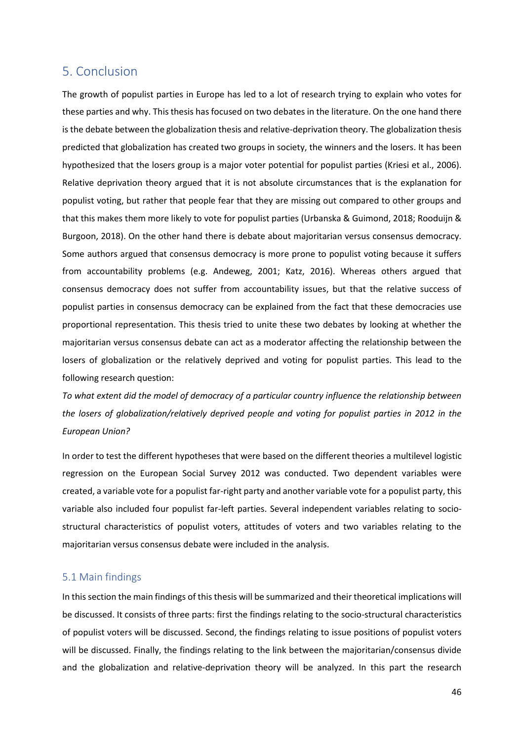# 5. Conclusion

The growth of populist parties in Europe has led to a lot of research trying to explain who votes for these parties and why. This thesis has focused on two debates in the literature. On the one hand there is the debate between the globalization thesis and relative-deprivation theory. The globalization thesis predicted that globalization has created two groups in society, the winners and the losers. It has been hypothesized that the losers group is a major voter potential for populist parties (Kriesi et al., 2006). Relative deprivation theory argued that it is not absolute circumstances that is the explanation for populist voting, but rather that people fear that they are missing out compared to other groups and that this makes them more likely to vote for populist parties (Urbanska & Guimond, 2018; Rooduijn & Burgoon, 2018). On the other hand there is debate about majoritarian versus consensus democracy. Some authors argued that consensus democracy is more prone to populist voting because it suffers from accountability problems (e.g. Andeweg, 2001; Katz, 2016). Whereas others argued that consensus democracy does not suffer from accountability issues, but that the relative success of populist parties in consensus democracy can be explained from the fact that these democracies use proportional representation. This thesis tried to unite these two debates by looking at whether the majoritarian versus consensus debate can act as a moderator affecting the relationship between the losers of globalization or the relatively deprived and voting for populist parties. This lead to the following research question:

*To what extent did the model of democracy of a particular country influence the relationship between the losers of globalization/relatively deprived people and voting for populist parties in 2012 in the European Union?*

In order to test the different hypotheses that were based on the different theories a multilevel logistic regression on the European Social Survey 2012 was conducted. Two dependent variables were created, a variable vote for a populist far-right party and another variable vote for a populist party, this variable also included four populist far-left parties. Several independent variables relating to socio-structural characteristics of populist voters, attitudes of voters and two variables relating to the majoritarian versus consensus debate were included in the analysis.

## 5.1 Main findings

In this section the main findings of this thesis will be summarized and their theoretical implications will be discussed. It consists of three parts: first the findings relating to the socio-structural characteristics of populist voters will be discussed. Second, the findings relating to issue positions of populist voters will be discussed. Finally, the findings relating to the link between the majoritarian/consensus divide and the globalization and relative-deprivation theory will be analyzed. In this part the research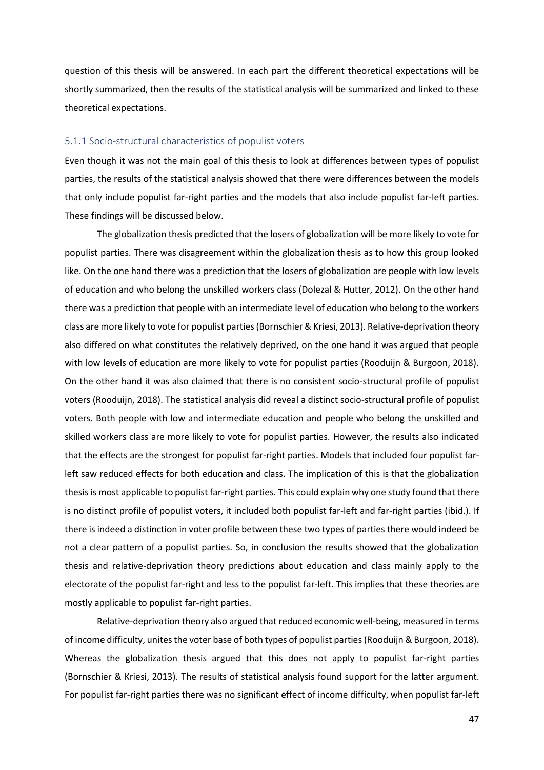question of this thesis will be answered. In each part the different theoretical expectations will be shortly summarized, then the results of the statistical analysis will be summarized and linked to these theoretical expectations.

### 5.1.1 Socio-structural characteristics of populist voters

Even though it was not the main goal of this thesis to look at differences between types of populist parties, the results of the statistical analysis showed that there were differences between the models that only include populist far-right parties and the models that also include populist far-left parties. These findings will be discussed below.

The globalization thesis predicted that the losers of globalization will be more likely to vote for populist parties. There was disagreement within the globalization thesis as to how this group looked like. On the one hand there was a prediction that the losers of globalization are people with low levels of education and who belong the unskilled workers class (Dolezal & Hutter, 2012). On the other hand there was a prediction that people with an intermediate level of education who belong to the workers class are more likely to vote for populist parties (Bornschier & Kriesi, 2013). Relative-deprivation theory also differed on what constitutes the relatively deprived, on the one hand it was argued that people with low levels of education are more likely to vote for populist parties (Rooduijn & Burgoon, 2018). On the other hand it was also claimed that there is no consistent socio-structural profile of populist voters (Rooduijn, 2018). The statistical analysis did reveal a distinct socio-structural profile of populist voters. Both people with low and intermediate education and people who belong the unskilled and skilled workers class are more likely to vote for populist parties. However, the results also indicated that the effects are the strongest for populist far-right parties. Models that included four populist far-left saw reduced effects for both education and class. The implication of this is that the globalization thesis is most applicable to populist far-right parties. This could explain why one study found that there is no distinct profile of populist voters, it included both populist far-left and far-right parties (ibid.). If there is indeed a distinction in voter profile between these two types of parties there would indeed be not a clear pattern of a populist parties. So, in conclusion the results showed that the globalization thesis and relative-deprivation theory predictions about education and class mainly apply to the electorate of the populist far-right and less to the populist far-left. This implies that these theories are mostly applicable to populist far-right parties.

Relative-deprivation theory also argued that reduced economic well-being, measured in terms of income difficulty, unites the voter base of both types of populist parties (Rooduijn & Burgoon, 2018). Whereas the globalization thesis argued that this does not apply to populist far-right parties (Bornschier & Kriesi, 2013). The results of statistical analysis found support for the latter argument. For populist far-right parties there was no significant effect of income difficulty, when populist far-left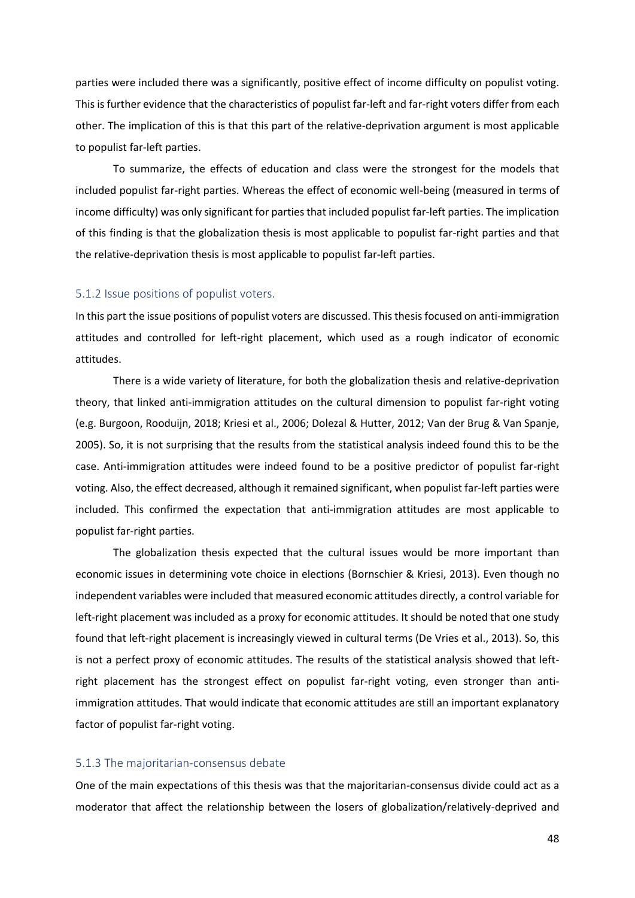parties were included there was a significantly, positive effect of income difficulty on populist voting. This is further evidence that the characteristics of populist far-left and far-right voters differ from each other. The implication of this is that this part of the relative-deprivation argument is most applicable to populist far-left parties.

To summarize, the effects of education and class were the strongest for the models that included populist far-right parties. Whereas the effect of economic well-being (measured in terms of income difficulty) was only significant for parties that included populist far-left parties. The implication of this finding is that the globalization thesis is most applicable to populist far-right parties and that the relative-deprivation thesis is most applicable to populist far-left parties.

### 5.1.2 Issue positions of populist voters.

In this part the issue positions of populist voters are discussed. This thesis focused on anti-immigration attitudes and controlled for left-right placement, which used as a rough indicator of economic attitudes.

There is a wide variety of literature, for both the globalization thesis and relative-deprivation theory, that linked anti-immigration attitudes on the cultural dimension to populist far-right voting (e.g. Burgoon, Rooduijn, 2018; Kriesi et al., 2006; Dolezal & Hutter, 2012; Van der Brug & Van Spanje, 2005). So, it is not surprising that the results from the statistical analysis indeed found this to be the case. Anti-immigration attitudes were indeed found to be a positive predictor of populist far-right voting. Also, the effect decreased, although it remained significant, when populist far-left parties were included. This confirmed the expectation that anti-immigration attitudes are most applicable to populist far-right parties.

The globalization thesis expected that the cultural issues would be more important than economic issues in determining vote choice in elections (Bornschier & Kriesi, 2013). Even though no independent variables were included that measured economic attitudes directly, a control variable for left-right placement was included as a proxy for economic attitudes. It should be noted that one study found that left-right placement is increasingly viewed in cultural terms (De Vries et al., 2013). So, this is not a perfect proxy of economic attitudes. The results of the statistical analysis showed that left-right placement has the strongest effect on populist far-right voting, even stronger than anti-immigration attitudes. That would indicate that economic attitudes are still an important explanatory factor of populist far-right voting.

### 5.1.3 The majoritarian-consensus debate

One of the main expectations of this thesis was that the majoritarian-consensus divide could act as a moderator that affect the relationship between the losers of globalization/relatively-deprived and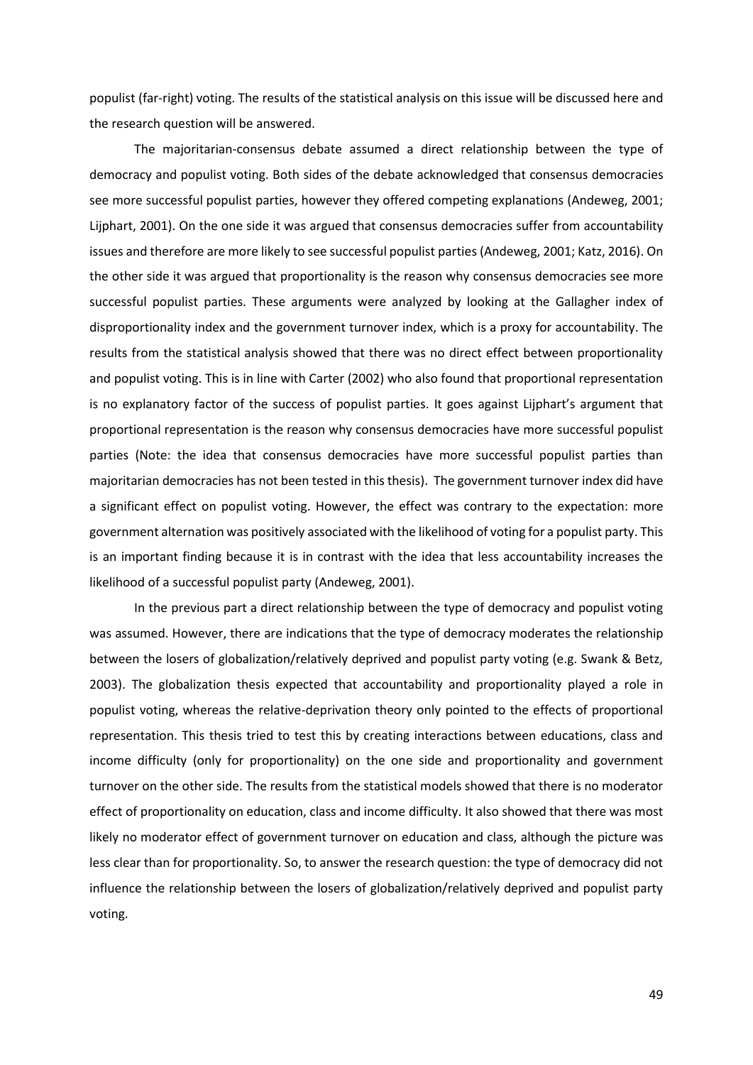populist (far-right) voting. The results of the statistical analysis on this issue will be discussed here and the research question will be answered.

The majoritarian-consensus debate assumed a direct relationship between the type of democracy and populist voting. Both sides of the debate acknowledged that consensus democracies see more successful populist parties, however they offered competing explanations (Andeweg, 2001; Lijphart, 2001). On the one side it was argued that consensus democracies suffer from accountability issues and therefore are more likely to see successful populist parties (Andeweg, 2001; Katz, 2016). On the other side it was argued that proportionality is the reason why consensus democracies see more successful populist parties. These arguments were analyzed by looking at the Gallagher index of disproportionality index and the government turnover index, which is a proxy for accountability. The results from the statistical analysis showed that there was no direct effect between proportionality and populist voting. This is in line with Carter (2002) who also found that proportional representation is no explanatory factor of the success of populist parties. It goes against Lijphart's argument that proportional representation is the reason why consensus democracies have more successful populist parties (Note: the idea that consensus democracies have more successful populist parties than majoritarian democracies has not been tested in this thesis). The government turnover index did have a significant effect on populist voting. However, the effect was contrary to the expectation: more government alternation was positively associated with the likelihood of voting for a populist party. This is an important finding because it is in contrast with the idea that less accountability increases the likelihood of a successful populist party (Andeweg, 2001).

In the previous part a direct relationship between the type of democracy and populist voting was assumed. However, there are indications that the type of democracy moderates the relationship between the losers of globalization/relatively deprived and populist party voting (e.g. Swank & Betz, 2003). The globalization thesis expected that accountability and proportionality played a role in populist voting, whereas the relative-deprivation theory only pointed to the effects of proportional representation. This thesis tried to test this by creating interactions between educations, class and income difficulty (only for proportionality) on the one side and proportionality and government turnover on the other side. The results from the statistical models showed that there is no moderator effect of proportionality on education, class and income difficulty. It also showed that there was most likely no moderator effect of government turnover on education and class, although the picture was less clear than for proportionality. So, to answer the research question: the type of democracy did not influence the relationship between the losers of globalization/relatively deprived and populist party voting.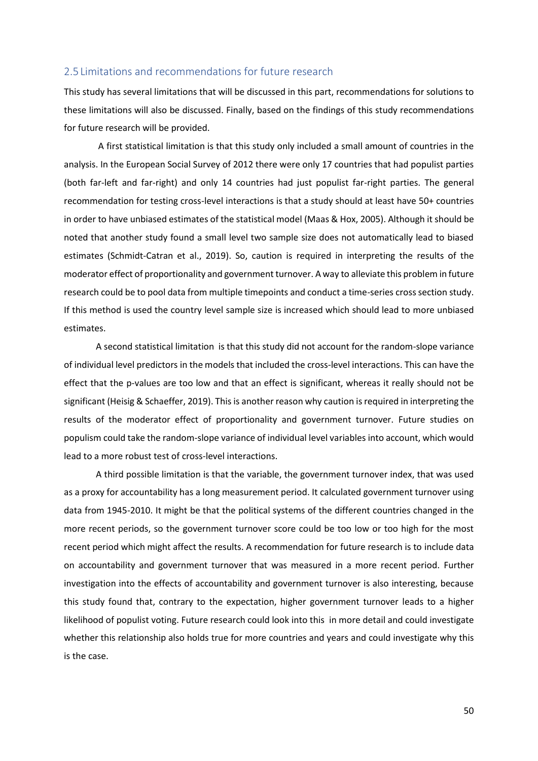## 2.5 Limitations and recommendations for future research

This study has several limitations that will be discussed in this part, recommendations for solutions to these limitations will also be discussed. Finally, based on the findings of this study recommendations for future research will be provided.

A first statistical limitation is that this study only included a small amount of countries in the analysis. In the European Social Survey of 2012 there were only 17 countries that had populist parties (both far-left and far-right) and only 14 countries had just populist far-right parties. The general recommendation for testing cross-level interactions is that a study should at least have 50+ countries in order to have unbiased estimates of the statistical model (Maas & Hox, 2005). Although it should be noted that another study found a small level two sample size does not automatically lead to biased estimates (Schmidt-Catran et al., 2019). So, caution is required in interpreting the results of the moderator effect of proportionality and government turnover. A way to alleviate this problem in future research could be to pool data from multiple timepoints and conduct a time-series cross section study. If this method is used the country level sample size is increased which should lead to more unbiased estimates.

A second statistical limitation is that this study did not account for the random-slope variance of individual level predictors in the models that included the cross-level interactions. This can have the effect that the p-values are too low and that an effect is significant, whereas it really should not be significant (Heisig & Schaeffer, 2019). This is another reason why caution is required in interpreting the results of the moderator effect of proportionality and government turnover. Future studies on populism could take the random-slope variance of individual level variables into account, which would lead to a more robust test of cross-level interactions.

A third possible limitation is that the variable, the government turnover index, that was used as a proxy for accountability has a long measurement period. It calculated government turnover using data from 1945-2010. It might be that the political systems of the different countries changed in the more recent periods, so the government turnover score could be too low or too high for the most recent period which might affect the results. A recommendation for future research is to include data on accountability and government turnover that was measured in a more recent period. Further investigation into the effects of accountability and government turnover is also interesting, because this study found that, contrary to the expectation, higher government turnover leads to a higher likelihood of populist voting. Future research could look into this in more detail and could investigate whether this relationship also holds true for more countries and years and could investigate why this is the case.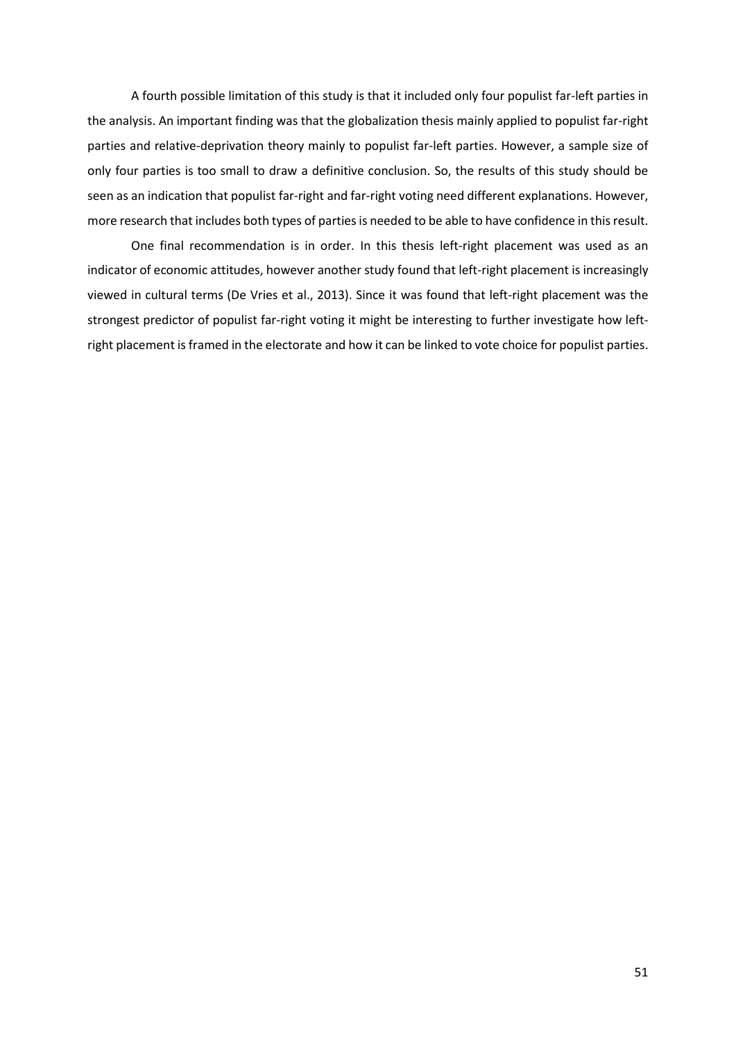A fourth possible limitation of this study is that it included only four populist far-left parties in the analysis. An important finding was that the globalization thesis mainly applied to populist far-right parties and relative-deprivation theory mainly to populist far-left parties. However, a sample size of only four parties is too small to draw a definitive conclusion. So, the results of this study should be seen as an indication that populist far-right and far-right voting need different explanations. However, more research that includes both types of parties is needed to be able to have confidence in this result.

One final recommendation is in order. In this thesis left-right placement was used as an indicator of economic attitudes, however another study found that left-right placement is increasingly viewed in cultural terms (De Vries et al., 2013). Since it was found that left-right placement was the strongest predictor of populist far-right voting it might be interesting to further investigate how left-right placement is framed in the electorate and how it can be linked to vote choice for populist parties.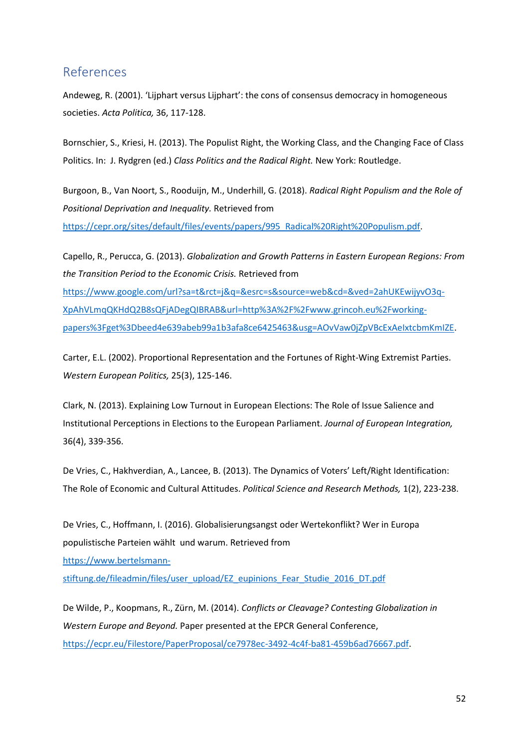## References

Andeweg, R. (2001). 'Lijphart versus Lijphart': the cons of consensus democracy in homogeneous societies. *Acta Politica,* 36, 117-128.

Bornschier, S., Kriesi, H. (2013). The Populist Right, the Working Class, and the Changing Face of Class Politics. In: J. Rydgren (ed.) *Class Politics and the Radical Right.* New York: Routledge.

Burgoon, B., Van Noort, S., Rooduijn, M., Underhill, G. (2018). *Radical Right Populism and the Role of Positional Deprivation and Inequality.* Retrieved from https://cepr.org/sites/default/files/events/papers/995_Radical%20Right%20Populism.pdf.

Capello, R., Perucca, G. (2013). *Globalization and Growth Patterns in Eastern European Regions: From the Transition Period to the Economic Crisis.* Retrieved from https://www.google.com/url?sa=t&rct=j&q=&esrc=s&source=web&cd=&ved=2ahUKEwijyvO3q-XpAhVLmqQKHdQ2B8sQFjADegQIBRAB&url=http%3A%2F%2Fwww.grincoh.eu%2Fworking-papers%3Fget%3Dbeed4e639abeb99a1b3afa8ce6425463&usg=AOvVaw0jZpVBcExAeIxtcbmKmIZE.

Carter, E.L. (2002). Proportional Representation and the Fortunes of Right-Wing Extremist Parties. *Western European Politics,* 25(3), 125-146.

Clark, N. (2013). Explaining Low Turnout in European Elections: The Role of Issue Salience and Institutional Perceptions in Elections to the European Parliament. *Journal of European Integration,* 36(4), 339-356.

De Vries, C., Hakhverdian, A., Lancee, B. (2013). The Dynamics of Voters' Left/Right Identification: The Role of Economic and Cultural Attitudes. *Political Science and Research Methods,* 1(2), 223-238.

De Vries, C., Hoffmann, I. (2016). Globalisierungsangst oder Wertekonflikt? Wer in Europa populistische Parteien wählt und warum. Retrieved from https://www.bertelsmann-stiftung.de/fileadmin/files/user_upload/EZ_eupinions_Fear_Studie_2016_DT.pdf

De Wilde, P., Koopmans, R., Zürn, M. (2014). *Conflicts or Cleavage? Contesting Globalization in Western Europe and Beyond.* Paper presented at the EPCR General Conference, https://ecpr.eu/Filestore/PaperProposal/ce7978ec-3492-4c4f-ba81-459b6ad76667.pdf.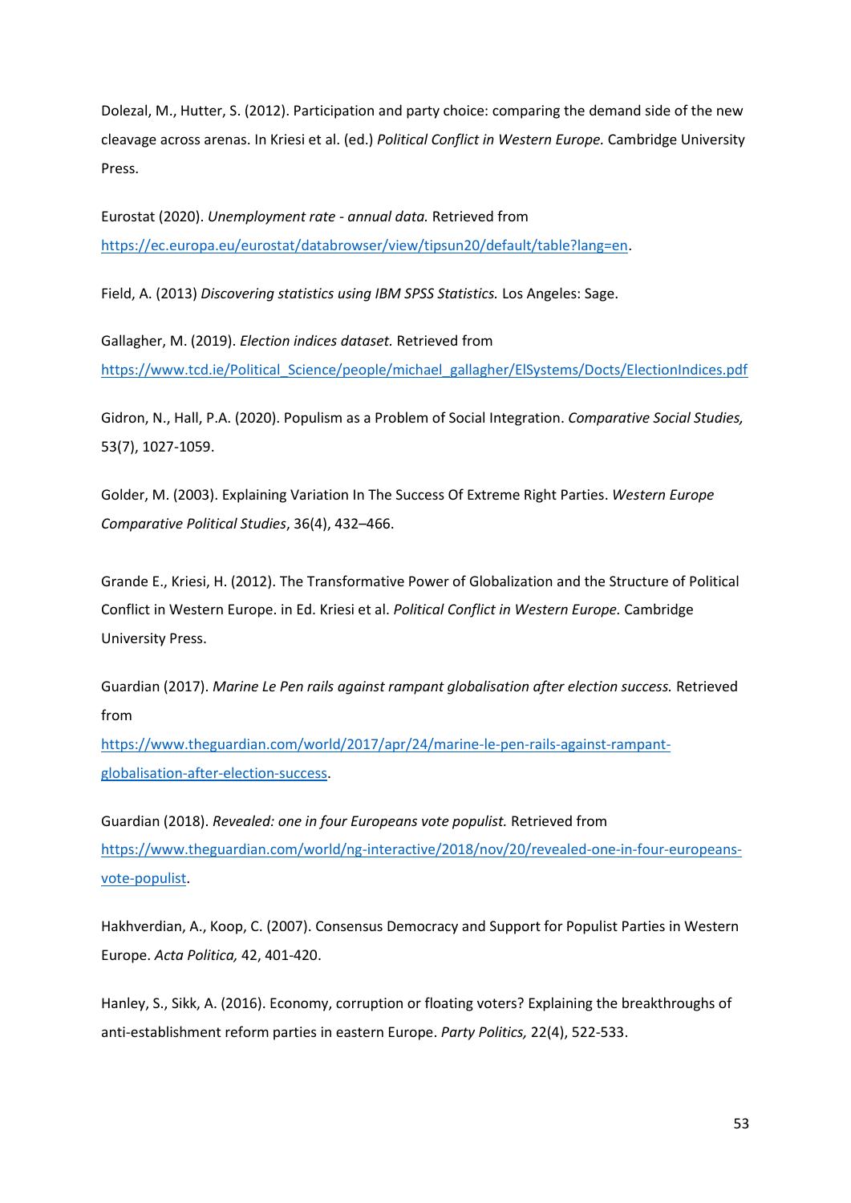Dolezal, M., Hutter, S. (2012). Participation and party choice: comparing the demand side of the new cleavage across arenas. In Kriesi et al. (ed.) *Political Conflict in Western Europe.* Cambridge University Press.

Eurostat (2020). *Unemployment rate - annual data.* Retrieved from https://ec.europa.eu/eurostat/databrowser/view/tipsun20/default/table?lang=en.

Field, A. (2013) *Discovering statistics using IBM SPSS Statistics.* Los Angeles: Sage.

Gallagher, M. (2019). *Election indices dataset.* Retrieved from https://www.tcd.ie/Political_Science/people/michael_gallagher/ElSystems/Docts/ElectionIndices.pdf

Gidron, N., Hall, P.A. (2020). Populism as a Problem of Social Integration. *Comparative Social Studies,* 53(7), 1027-1059.

Golder, M. (2003). Explaining Variation In The Success Of Extreme Right Parties. *Western Europe Comparative Political Studies*, 36(4), 432–466.

Grande E., Kriesi, H. (2012). The Transformative Power of Globalization and the Structure of Political Conflict in Western Europe. in Ed. Kriesi et al. *Political Conflict in Western Europe.* Cambridge University Press.

Guardian (2017). *Marine Le Pen rails against rampant globalisation after election success.* Retrieved from https://www.theguardian.com/world/2017/apr/24/marine-le-pen-rails-against-rampant-globalisation-after-election-success.

Guardian (2018). *Revealed: one in four Europeans vote populist.* Retrieved from https://www.theguardian.com/world/ng-interactive/2018/nov/20/revealed-one-in-four-europeans-vote-populist.

Hakhverdian, A., Koop, C. (2007). Consensus Democracy and Support for Populist Parties in Western Europe. *Acta Politica,* 42, 401-420.

Hanley, S., Sikk, A. (2016). Economy, corruption or floating voters? Explaining the breakthroughs of anti-establishment reform parties in eastern Europe. *Party Politics,* 22(4), 522-533.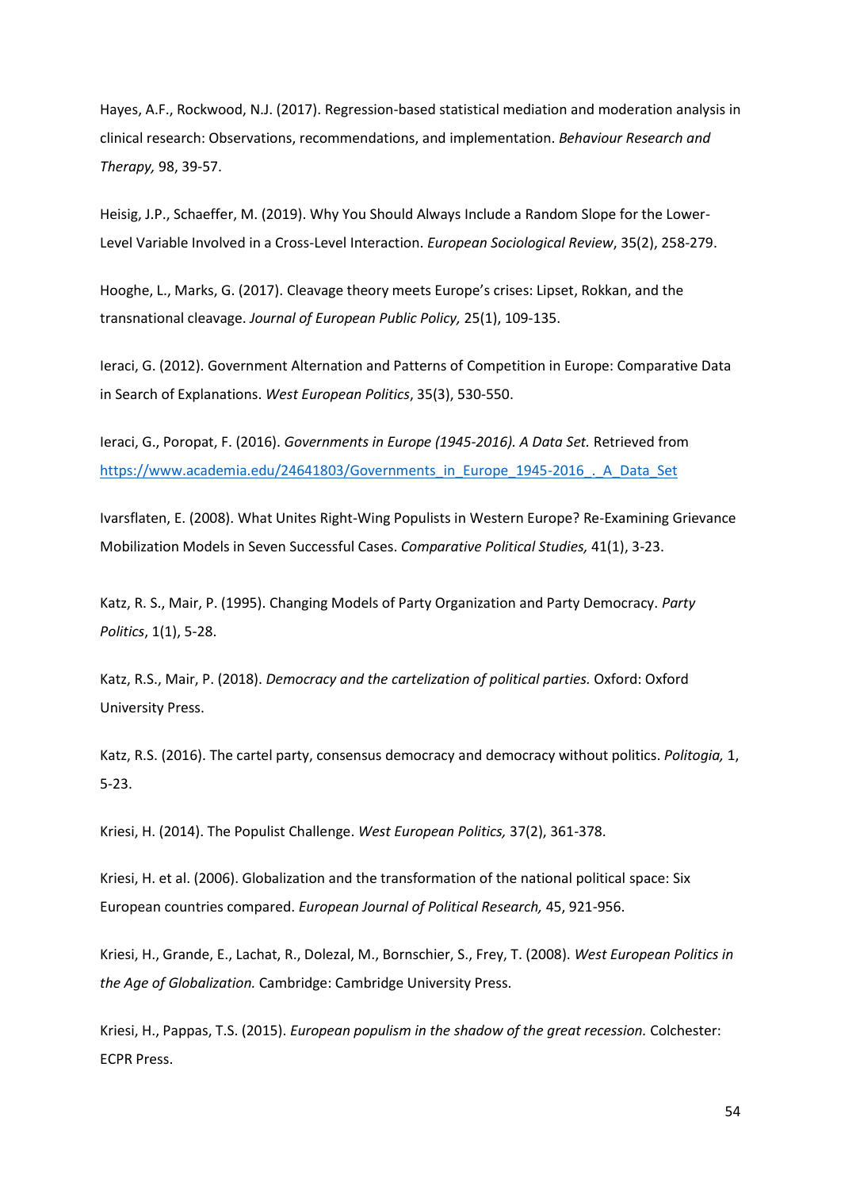Hayes, A.F., Rockwood, N.J. (2017). Regression-based statistical mediation and moderation analysis in clinical research: Observations, recommendations, and implementation. *Behaviour Research and Therapy,* 98, 39-57.

Heisig, J.P., Schaeffer, M. (2019). Why You Should Always Include a Random Slope for the Lower-Level Variable Involved in a Cross-Level Interaction. *European Sociological Review*, 35(2), 258-279.

Hooghe, L., Marks, G. (2017). Cleavage theory meets Europe's crises: Lipset, Rokkan, and the transnational cleavage. *Journal of European Public Policy,* 25(1), 109-135.

Ieraci, G. (2012). Government Alternation and Patterns of Competition in Europe: Comparative Data in Search of Explanations. *West European Politics*, 35(3), 530-550.

Ieraci, G., Poropat, F. (2016). *Governments in Europe (1945-2016). A Data Set.* Retrieved from [https://www.academia.edu/24641803/Governments_in_Europe_1945-2016_._A_Data_Set](https://www.academia.edu/24641803/Governments_in_Europe_1945-2016_._A_Data_Set)

Ivarsflaten, E. (2008). What Unites Right-Wing Populists in Western Europe? Re-Examining Grievance Mobilization Models in Seven Successful Cases. *Comparative Political Studies,* 41(1), 3-23.

Katz, R. S., Mair, P. (1995). Changing Models of Party Organization and Party Democracy. *Party Politics*, 1(1), 5-28.

Katz, R.S., Mair, P. (2018). *Democracy and the cartelization of political parties.* Oxford: Oxford University Press.

Katz, R.S. (2016). The cartel party, consensus democracy and democracy without politics. *Politogia,* 1, 5-23.

Kriesi, H. (2014). The Populist Challenge. *West European Politics,* 37(2), 361-378.

Kriesi, H. et al. (2006). Globalization and the transformation of the national political space: Six European countries compared. *European Journal of Political Research,* 45, 921-956.

Kriesi, H., Grande, E., Lachat, R., Dolezal, M., Bornschier, S., Frey, T. (2008). *West European Politics in the Age of Globalization.* Cambridge: Cambridge University Press.

Kriesi, H., Pappas, T.S. (2015). *European populism in the shadow of the great recession.* Colchester: ECPR Press.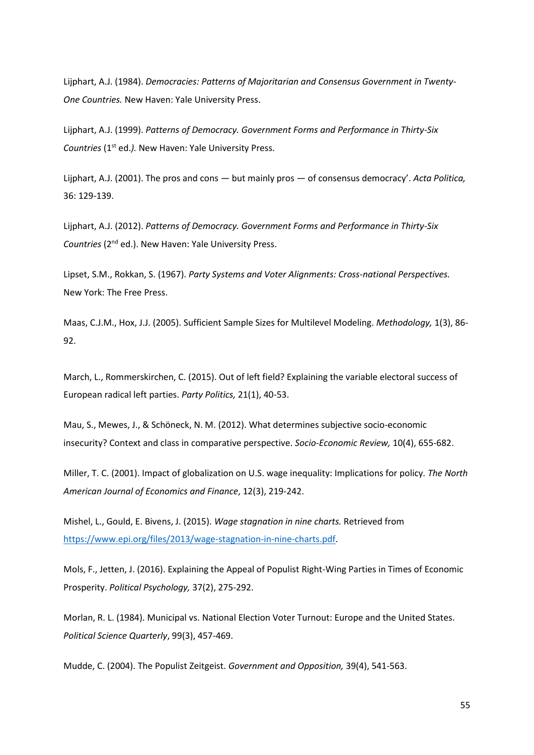Lijphart, A.J. (1984). *Democracies: Patterns of Majoritarian and Consensus Government in Twenty-One Countries.* New Haven: Yale University Press.

Lijphart, A.J. (1999). *Patterns of Democracy. Government Forms and Performance in Thirty-Six Countries* (1st ed.*).* New Haven: Yale University Press.

Lijphart, A.J. (2001). The pros and cons — but mainly pros — of consensus democracy'. *Acta Politica,* 36: 129-139.

Lijphart, A.J. (2012). *Patterns of Democracy. Government Forms and Performance in Thirty-Six Countries* (2nd ed.). New Haven: Yale University Press.

Lipset, S.M., Rokkan, S. (1967). *Party Systems and Voter Alignments: Cross-national Perspectives.* New York: The Free Press.

Maas, C.J.M., Hox, J.J. (2005). Sufficient Sample Sizes for Multilevel Modeling. *Methodology,* 1(3), 86-92.

March, L., Rommerskirchen, C. (2015). Out of left field? Explaining the variable electoral success of European radical left parties. *Party Politics,* 21(1), 40-53.

Mau, S., Mewes, J., & Schöneck, N. M. (2012). What determines subjective socio-economic insecurity? Context and class in comparative perspective. *Socio-Economic Review,* 10(4), 655-682.

Miller, T. C. (2001). Impact of globalization on U.S. wage inequality: Implications for policy. *The North American Journal of Economics and Finance*, 12(3), 219-242.

Mishel, L., Gould, E. Bivens, J. (2015). *Wage stagnation in nine charts.* Retrieved from https://www.epi.org/files/2013/wage-stagnation-in-nine-charts.pdf.

Mols, F., Jetten, J. (2016). Explaining the Appeal of Populist Right-Wing Parties in Times of Economic Prosperity. *Political Psychology,* 37(2), 275-292.

Morlan, R. L. (1984). Municipal vs. National Election Voter Turnout: Europe and the United States. *Political Science Quarterly*, 99(3), 457-469.

Mudde, C. (2004). The Populist Zeitgeist. *Government and Opposition,* 39(4), 541-563.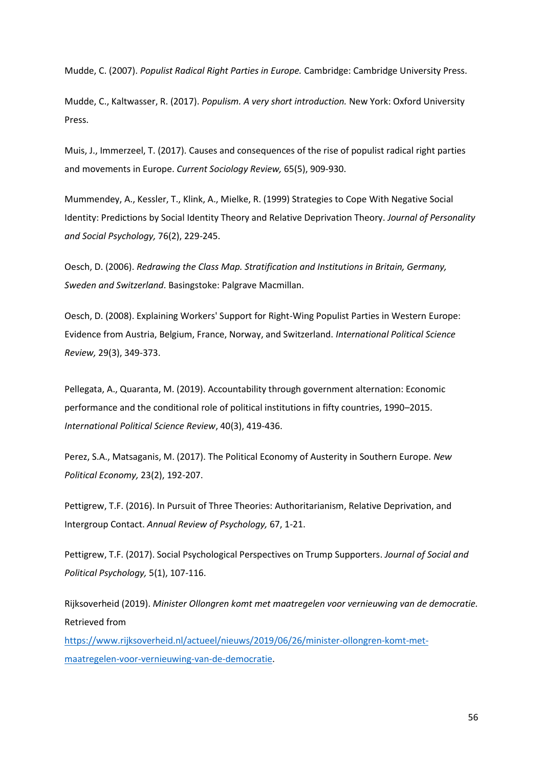Mudde, C. (2007). *Populist Radical Right Parties in Europe.* Cambridge: Cambridge University Press.

Mudde, C., Kaltwasser, R. (2017). *Populism. A very short introduction.* New York: Oxford University Press.

Muis, J., Immerzeel, T. (2017). Causes and consequences of the rise of populist radical right parties and movements in Europe. *Current Sociology Review,* 65(5), 909-930.

Mummendey, A., Kessler, T., Klink, A., Mielke, R. (1999) Strategies to Cope With Negative Social Identity: Predictions by Social Identity Theory and Relative Deprivation Theory. *Journal of Personality and Social Psychology,* 76(2), 229-245.

Oesch, D. (2006). *Redrawing the Class Map. Stratification and Institutions in Britain, Germany, Sweden and Switzerland*. Basingstoke: Palgrave Macmillan.

Oesch, D. (2008). Explaining Workers' Support for Right-Wing Populist Parties in Western Europe: Evidence from Austria, Belgium, France, Norway, and Switzerland. *International Political Science Review,* 29(3), 349-373.

Pellegata, A., Quaranta, M. (2019). Accountability through government alternation: Economic performance and the conditional role of political institutions in fifty countries, 1990–2015. *International Political Science Review*, 40(3), 419-436.

Perez, S.A., Matsaganis, M. (2017). The Political Economy of Austerity in Southern Europe. *New Political Economy,* 23(2), 192-207.

Pettigrew, T.F. (2016). In Pursuit of Three Theories: Authoritarianism, Relative Deprivation, and Intergroup Contact. *Annual Review of Psychology,* 67, 1-21.

Pettigrew, T.F. (2017). Social Psychological Perspectives on Trump Supporters. *Journal of Social and Political Psychology,* 5(1), 107-116.

Rijksoverheid (2019). *Minister Ollongren komt met maatregelen voor vernieuwing van de democratie.* Retrieved from [https://www.rijksoverheid.nl/actueel/nieuws/2019/06/26/minister-ollongren-komt-met-maatregelen-voor-vernieuwing-van-de-democratie](https://www.rijksoverheid.nl/actueel/nieuws/2019/06/26/minister-ollongren-komt-met-maatregelen-voor-vernieuwing-van-de-democratie).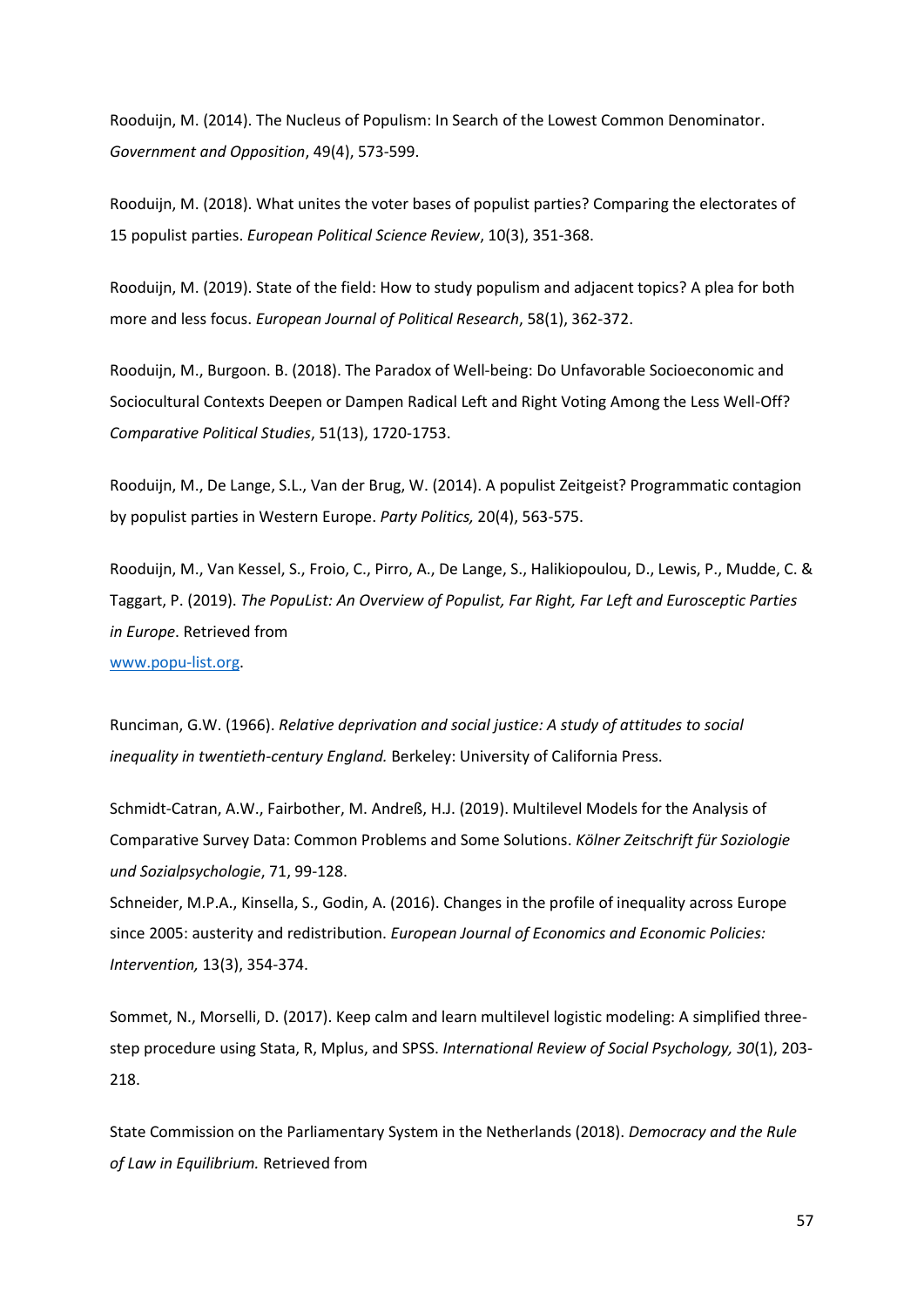Rooduijn, M. (2014). The Nucleus of Populism: In Search of the Lowest Common Denominator. *Government and Opposition*, 49(4), 573-599.

Rooduijn, M. (2018). What unites the voter bases of populist parties? Comparing the electorates of 15 populist parties. *European Political Science Review*, 10(3), 351-368.

Rooduijn, M. (2019). State of the field: How to study populism and adjacent topics? A plea for both more and less focus. *European Journal of Political Research*, 58(1), 362-372.

Rooduijn, M., Burgoon. B. (2018). The Paradox of Well-being: Do Unfavorable Socioeconomic and Sociocultural Contexts Deepen or Dampen Radical Left and Right Voting Among the Less Well-Off? *Comparative Political Studies*, 51(13), 1720-1753.

Rooduijn, M., De Lange, S.L., Van der Brug, W. (2014). A populist Zeitgeist? Programmatic contagion by populist parties in Western Europe. *Party Politics,* 20(4), 563-575.

Rooduijn, M., Van Kessel, S., Froio, C., Pirro, A., De Lange, S., Halikiopoulou, D., Lewis, P., Mudde, C. & Taggart, P. (2019). *The PopuList: An Overview of Populist, Far Right, Far Left and Eurosceptic Parties in Europe*. Retrieved from
www.popu-list.org.

Runciman, G.W. (1966). *Relative deprivation and social justice: A study of attitudes to social inequality in twentieth-century England.* Berkeley: University of California Press.

Schmidt-Catran, A.W., Fairbother, M. Andreß, H.J. (2019). Multilevel Models for the Analysis of Comparative Survey Data: Common Problems and Some Solutions. *Kölner Zeitschrift für Soziologie und Sozialpsychologie*, 71, 99-128.

Schneider, M.P.A., Kinsella, S., Godin, A. (2016). Changes in the profile of inequality across Europe since 2005: austerity and redistribution. *European Journal of Economics and Economic Policies: Intervention,* 13(3), 354-374.

Sommet, N., Morselli, D. (2017). Keep calm and learn multilevel logistic modeling: A simplified three-step procedure using Stata, R, Mplus, and SPSS. *International Review of Social Psychology, 30*(1), 203-218.

State Commission on the Parliamentary System in the Netherlands (2018). *Democracy and the Rule of Law in Equilibrium.* Retrieved from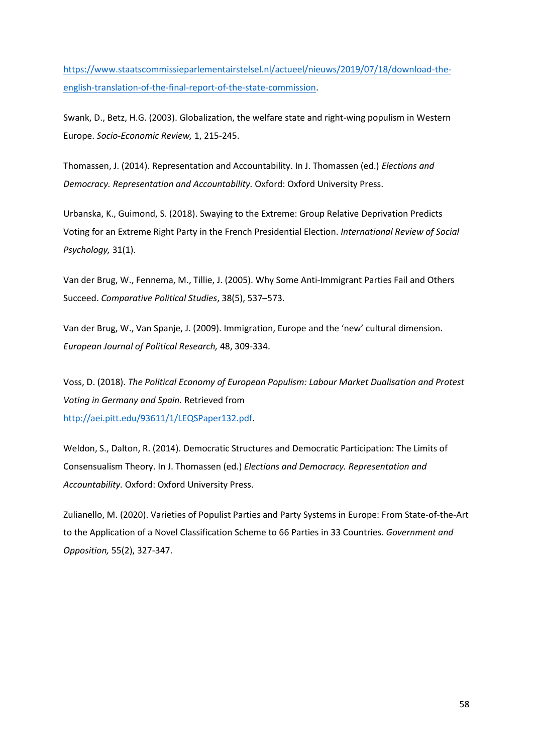https://www.staatscommissieparlementairstelsel.nl/actueel/nieuws/2019/07/18/download-the-english-translation-of-the-final-report-of-the-state-commission.

Swank, D., Betz, H.G. (2003). Globalization, the welfare state and right-wing populism in Western Europe. *Socio-Economic Review,* 1, 215-245.

Thomassen, J. (2014). Representation and Accountability. In J. Thomassen (ed.) *Elections and Democracy. Representation and Accountability.* Oxford: Oxford University Press.

Urbanska, K., Guimond, S. (2018). Swaying to the Extreme: Group Relative Deprivation Predicts Voting for an Extreme Right Party in the French Presidential Election. *International Review of Social Psychology,* 31(1).

Van der Brug, W., Fennema, M., Tillie, J. (2005). Why Some Anti-Immigrant Parties Fail and Others Succeed. *Comparative Political Studies*, 38(5), 537–573.

Van der Brug, W., Van Spanje, J. (2009). Immigration, Europe and the 'new' cultural dimension. *European Journal of Political Research,* 48, 309-334.

Voss, D. (2018). *The Political Economy of European Populism: Labour Market Dualisation and Protest Voting in Germany and Spain.* Retrieved from http://aei.pitt.edu/93611/1/LEQSPaper132.pdf.

Weldon, S., Dalton, R. (2014). Democratic Structures and Democratic Participation: The Limits of Consensualism Theory. In J. Thomassen (ed.) *Elections and Democracy. Representation and Accountability.* Oxford: Oxford University Press.

Zulianello, M. (2020). Varieties of Populist Parties and Party Systems in Europe: From State-of-the-Art to the Application of a Novel Classification Scheme to 66 Parties in 33 Countries. *Government and Opposition,* 55(2), 327-347.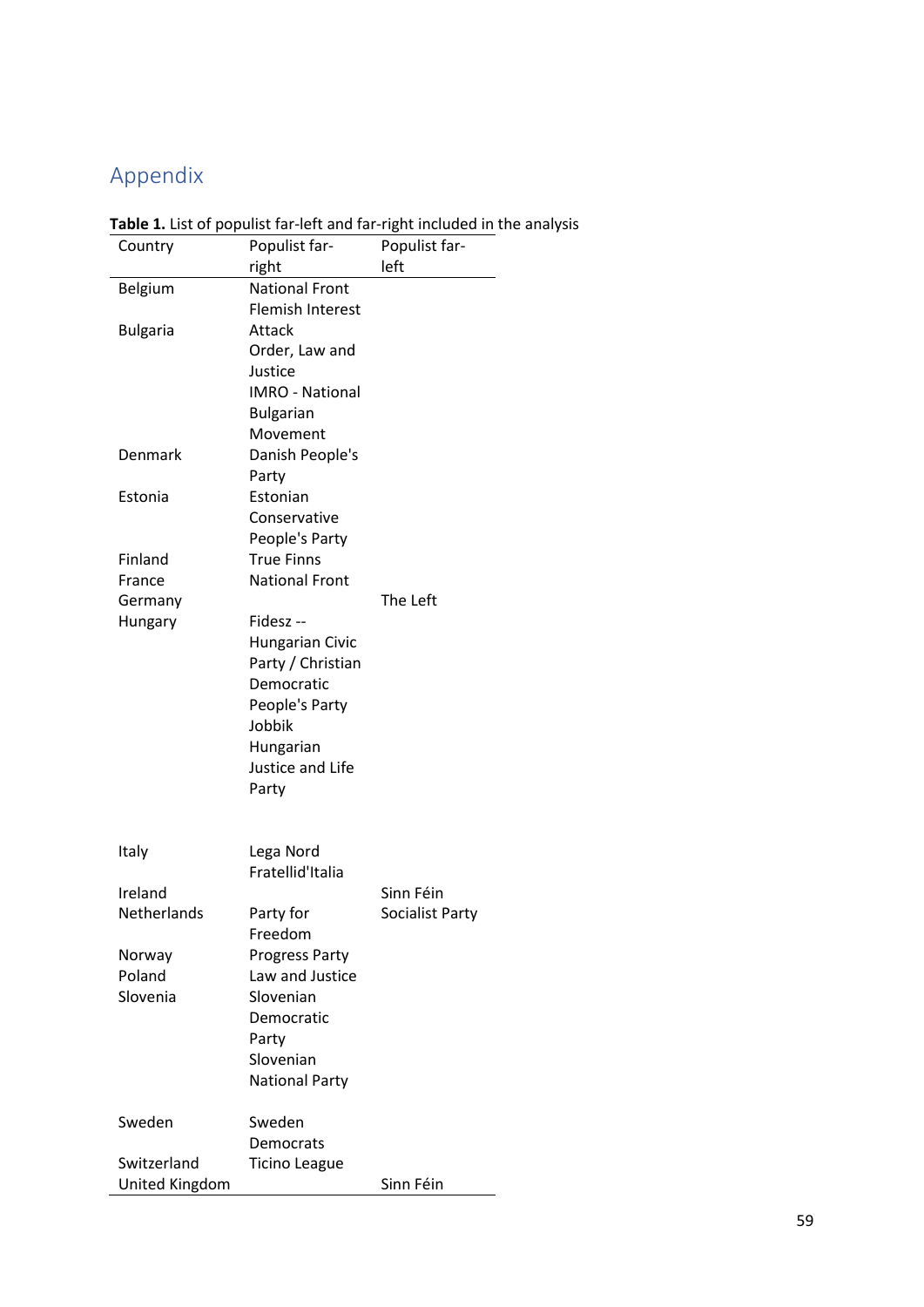## Appendix

**Table 1.** List of populist far-left and far-right included in the analysis

| Country | Populist far-right | Populist far-left |
|---|---|---|
| Belgium | National Front<br>Flemish Interest | |
| Bulgaria | Attack<br>Order, Law and Justice<br>IMRO - National Bulgarian Movement | |
| Denmark | Danish People's Party | |
| Estonia | Estonian Conservative People's Party | |
| Finland | True Finns | |
| France | National Front | |
| Germany | | The Left |
| Hungary | Fidesz -- Hungarian Civic Party / Christian Democratic People's Party<br>Jobbik Hungarian Justice and Life Party | |
| Italy | Lega Nord<br>Fratellid'Italia | |
| Ireland | | Sinn Féin |
| Netherlands | Party for Freedom | Socialist Party |
| Norway | Progress Party | |
| Poland | Law and Justice | |
| Slovenia | Slovenian Democratic Party<br>Slovenian National Party | |
| Sweden | Sweden Democrats | |
| Switzerland | Ticino League | |
| United Kingdom | | Sinn Féin |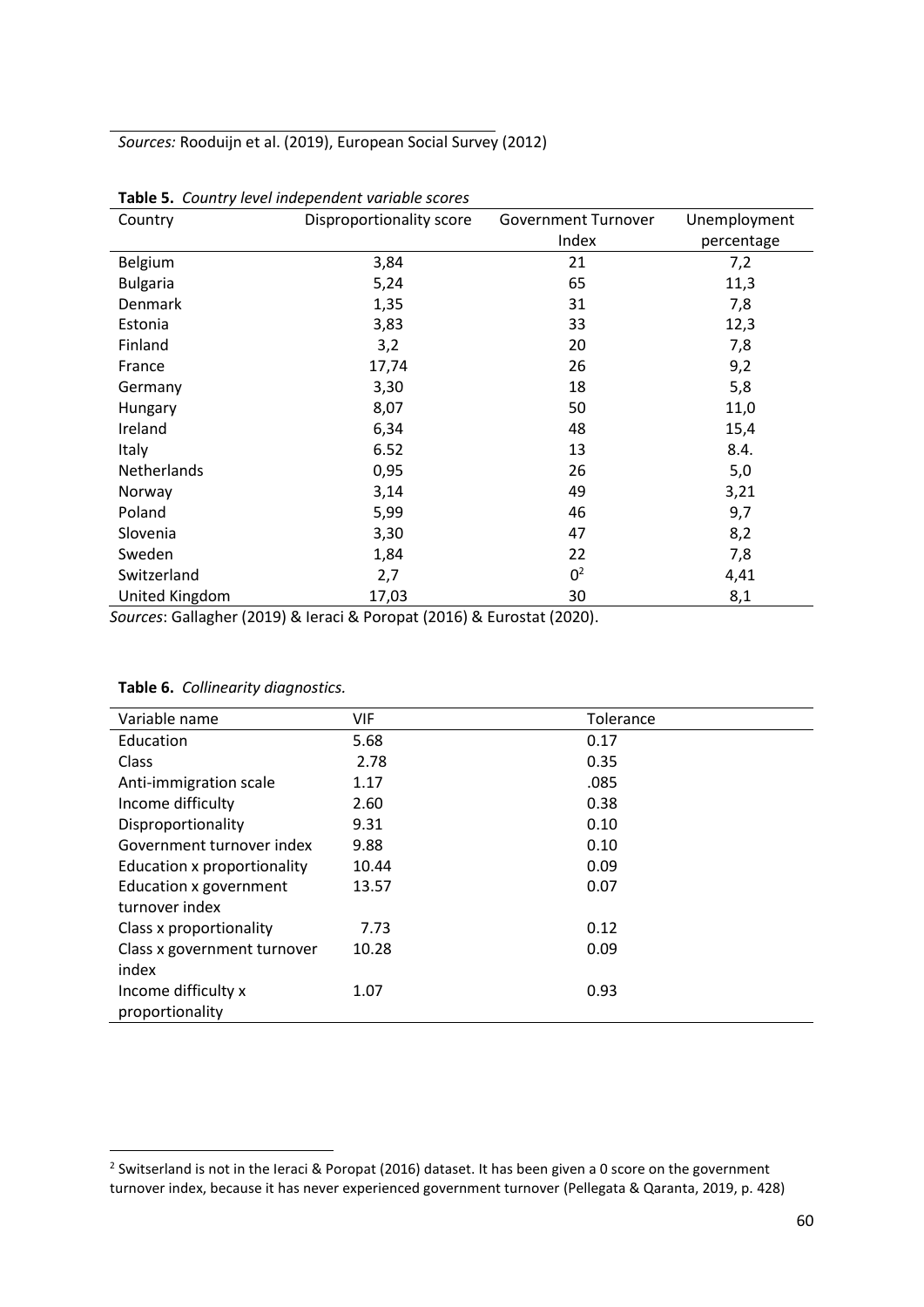*Sources:* Rooduijn et al. (2019), European Social Survey (2012)

**Table 5.** *Country level independent variable scores*

| Country | Disproportionality score | Government Turnover Index | Unemployment percentage |
|---|---|---|---|
| Belgium | 3,84 | 21 | 7,2 |
| Bulgaria | 5,24 | 65 | 11,3 |
| Denmark | 1,35 | 31 | 7,8 |
| Estonia | 3,83 | 33 | 12,3 |
| Finland | 3,2 | 20 | 7,8 |
| France | 17,74 | 26 | 9,2 |
| Germany | 3,30 | 18 | 5,8 |
| Hungary | 8,07 | 50 | 11,0 |
| Ireland | 6,34 | 48 | 15,4 |
| Italy | 6.52 | 13 | 8.4. |
| Netherlands | 0,95 | 26 | 5,0 |
| Norway | 3,14 | 49 | 3,21 |
| Poland | 5,99 | 46 | 9,7 |
| Slovenia | 3,30 | 47 | 8,2 |
| Sweden | 1,84 | 22 | 7,8 |
| Switzerland | 2,7 | 0[2] | 4,41 |
| United Kingdom | 17,03 | 30 | 8,1 |

*Sources*: Gallagher (2019) & Ieraci & Poropat (2016) & Eurostat (2020).

**Table 6.** *Collinearity diagnostics.*

| Variable name | VIF | Tolerance |
|---|---|---|
| Education | 5.68 | 0.17 |
| Class | 2.78 | 0.35 |
| Anti-immigration scale | 1.17 | .085 |
| Income difficulty | 2.60 | 0.38 |
| Disproportionality | 9.31 | 0.10 |
| Government turnover index | 9.88 | 0.10 |
| Education x proportionality | 10.44 | 0.09 |
| Education x government turnover index | 13.57 | 0.07 |
| Class x proportionality | 7.73 | 0.12 |
| Class x government turnover index | 10.28 | 0.09 |
| Income difficulty x proportionality | 1.07 | 0.93 |

[2] Switzerland is not in the Ieraci & Poropat (2016) dataset. It has been given a 0 score on the government turnover index, because it has never experienced government turnover (Pellegata & Qaranta, 2019, p. 428)